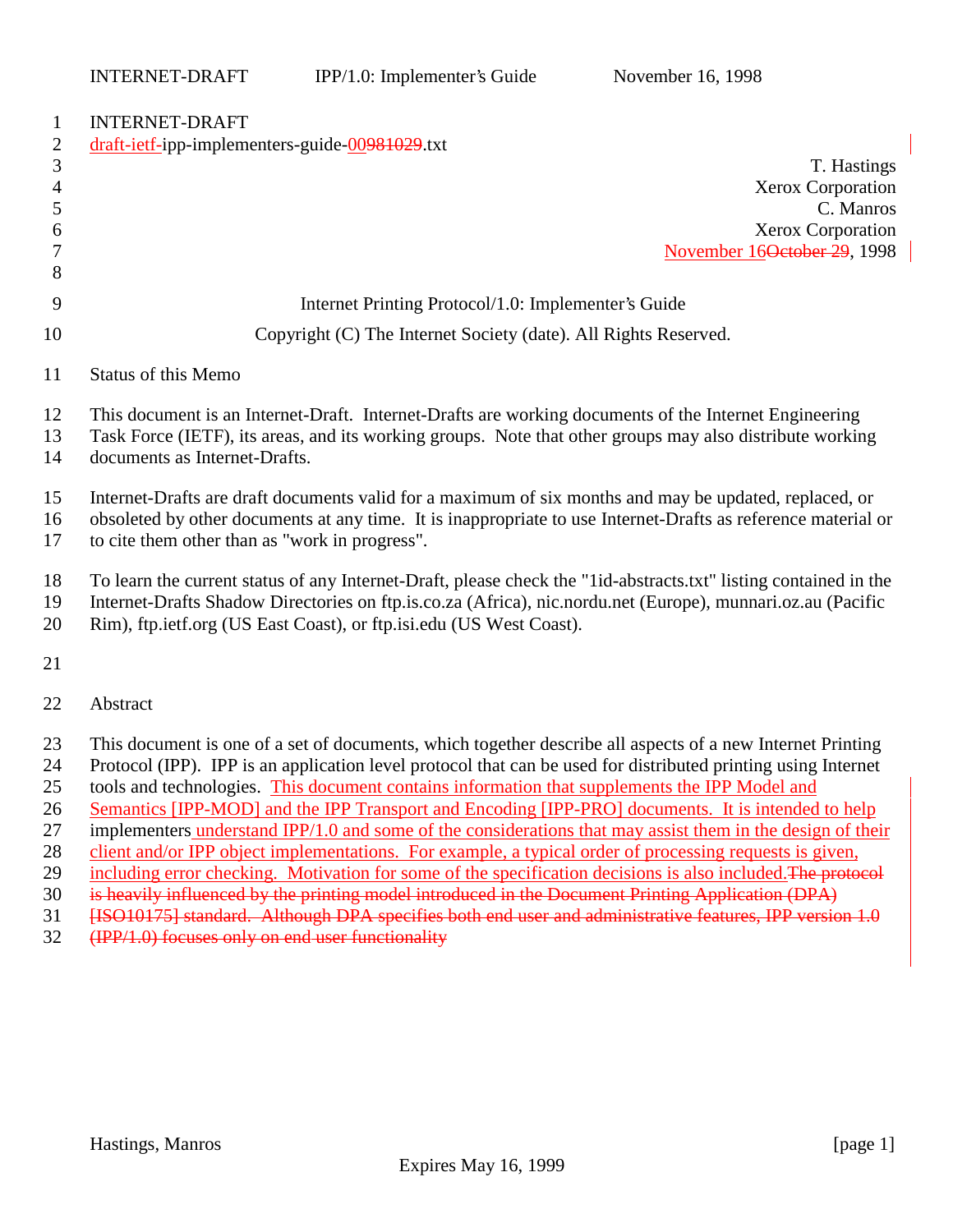INTERNET-DRAFT
draft-ietf-ipp-implementers-guide-00~~981029~~.txt

T. Hastings
Xerox Corporation
C. Manros
Xerox Corporation
November 16~~October 29~~, 1998

# Internet Printing Protocol/1.0: Implementer's Guide

Copyright (C) The Internet Society (date). All Rights Reserved.

## Status of this Memo

This document is an Internet-Draft. Internet-Drafts are working documents of the Internet Engineering Task Force (IETF), its areas, and its working groups. Note that other groups may also distribute working documents as Internet-Drafts.

Internet-Drafts are draft documents valid for a maximum of six months and may be updated, replaced, or obsoleted by other documents at any time. It is inappropriate to use Internet-Drafts as reference material or to cite them other than as "work in progress".

To learn the current status of any Internet-Draft, please check the "1id-abstracts.txt" listing contained in the Internet-Drafts Shadow Directories on ftp.is.co.za (Africa), nic.nordu.net (Europe), munnari.oz.au (Pacific Rim), ftp.ietf.org (US East Coast), or ftp.isi.edu (US West Coast).

## Abstract

This document is one of a set of documents, which together describe all aspects of a new Internet Printing Protocol (IPP). IPP is an application level protocol that can be used for distributed printing using Internet tools and technologies. This document contains information that supplements the IPP Model and Semantics [IPP-MOD] and the IPP Transport and Encoding [IPP-PRO] documents. It is intended to help implementers understand IPP/1.0 and some of the considerations that may assist them in the design of their client and/or IPP object implementations. For example, a typical order of processing requests is given, including error checking. Motivation for some of the specification decisions is also included.~~The protocol is heavily influenced by the printing model introduced in the Document Printing Application (DPA) [ISO10175] standard. Although DPA specifies both end user and administrative features, IPP version 1.0 (IPP/1.0) focuses only on end user functionality~~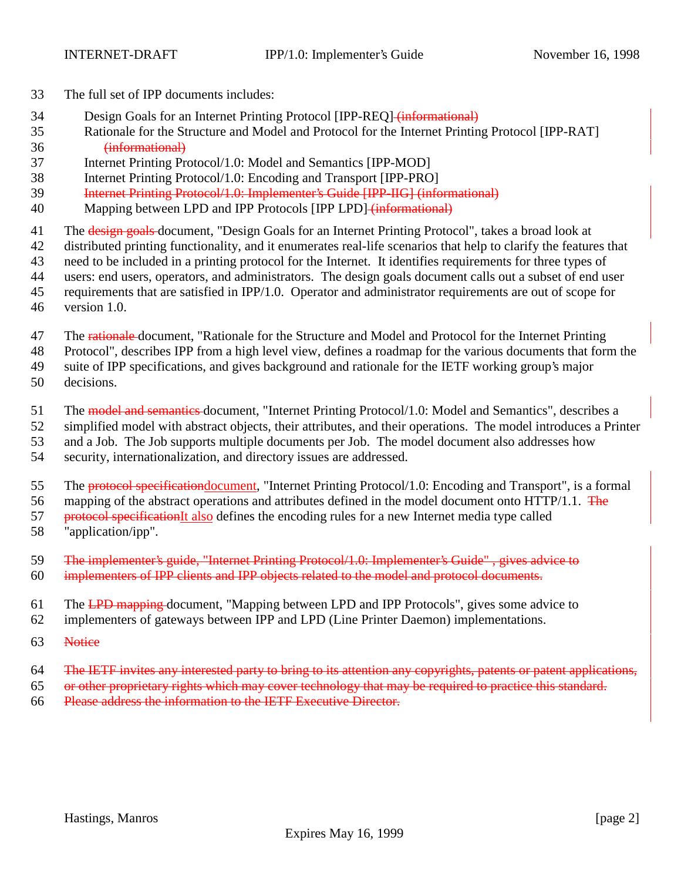The full set of IPP documents includes:

- Design Goals for an Internet Printing Protocol [IPP-REQ] ~~(informational)~~
- Rationale for the Structure and Model and Protocol for the Internet Printing Protocol [IPP-RAT] ~~(informational)~~
- Internet Printing Protocol/1.0: Model and Semantics [IPP-MOD]
- Internet Printing Protocol/1.0: Encoding and Transport [IPP-PRO]
- ~~Internet Printing Protocol/1.0: Implementer's Guide [IPP-IIG] (informational)~~
- Mapping between LPD and IPP Protocols [IPP LPD] ~~(informational)~~

The ~~design goals~~ document, "Design Goals for an Internet Printing Protocol", takes a broad look at distributed printing functionality, and it enumerates real-life scenarios that help to clarify the features that need to be included in a printing protocol for the Internet. It identifies requirements for three types of users: end users, operators, and administrators. The design goals document calls out a subset of end user requirements that are satisfied in IPP/1.0. Operator and administrator requirements are out of scope for version 1.0.

The ~~rationale~~ document, "Rationale for the Structure and Model and Protocol for the Internet Printing Protocol", describes IPP from a high level view, defines a roadmap for the various documents that form the suite of IPP specifications, and gives background and rationale for the IETF working group's major decisions.

The ~~model and semantics~~ document, "Internet Printing Protocol/1.0: Model and Semantics", describes a simplified model with abstract objects, their attributes, and their operations. The model introduces a Printer and a Job. The Job supports multiple documents per Job. The model document also addresses how security, internationalization, and directory issues are addressed.

The ~~protocol specification~~document, "Internet Printing Protocol/1.0: Encoding and Transport", is a formal mapping of the abstract operations and attributes defined in the model document onto HTTP/1.1. ~~The protocol specification~~It also defines the encoding rules for a new Internet media type called "application/ipp".

~~The implementer's guide, "Internet Printing Protocol/1.0: Implementer's Guide" , gives advice to implementers of IPP clients and IPP objects related to the model and protocol documents.~~

The ~~LPD mapping~~ document, "Mapping between LPD and IPP Protocols", gives some advice to implementers of gateways between IPP and LPD (Line Printer Daemon) implementations.

~~Notice~~

~~The IETF invites any interested party to bring to its attention any copyrights, patents or patent applications, or other proprietary rights which may cover technology that may be required to practice this standard. Please address the information to the IETF Executive Director.~~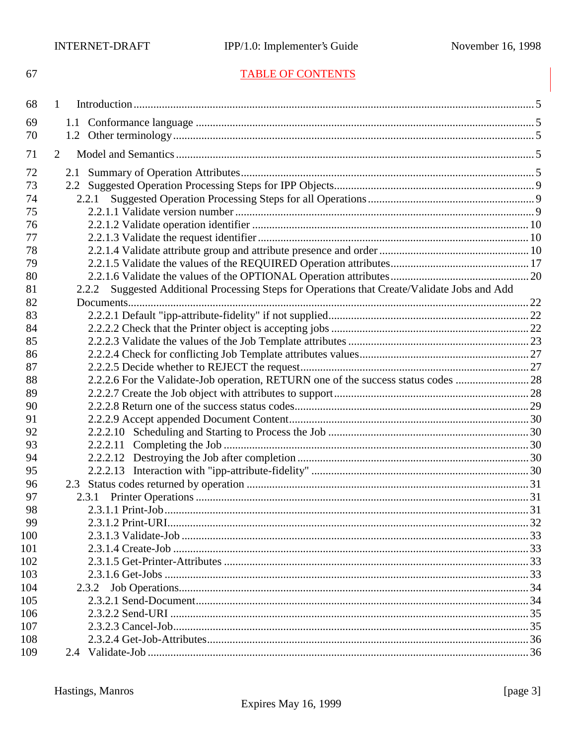# TABLE OF CONTENTS

1 Introduction ..... 5

- 1.1 Conformance language ..... 5
- 1.2 Other terminology ..... 5

2 Model and Semantics ..... 5

- 2.1 Summary of Operation Attributes ..... 5
- 2.2 Suggested Operation Processing Steps for IPP Objects ..... 9
  - 2.2.1 Suggested Operation Processing Steps for all Operations ..... 9
    - 2.2.1.1 Validate version number ..... 9
    - 2.2.1.2 Validate operation identifier ..... 10
    - 2.2.1.3 Validate the request identifier ..... 10
    - 2.2.1.4 Validate attribute group and attribute presence and order ..... 10
    - 2.2.1.5 Validate the values of the REQUIRED Operation attributes ..... 17
    - 2.2.1.6 Validate the values of the OPTIONAL Operation attributes ..... 20
  - 2.2.2 Suggested Additional Processing Steps for Operations that Create/Validate Jobs and Add Documents ..... 22
    - 2.2.2.1 Default "ipp-attribute-fidelity" if not supplied ..... 22
    - 2.2.2.2 Check that the Printer object is accepting jobs ..... 22
    - 2.2.2.3 Validate the values of the Job Template attributes ..... 23
    - 2.2.2.4 Check for conflicting Job Template attributes values ..... 27
    - 2.2.2.5 Decide whether to REJECT the request ..... 27
    - 2.2.2.6 For the Validate-Job operation, RETURN one of the success status codes ..... 28
    - 2.2.2.7 Create the Job object with attributes to support ..... 28
    - 2.2.2.8 Return one of the success status codes ..... 29
    - 2.2.2.9 Accept appended Document Content ..... 30
    - 2.2.2.10 Scheduling and Starting to Process the Job ..... 30
    - 2.2.2.11 Completing the Job ..... 30
    - 2.2.2.12 Destroying the Job after completion ..... 30
    - 2.2.2.13 Interaction with "ipp-attribute-fidelity" ..... 30
- 2.3 Status codes returned by operation ..... 31
  - 2.3.1 Printer Operations ..... 31
    - 2.3.1.1 Print-Job ..... 31
    - 2.3.1.2 Print-URI ..... 32
    - 2.3.1.3 Validate-Job ..... 33
    - 2.3.1.4 Create-Job ..... 33
    - 2.3.1.5 Get-Printer-Attributes ..... 33
    - 2.3.1.6 Get-Jobs ..... 33
  - 2.3.2 Job Operations ..... 34
    - 2.3.2.1 Send-Document ..... 34
    - 2.3.2.2 Send-URI ..... 35
    - 2.3.2.3 Cancel-Job ..... 35
    - 2.3.2.4 Get-Job-Attributes ..... 36
- 2.4 Validate-Job ..... 36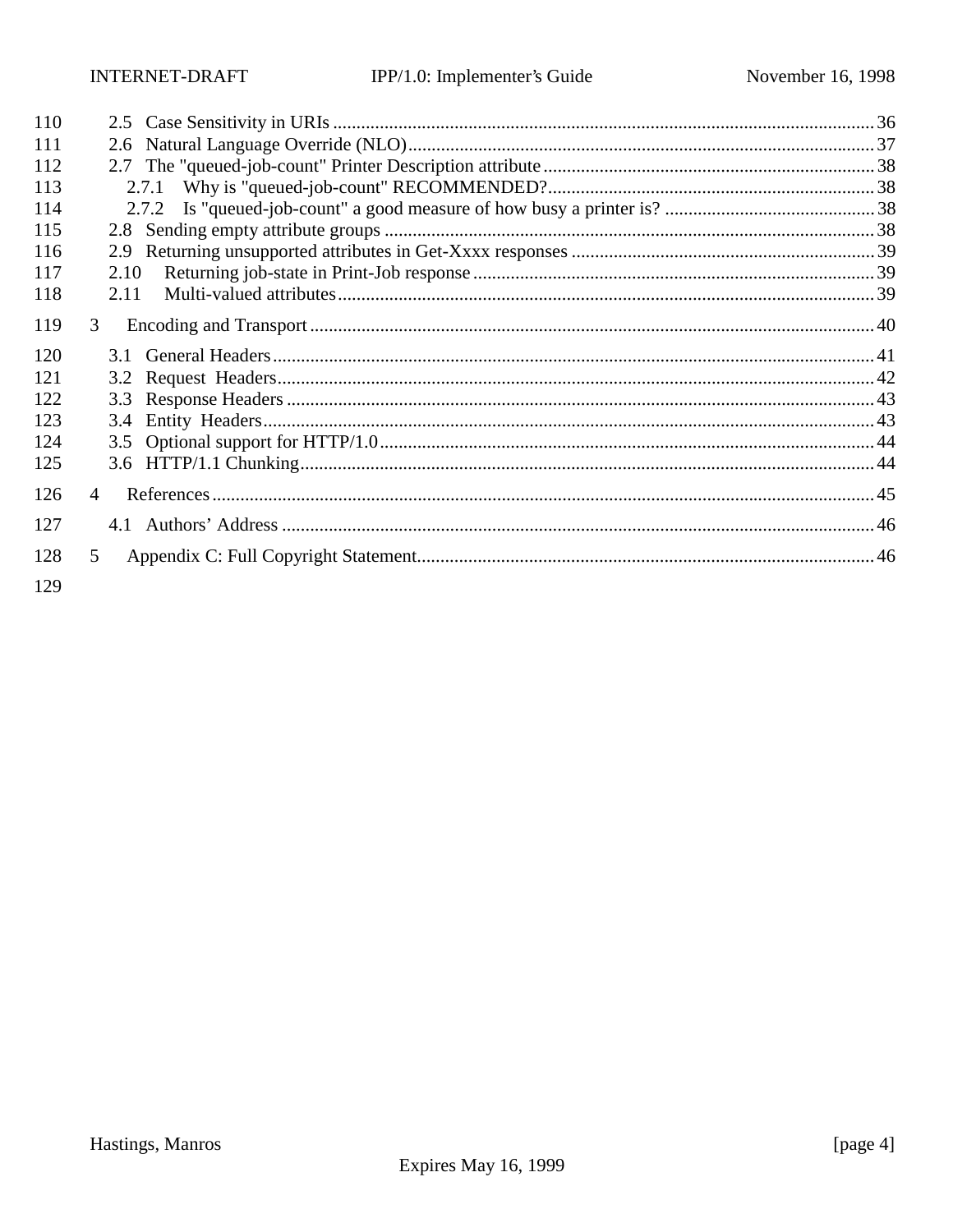110 2.5 Case Sensitivity in URIs ... 36
111 2.6 Natural Language Override (NLO) ... 37
112 2.7 The "queued-job-count" Printer Description attribute ... 38
113 2.7.1 Why is "queued-job-count" RECOMMENDED? ... 38
114 2.7.2 Is "queued-job-count" a good measure of how busy a printer is? ... 38
115 2.8 Sending empty attribute groups ... 38
116 2.9 Returning unsupported attributes in Get-Xxxx responses ... 39
117 2.10 Returning job-state in Print-Job response ... 39
118 2.11 Multi-valued attributes ... 39
119 3 Encoding and Transport ... 40
120 3.1 General Headers ... 41
121 3.2 Request Headers ... 42
122 3.3 Response Headers ... 43
123 3.4 Entity Headers ... 43
124 3.5 Optional support for HTTP/1.0 ... 44
125 3.6 HTTP/1.1 Chunking ... 44
126 4 References ... 45
127 4.1 Authors' Address ... 46
128 5 Appendix C: Full Copyright Statement ... 46
129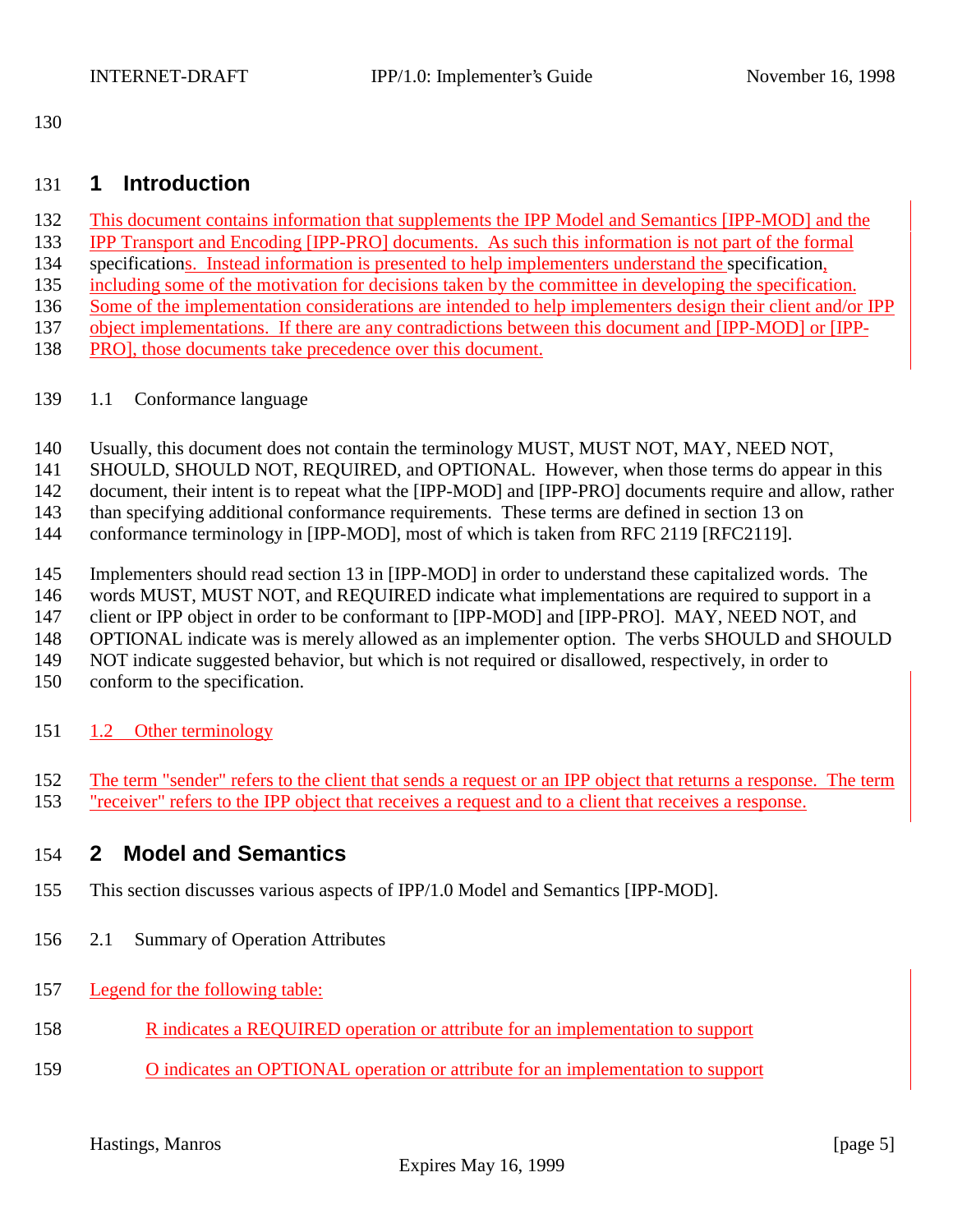# 1 Introduction

This document contains information that supplements the IPP Model and Semantics [IPP-MOD] and the IPP Transport and Encoding [IPP-PRO] documents. As such this information is not part of the formal specifications. Instead information is presented to help implementers understand the specification, including some of the motivation for decisions taken by the committee in developing the specification. Some of the implementation considerations are intended to help implementers design their client and/or IPP object implementations. If there are any contradictions between this document and [IPP-MOD] or [IPP-PRO], those documents take precedence over this document.

## 1.1 Conformance language

Usually, this document does not contain the terminology MUST, MUST NOT, MAY, NEED NOT, SHOULD, SHOULD NOT, REQUIRED, and OPTIONAL. However, when those terms do appear in this document, their intent is to repeat what the [IPP-MOD] and [IPP-PRO] documents require and allow, rather than specifying additional conformance requirements. These terms are defined in section 13 on conformance terminology in [IPP-MOD], most of which is taken from RFC 2119 [RFC2119].

Implementers should read section 13 in [IPP-MOD] in order to understand these capitalized words. The words MUST, MUST NOT, and REQUIRED indicate what implementations are required to support in a client or IPP object in order to be conformant to [IPP-MOD] and [IPP-PRO]. MAY, NEED NOT, and OPTIONAL indicate was is merely allowed as an implementer option. The verbs SHOULD and SHOULD NOT indicate suggested behavior, but which is not required or disallowed, respectively, in order to conform to the specification.

## 1.2 Other terminology

The term "sender" refers to the client that sends a request or an IPP object that returns a response. The term "receiver" refers to the IPP object that receives a request and to a client that receives a response.

# 2 Model and Semantics

This section discusses various aspects of IPP/1.0 Model and Semantics [IPP-MOD].

## 2.1 Summary of Operation Attributes

Legend for the following table:

R indicates a REQUIRED operation or attribute for an implementation to support

O indicates an OPTIONAL operation or attribute for an implementation to support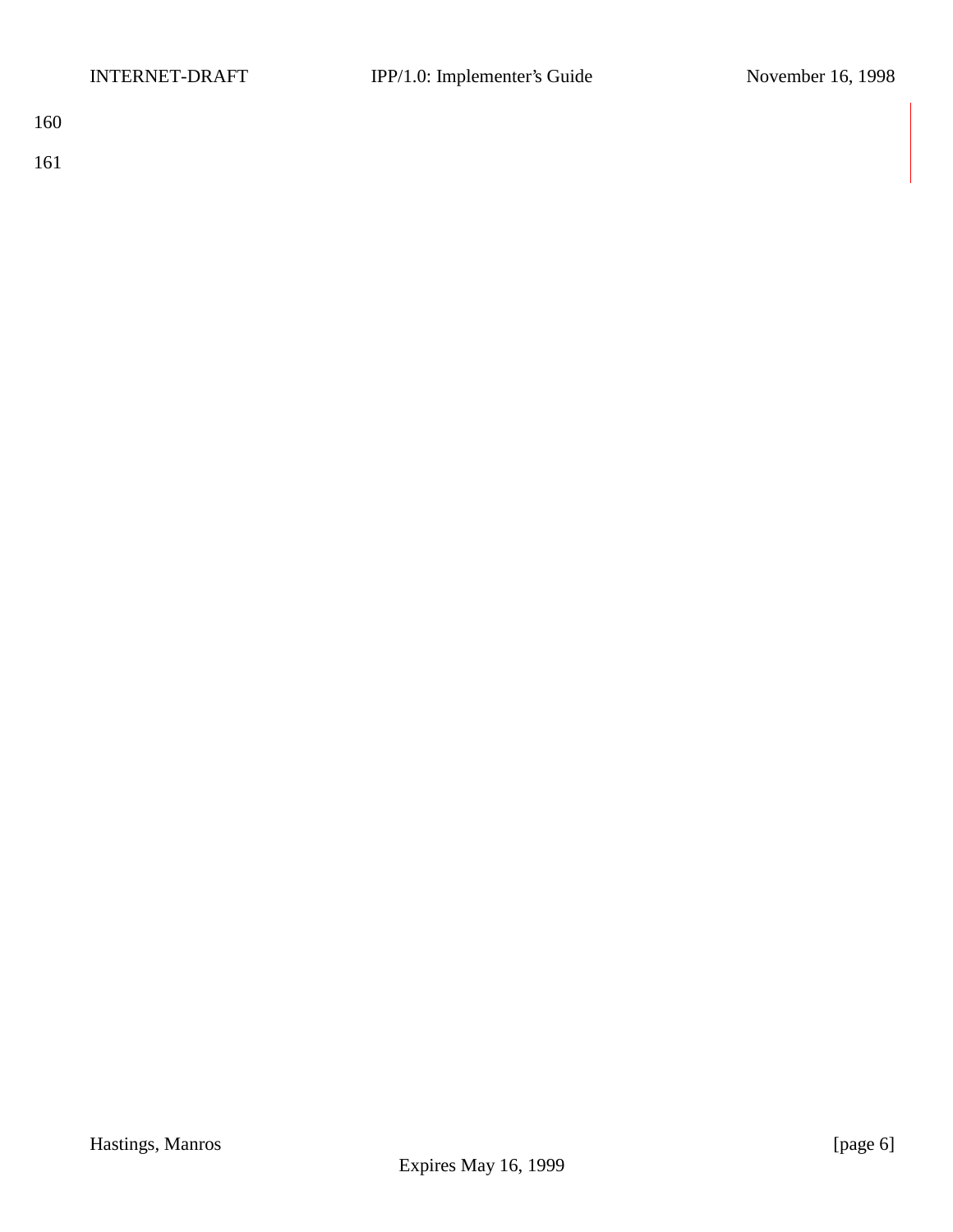160

161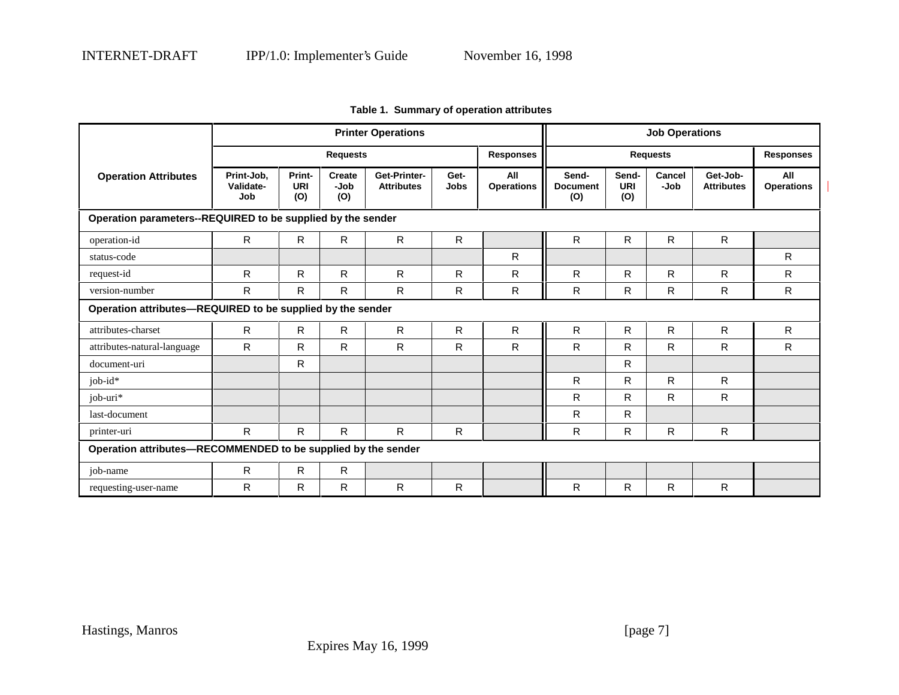**Table 1. Summary of operation attributes**

| Operation Attributes | Printer Operations | | | | | | Job Operations | | | | |
|---|---|---|---|---|---|---|---|---|---|---|---|
| | Requests | | | | | Responses | Requests | | | | Responses |
| | Print-Job, Validate-Job | Print-URI (O) | Create-Job (O) | Get-Printer-Attributes | Get-Jobs | All Operations | Send-Document (O) | Send-URI (O) | Cancel-Job | Get-Job-Attributes | All Operations |
| **Operation parameters--REQUIRED to be supplied by the sender** | | | | | | | | | | | |
| operation-id | R | R | R | R | R | | R | R | R | R | |
| status-code | | | | | | R | | | | | R |
| request-id | R | R | R | R | R | R | R | R | R | R | R |
| version-number | R | R | R | R | R | R | R | R | R | R | R |
| **Operation attributes—REQUIRED to be supplied by the sender** | | | | | | | | | | | |
| attributes-charset | R | R | R | R | R | R | R | R | R | R | R |
| attributes-natural-language | R | R | R | R | R | R | R | R | R | R | R |
| document-uri | | R | | | | | | R | | | |
| job-id* | | | | | | | R | R | R | R | |
| job-uri* | | | | | | | R | R | R | R | |
| last-document | | | | | | | R | R | | | |
| printer-uri | R | R | R | R | R | | R | R | R | R | |
| **Operation attributes—RECOMMENDED to be supplied by the sender** | | | | | | | | | | | |
| job-name | R | R | R | | | | | | | | |
| requesting-user-name | R | R | R | R | R | | R | R | R | R | |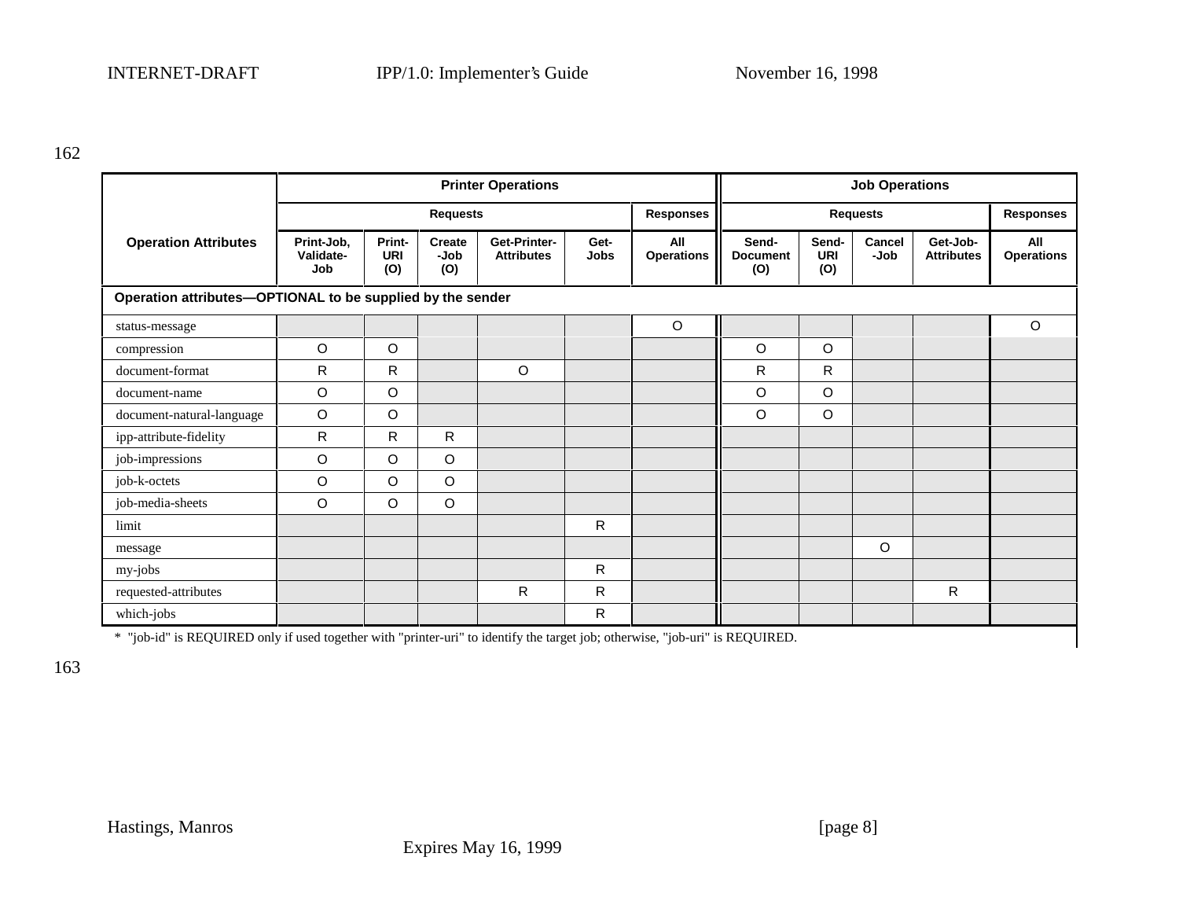|  | Printer Operations |  |  |  |  |  | Job Operations |  |  |  |  |
|---|---|---|---|---|---|---|---|---|---|---|---|
|  | Requests |  |  |  |  | Responses | Requests |  |  |  | Responses |
| **Operation Attributes** | Print-Job, Validate-Job | Print-URI (O) | Create-Job (O) | Get-Printer-Attributes | Get-Jobs | All Operations | Send-Document (O) | Send-URI (O) | Cancel-Job | Get-Job-Attributes | All Operations |
| **Operation attributes—OPTIONAL to be supplied by the sender** |  |  |  |  |  |  |  |  |  |  |  |
| status-message |  |  |  |  |  | O |  |  |  |  | O |
| compression | O | O |  |  |  |  | O | O |  |  |  |
| document-format | R | R |  | O |  |  | R | R |  |  |  |
| document-name | O | O |  |  |  |  | O | O |  |  |  |
| document-natural-language | O | O |  |  |  |  | O | O |  |  |  |
| ipp-attribute-fidelity | R | R | R |  |  |  |  |  |  |  |  |
| job-impressions | O | O | O |  |  |  |  |  |  |  |  |
| job-k-octets | O | O | O |  |  |  |  |  |  |  |  |
| job-media-sheets | O | O | O |  |  |  |  |  |  |  |  |
| limit |  |  |  |  | R |  |  |  |  |  |  |
| message |  |  |  |  |  |  |  |  | O |  |  |
| my-jobs |  |  |  |  | R |  |  |  |  |  |  |
| requested-attributes |  |  |  | R | R |  |  |  |  | R |  |
| which-jobs |  |  |  |  | R |  |  |  |  |  |  |

* "job-id" is REQUIRED only if used together with "printer-uri" to identify the target job; otherwise, "job-uri" is REQUIRED.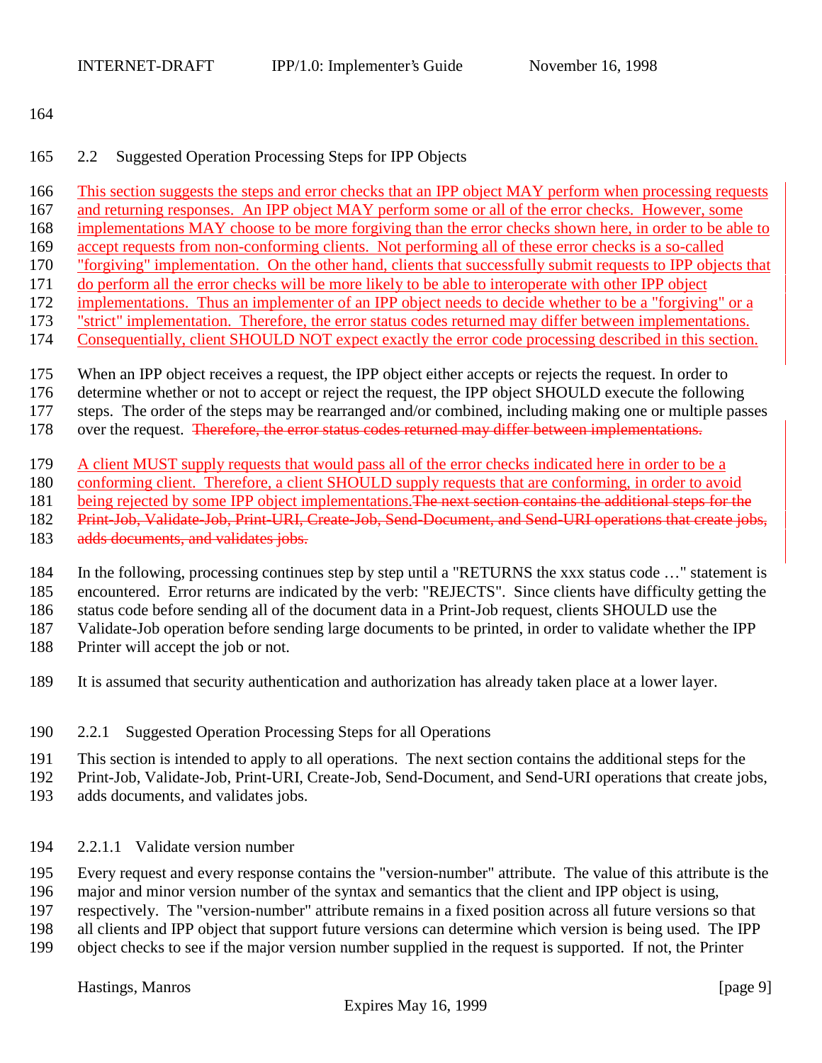## 2.2 Suggested Operation Processing Steps for IPP Objects

This section suggests the steps and error checks that an IPP object MAY perform when processing requests and returning responses. An IPP object MAY perform some or all of the error checks. However, some implementations MAY choose to be more forgiving than the error checks shown here, in order to be able to accept requests from non-conforming clients. Not performing all of these error checks is a so-called "forgiving" implementation. On the other hand, clients that successfully submit requests to IPP objects that do perform all the error checks will be more likely to be able to interoperate with other IPP object implementations. Thus an implementer of an IPP object needs to decide whether to be a "forgiving" or a "strict" implementation. Therefore, the error status codes returned may differ between implementations. Consequentially, client SHOULD NOT expect exactly the error code processing described in this section.

When an IPP object receives a request, the IPP object either accepts or rejects the request. In order to determine whether or not to accept or reject the request, the IPP object SHOULD execute the following steps. The order of the steps may be rearranged and/or combined, including making one or multiple passes over the request. ~~Therefore, the error status codes returned may differ between implementations.~~

A client MUST supply requests that would pass all of the error checks indicated here in order to be a conforming client. Therefore, a client SHOULD supply requests that are conforming, in order to avoid being rejected by some IPP object implementations.~~The next section contains the additional steps for the Print-Job, Validate-Job, Print-URI, Create-Job, Send-Document, and Send-URI operations that create jobs, adds documents, and validates jobs.~~

In the following, processing continues step by step until a "RETURNS the xxx status code …" statement is encountered. Error returns are indicated by the verb: "REJECTS". Since clients have difficulty getting the status code before sending all of the document data in a Print-Job request, clients SHOULD use the Validate-Job operation before sending large documents to be printed, in order to validate whether the IPP Printer will accept the job or not.

It is assumed that security authentication and authorization has already taken place at a lower layer.

### 2.2.1 Suggested Operation Processing Steps for all Operations

This section is intended to apply to all operations. The next section contains the additional steps for the Print-Job, Validate-Job, Print-URI, Create-Job, Send-Document, and Send-URI operations that create jobs, adds documents, and validates jobs.

#### 2.2.1.1 Validate version number

Every request and every response contains the "version-number" attribute. The value of this attribute is the major and minor version number of the syntax and semantics that the client and IPP object is using, respectively. The "version-number" attribute remains in a fixed position across all future versions so that all clients and IPP object that support future versions can determine which version is being used. The IPP object checks to see if the major version number supplied in the request is supported. If not, the Printer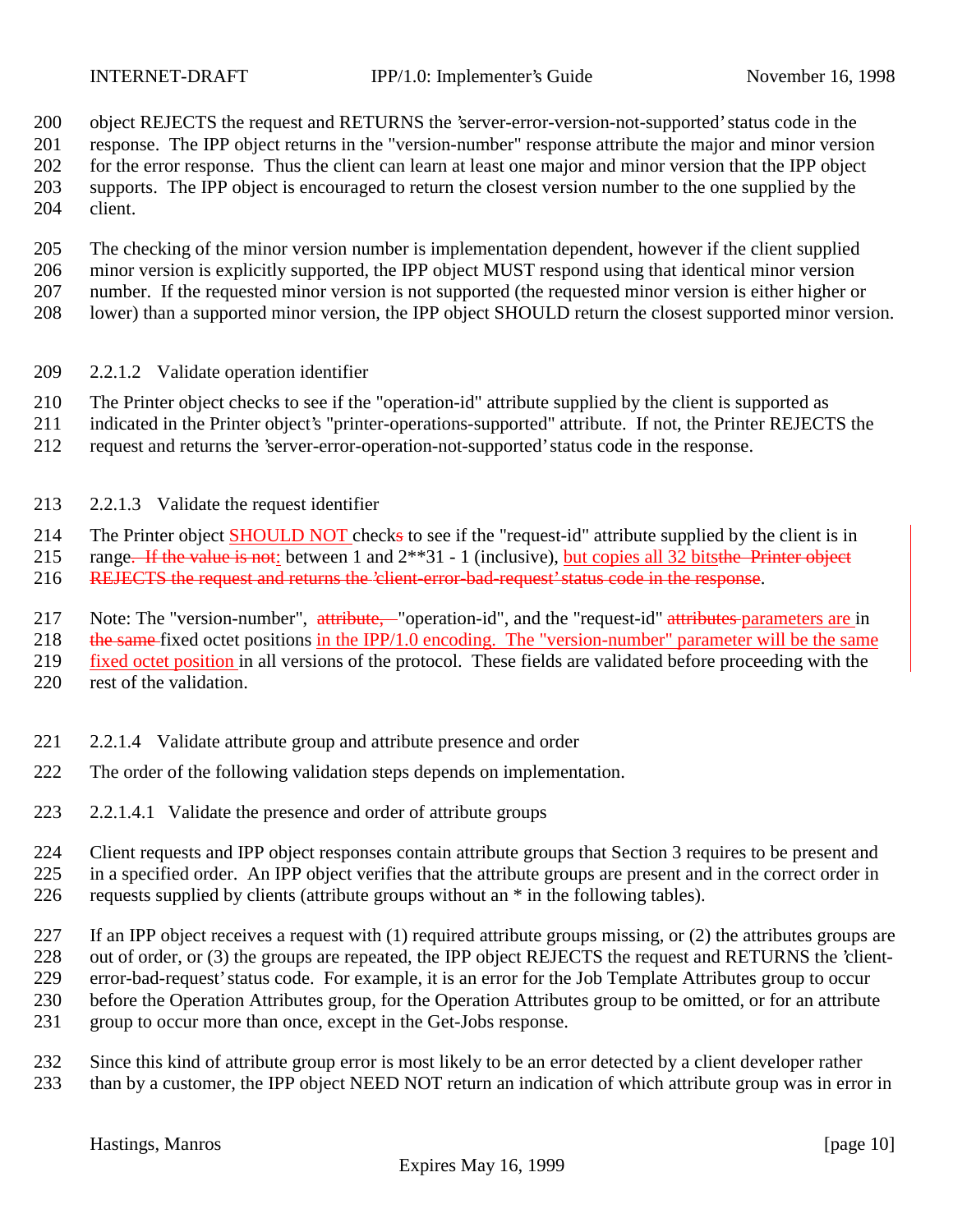object REJECTS the request and RETURNS the 'server-error-version-not-supported' status code in the response. The IPP object returns in the "version-number" response attribute the major and minor version for the error response. Thus the client can learn at least one major and minor version that the IPP object supports. The IPP object is encouraged to return the closest version number to the one supplied by the client.

The checking of the minor version number is implementation dependent, however if the client supplied minor version is explicitly supported, the IPP object MUST respond using that identical minor version number. If the requested minor version is not supported (the requested minor version is either higher or lower) than a supported minor version, the IPP object SHOULD return the closest supported minor version.

#### 2.2.1.2 Validate operation identifier

The Printer object checks to see if the "operation-id" attribute supplied by the client is supported as indicated in the Printer object's "printer-operations-supported" attribute. If not, the Printer REJECTS the request and returns the 'server-error-operation-not-supported' status code in the response.

#### 2.2.1.3 Validate the request identifier

The Printer object SHOULD NOT checks to see if the "request-id" attribute supplied by the client is in range. If the value is not: between 1 and 2**31 - 1 (inclusive), but copies all 32 bitsthe Printer object REJECTS the request and returns the 'client-error-bad-request' status code in the response.

Note: The "version-number", attribute, "operation-id", and the "request-id" attributes parameters are in the same fixed octet positions in the IPP/1.0 encoding. The "version-number" parameter will be the same fixed octet position in all versions of the protocol. These fields are validated before proceeding with the rest of the validation.

#### 2.2.1.4 Validate attribute group and attribute presence and order

The order of the following validation steps depends on implementation.

##### 2.2.1.4.1 Validate the presence and order of attribute groups

Client requests and IPP object responses contain attribute groups that Section 3 requires to be present and in a specified order. An IPP object verifies that the attribute groups are present and in the correct order in requests supplied by clients (attribute groups without an * in the following tables).

If an IPP object receives a request with (1) required attribute groups missing, or (2) the attributes groups are out of order, or (3) the groups are repeated, the IPP object REJECTS the request and RETURNS the 'client-error-bad-request' status code. For example, it is an error for the Job Template Attributes group to occur before the Operation Attributes group, for the Operation Attributes group to be omitted, or for an attribute group to occur more than once, except in the Get-Jobs response.

Since this kind of attribute group error is most likely to be an error detected by a client developer rather than by a customer, the IPP object NEED NOT return an indication of which attribute group was in error in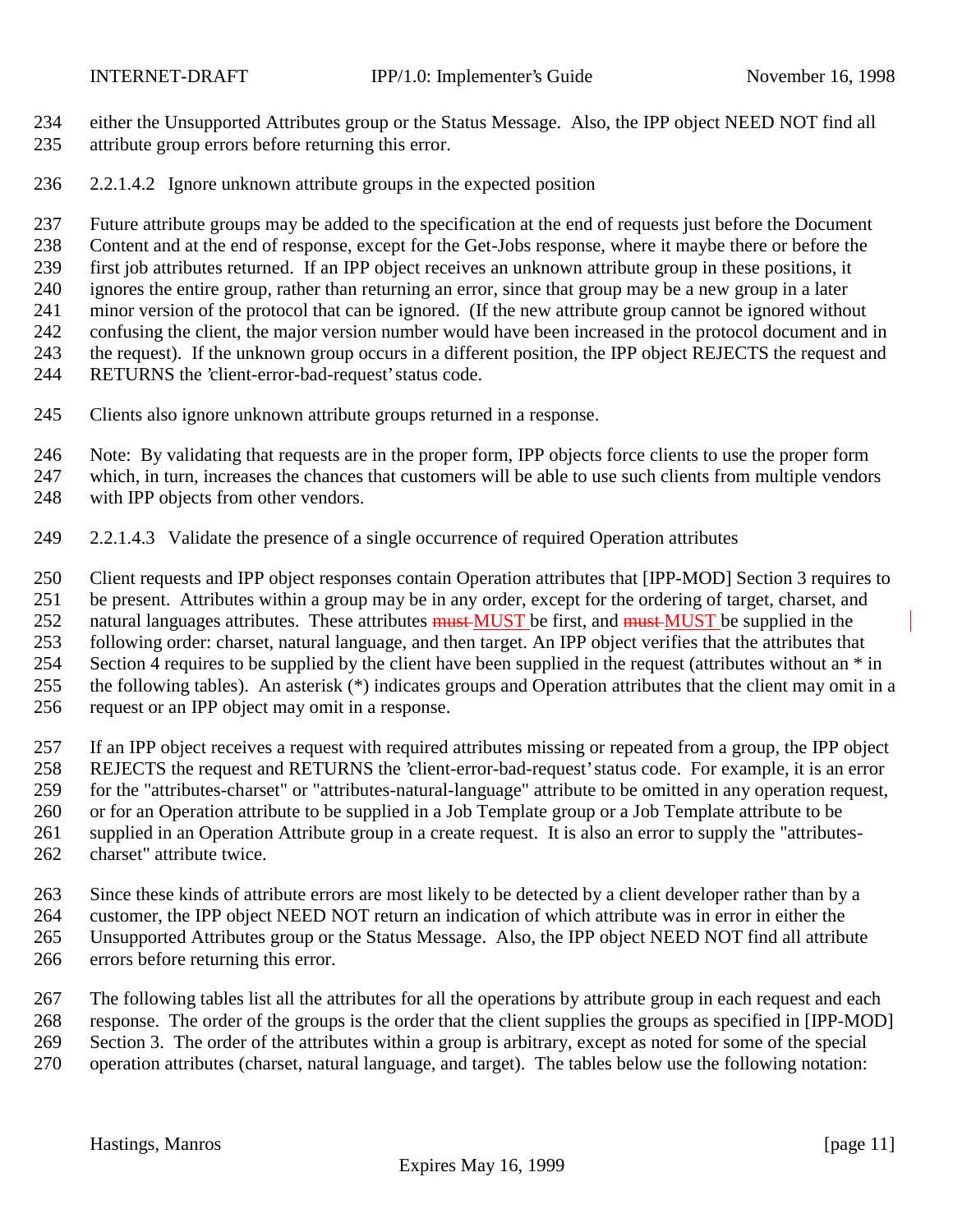either the Unsupported Attributes group or the Status Message. Also, the IPP object NEED NOT find all attribute group errors before returning this error.

#### 2.2.1.4.2 Ignore unknown attribute groups in the expected position

Future attribute groups may be added to the specification at the end of requests just before the Document Content and at the end of response, except for the Get-Jobs response, where it maybe there or before the first job attributes returned. If an IPP object receives an unknown attribute group in these positions, it ignores the entire group, rather than returning an error, since that group may be a new group in a later minor version of the protocol that can be ignored. (If the new attribute group cannot be ignored without confusing the client, the major version number would have been increased in the protocol document and in the request). If the unknown group occurs in a different position, the IPP object REJECTS the request and RETURNS the 'client-error-bad-request' status code.

Clients also ignore unknown attribute groups returned in a response.

Note: By validating that requests are in the proper form, IPP objects force clients to use the proper form which, in turn, increases the chances that customers will be able to use such clients from multiple vendors with IPP objects from other vendors.

#### 2.2.1.4.3 Validate the presence of a single occurrence of required Operation attributes

Client requests and IPP object responses contain Operation attributes that [IPP-MOD] Section 3 requires to be present. Attributes within a group may be in any order, except for the ordering of target, charset, and natural languages attributes. These attributes ~~must~~ MUST be first, and ~~must~~ MUST be supplied in the following order: charset, natural language, and then target. An IPP object verifies that the attributes that Section 4 requires to be supplied by the client have been supplied in the request (attributes without an * in the following tables). An asterisk (*) indicates groups and Operation attributes that the client may omit in a request or an IPP object may omit in a response.

If an IPP object receives a request with required attributes missing or repeated from a group, the IPP object REJECTS the request and RETURNS the 'client-error-bad-request' status code. For example, it is an error for the "attributes-charset" or "attributes-natural-language" attribute to be omitted in any operation request, or for an Operation attribute to be supplied in a Job Template group or a Job Template attribute to be supplied in an Operation Attribute group in a create request. It is also an error to supply the "attributes-charset" attribute twice.

Since these kinds of attribute errors are most likely to be detected by a client developer rather than by a customer, the IPP object NEED NOT return an indication of which attribute was in error in either the Unsupported Attributes group or the Status Message. Also, the IPP object NEED NOT find all attribute errors before returning this error.

The following tables list all the attributes for all the operations by attribute group in each request and each response. The order of the groups is the order that the client supplies the groups as specified in [IPP-MOD] Section 3. The order of the attributes within a group is arbitrary, except as noted for some of the special operation attributes (charset, natural language, and target). The tables below use the following notation: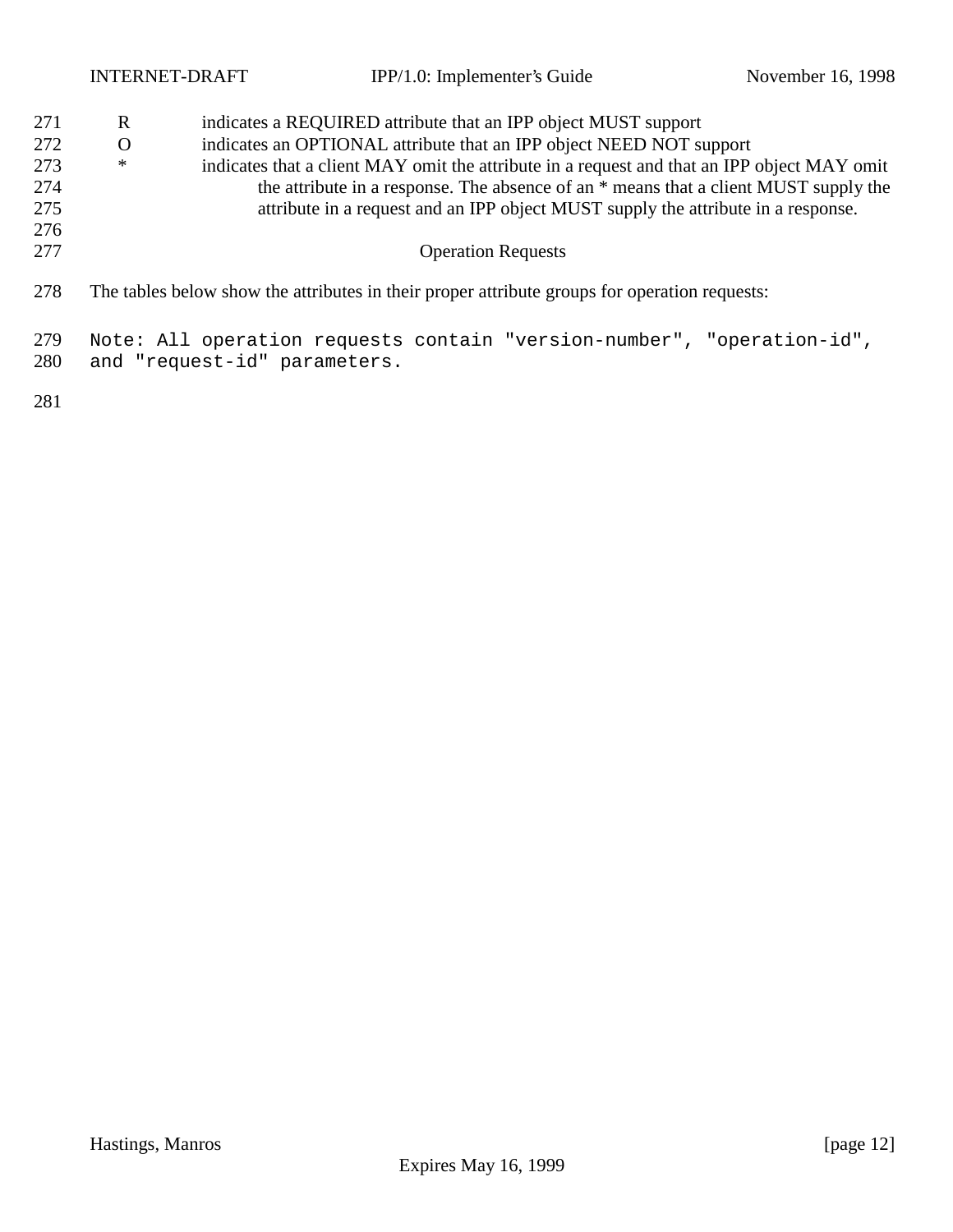R indicates a REQUIRED attribute that an IPP object MUST support

O indicates an OPTIONAL attribute that an IPP object NEED NOT support

* indicates that a client MAY omit the attribute in a request and that an IPP object MAY omit the attribute in a response. The absence of an * means that a client MUST supply the attribute in a request and an IPP object MUST supply the attribute in a response.

### Operation Requests

The tables below show the attributes in their proper attribute groups for operation requests:

```
Note: All operation requests contain "version-number", "operation-id",
and "request-id" parameters.
```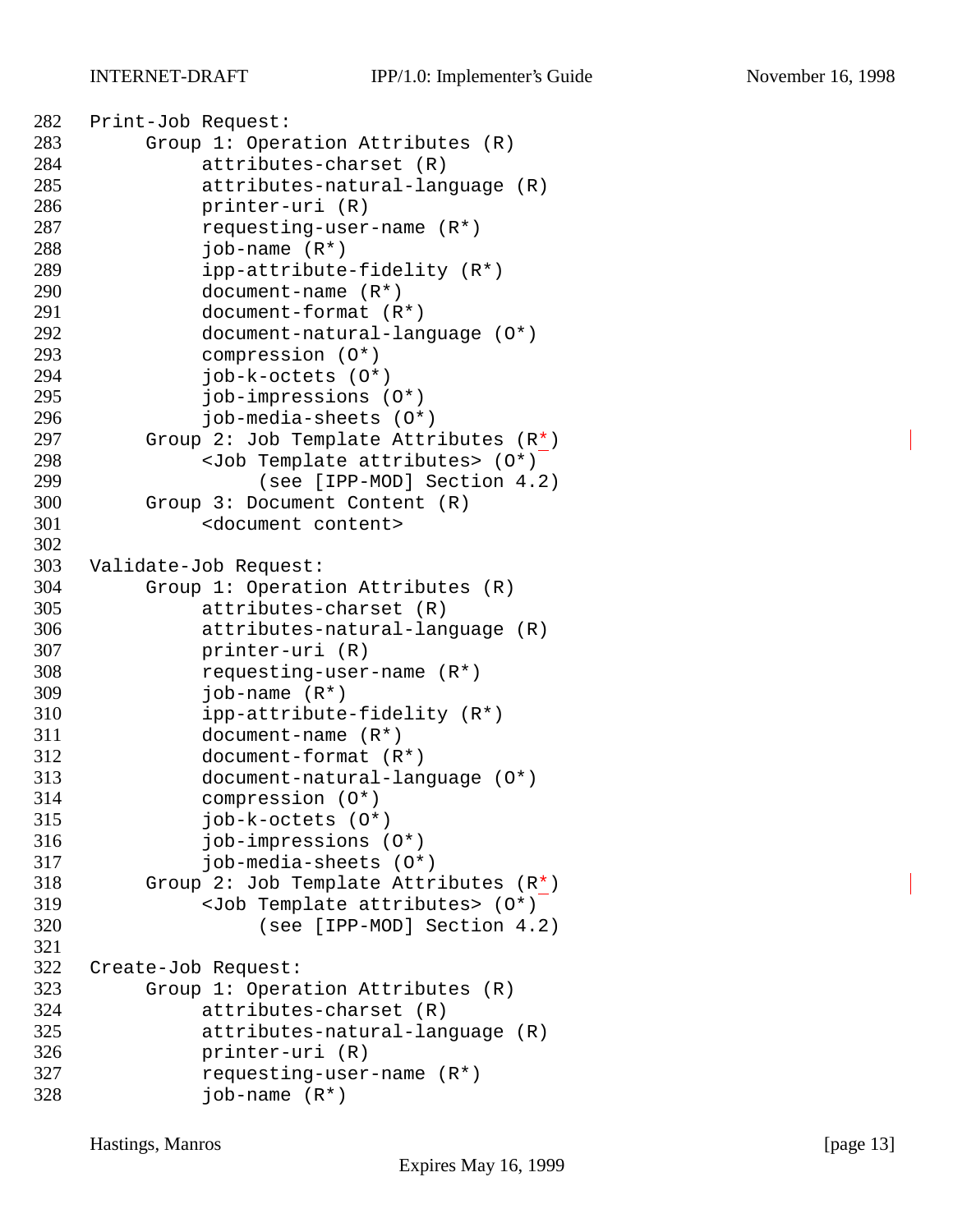```
Print-Job Request:
     Group 1: Operation Attributes (R)
          attributes-charset (R)
          attributes-natural-language (R)
          printer-uri (R)
          requesting-user-name (R*)
          job-name (R*)
          ipp-attribute-fidelity (R*)
          document-name (R*)
          document-format (R*)
          document-natural-language (O*)
          compression (O*)
          job-k-octets (O*)
          job-impressions (O*)
          job-media-sheets (O*)
     Group 2: Job Template Attributes (R*)
          <Job Template attributes> (O*)
               (see [IPP-MOD] Section 4.2)
     Group 3: Document Content (R)
          <document content>

Validate-Job Request:
     Group 1: Operation Attributes (R)
          attributes-charset (R)
          attributes-natural-language (R)
          printer-uri (R)
          requesting-user-name (R*)
          job-name (R*)
          ipp-attribute-fidelity (R*)
          document-name (R*)
          document-format (R*)
          document-natural-language (O*)
          compression (O*)
          job-k-octets (O*)
          job-impressions (O*)
          job-media-sheets (O*)
     Group 2: Job Template Attributes (R*)
          <Job Template attributes> (O*)
               (see [IPP-MOD] Section 4.2)

Create-Job Request:
     Group 1: Operation Attributes (R)
          attributes-charset (R)
          attributes-natural-language (R)
          printer-uri (R)
          requesting-user-name (R*)
          job-name (R*)
```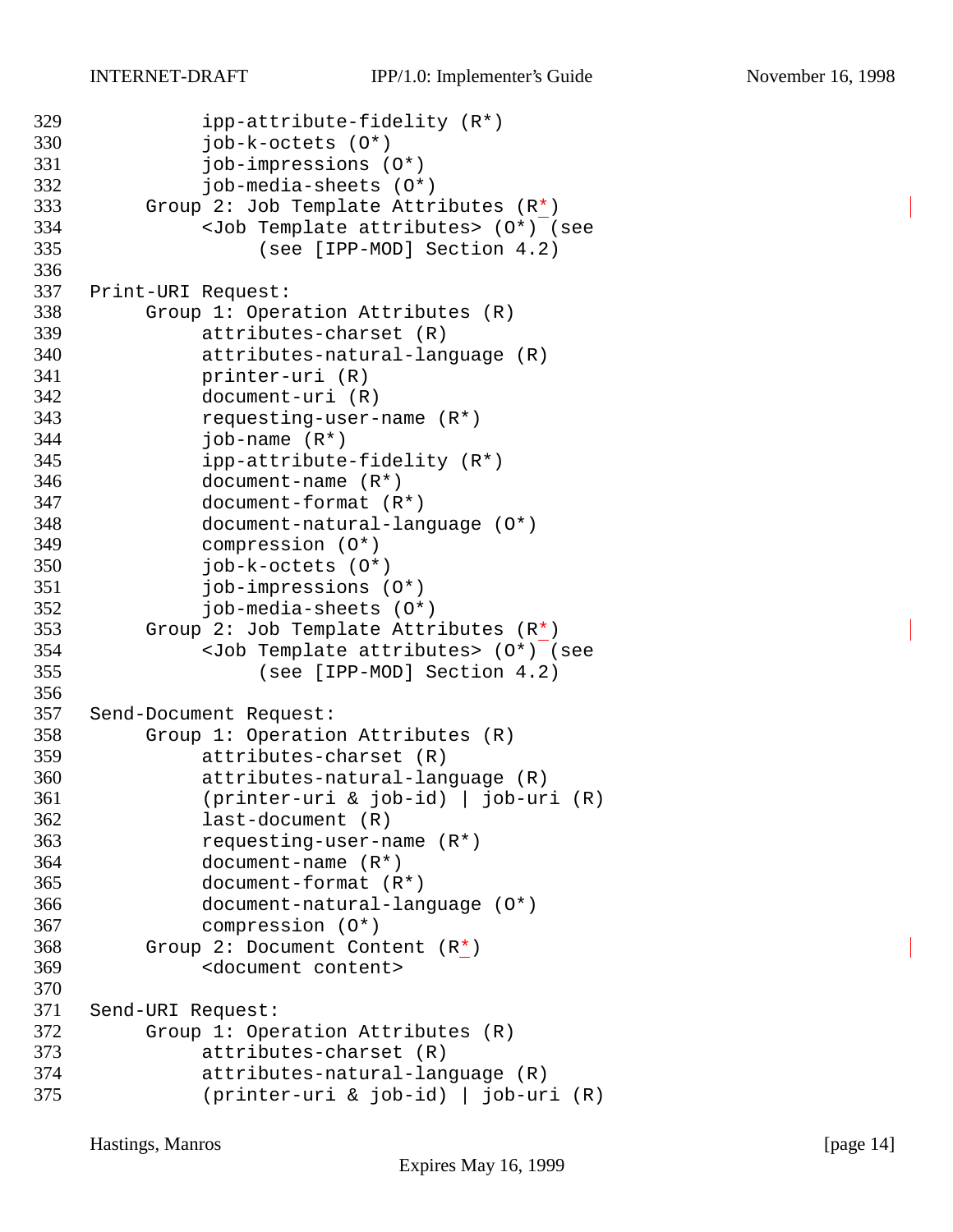```
          ipp-attribute-fidelity (R*)
          job-k-octets (O*)
          job-impressions (O*)
          job-media-sheets (O*)
     Group 2: Job Template Attributes (R*)
          <Job Template attributes> (O*) (see
               (see [IPP-MOD] Section 4.2)

Print-URI Request:
     Group 1: Operation Attributes (R)
          attributes-charset (R)
          attributes-natural-language (R)
          printer-uri (R)
          document-uri (R)
          requesting-user-name (R*)
          job-name (R*)
          ipp-attribute-fidelity (R*)
          document-name (R*)
          document-format (R*)
          document-natural-language (O*)
          compression (O*)
          job-k-octets (O*)
          job-impressions (O*)
          job-media-sheets (O*)
     Group 2: Job Template Attributes (R*)
          <Job Template attributes> (O*) (see
               (see [IPP-MOD] Section 4.2)

Send-Document Request:
     Group 1: Operation Attributes (R)
          attributes-charset (R)
          attributes-natural-language (R)
          (printer-uri & job-id) | job-uri (R)
          last-document (R)
          requesting-user-name (R*)
          document-name (R*)
          document-format (R*)
          document-natural-language (O*)
          compression (O*)
     Group 2: Document Content (R*)
          <document content>

Send-URI Request:
     Group 1: Operation Attributes (R)
          attributes-charset (R)
          attributes-natural-language (R)
          (printer-uri & job-id) | job-uri (R)
```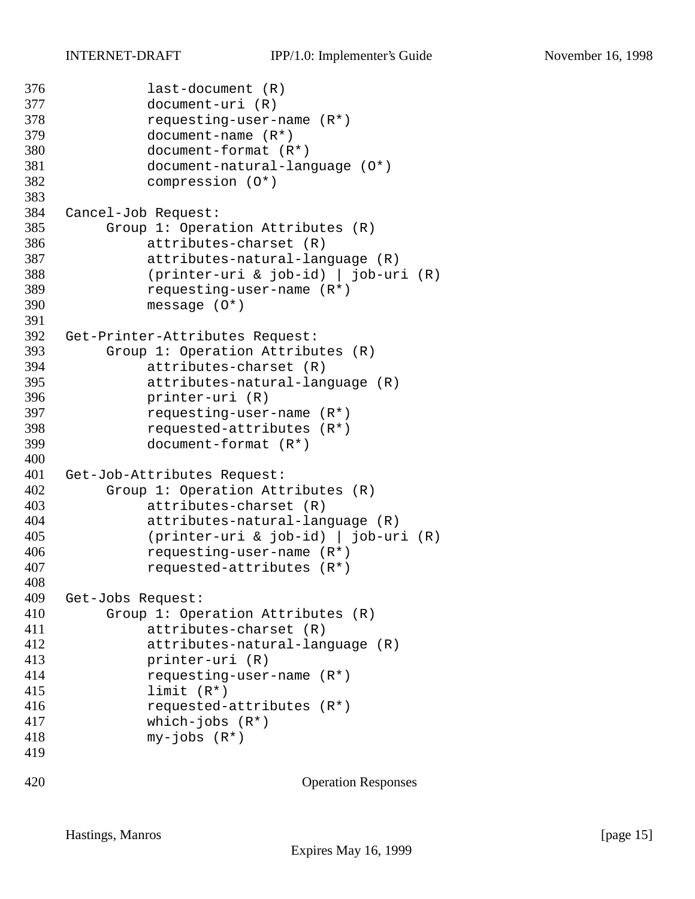```
          last-document (R)
          document-uri (R)
          requesting-user-name (R*)
          document-name (R*)
          document-format (R*)
          document-natural-language (O*)
          compression (O*)

Cancel-Job Request:
     Group 1: Operation Attributes (R)
          attributes-charset (R)
          attributes-natural-language (R)
          (printer-uri & job-id) | job-uri (R)
          requesting-user-name (R*)
          message (O*)

Get-Printer-Attributes Request:
     Group 1: Operation Attributes (R)
          attributes-charset (R)
          attributes-natural-language (R)
          printer-uri (R)
          requesting-user-name (R*)
          requested-attributes (R*)
          document-format (R*)

Get-Job-Attributes Request:
     Group 1: Operation Attributes (R)
          attributes-charset (R)
          attributes-natural-language (R)
          (printer-uri & job-id) | job-uri (R)
          requesting-user-name (R*)
          requested-attributes (R*)

Get-Jobs Request:
     Group 1: Operation Attributes (R)
          attributes-charset (R)
          attributes-natural-language (R)
          printer-uri (R)
          requesting-user-name (R*)
          limit (R*)
          requested-attributes (R*)
          which-jobs (R*)
          my-jobs (R*)
```

Operation Responses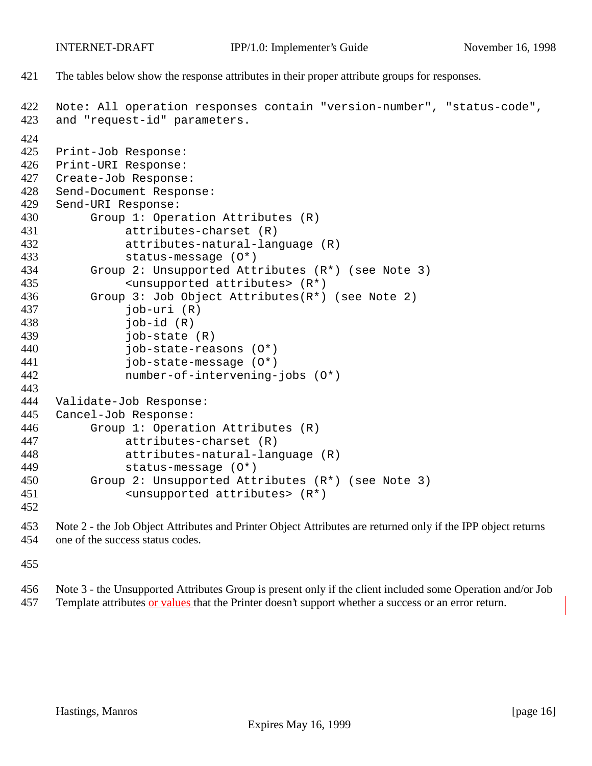The tables below show the response attributes in their proper attribute groups for responses.

```
Note: All operation responses contain "version-number", "status-code",
and "request-id" parameters.

Print-Job Response:
Print-URI Response:
Create-Job Response:
Send-Document Response:
Send-URI Response:
     Group 1: Operation Attributes (R)
          attributes-charset (R)
          attributes-natural-language (R)
          status-message (O*)
     Group 2: Unsupported Attributes (R*) (see Note 3)
          <unsupported attributes> (R*)
     Group 3: Job Object Attributes(R*) (see Note 2)
          job-uri (R)
          job-id (R)
          job-state (R)
          job-state-reasons (O*)
          job-state-message (O*)
          number-of-intervening-jobs (O*)

Validate-Job Response:
Cancel-Job Response:
     Group 1: Operation Attributes (R)
          attributes-charset (R)
          attributes-natural-language (R)
          status-message (O*)
     Group 2: Unsupported Attributes (R*) (see Note 3)
          <unsupported attributes> (R*)
```

Note 2 - the Job Object Attributes and Printer Object Attributes are returned only if the IPP object returns one of the success status codes.

Note 3 - the Unsupported Attributes Group is present only if the client included some Operation and/or Job Template attributes or values that the Printer doesn't support whether a success or an error return.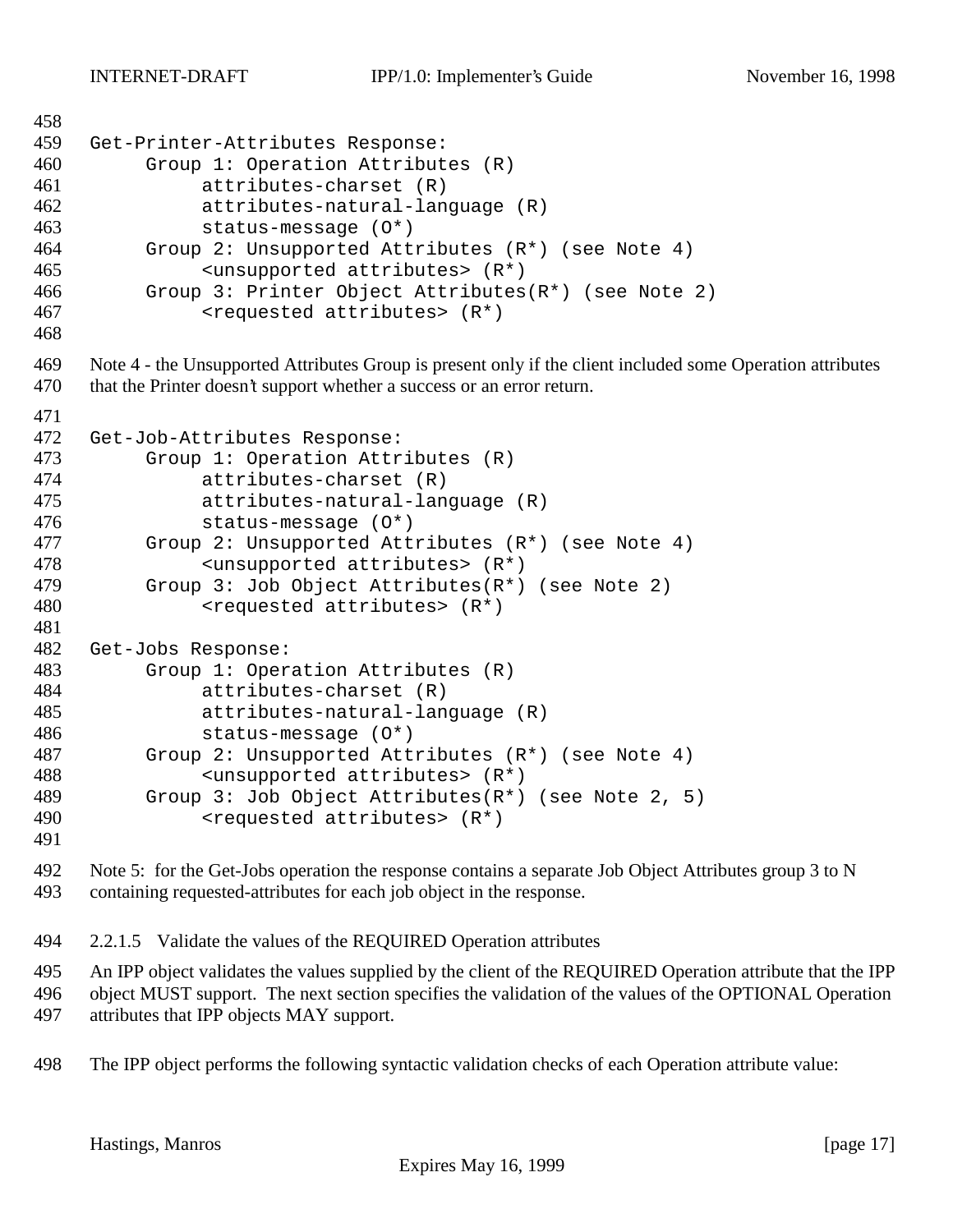```
Get-Printer-Attributes Response:
     Group 1: Operation Attributes (R)
          attributes-charset (R)
          attributes-natural-language (R)
          status-message (O*)
     Group 2: Unsupported Attributes (R*) (see Note 4)
          <unsupported attributes> (R*)
     Group 3: Printer Object Attributes(R*) (see Note 2)
          <requested attributes> (R*)
```

Note 4 - the Unsupported Attributes Group is present only if the client included some Operation attributes that the Printer doesn't support whether a success or an error return.

```
Get-Job-Attributes Response:
     Group 1: Operation Attributes (R)
          attributes-charset (R)
          attributes-natural-language (R)
          status-message (O*)
     Group 2: Unsupported Attributes (R*) (see Note 4)
          <unsupported attributes> (R*)
     Group 3: Job Object Attributes(R*) (see Note 2)
          <requested attributes> (R*)

Get-Jobs Response:
     Group 1: Operation Attributes (R)
          attributes-charset (R)
          attributes-natural-language (R)
          status-message (O*)
     Group 2: Unsupported Attributes (R*) (see Note 4)
          <unsupported attributes> (R*)
     Group 3: Job Object Attributes(R*) (see Note 2, 5)
          <requested attributes> (R*)
```

Note 5: for the Get-Jobs operation the response contains a separate Job Object Attributes group 3 to N containing requested-attributes for each job object in the response.

#### 2.2.1.5 Validate the values of the REQUIRED Operation attributes

An IPP object validates the values supplied by the client of the REQUIRED Operation attribute that the IPP object MUST support. The next section specifies the validation of the values of the OPTIONAL Operation attributes that IPP objects MAY support.

The IPP object performs the following syntactic validation checks of each Operation attribute value: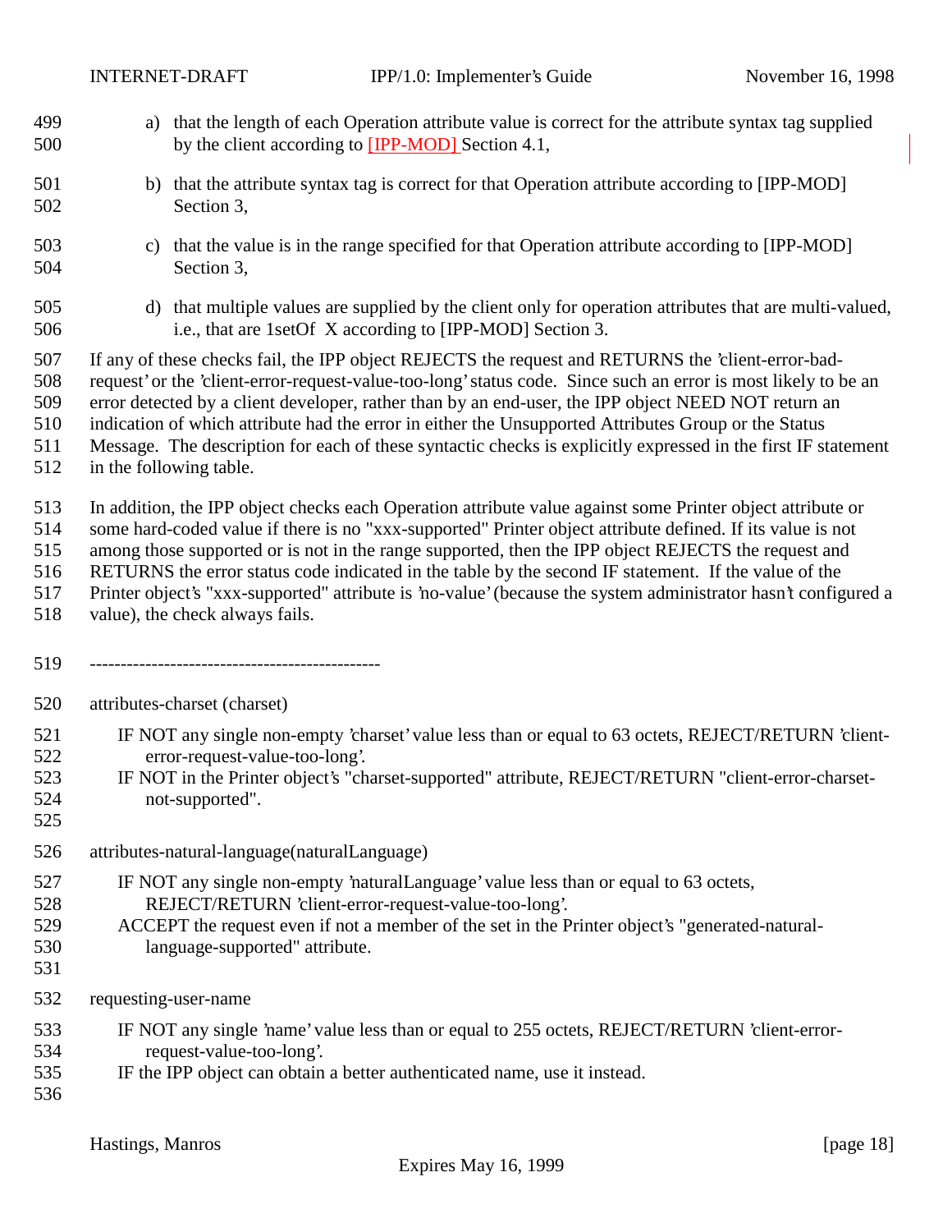a) that the length of each Operation attribute value is correct for the attribute syntax tag supplied by the client according to [IPP-MOD] Section 4.1,

b) that the attribute syntax tag is correct for that Operation attribute according to [IPP-MOD] Section 3,

c) that the value is in the range specified for that Operation attribute according to [IPP-MOD] Section 3,

d) that multiple values are supplied by the client only for operation attributes that are multi-valued, i.e., that are 1setOf X according to [IPP-MOD] Section 3.

If any of these checks fail, the IPP object REJECTS the request and RETURNS the 'client-error-bad-request' or the 'client-error-request-value-too-long' status code. Since such an error is most likely to be an error detected by a client developer, rather than by an end-user, the IPP object NEED NOT return an indication of which attribute had the error in either the Unsupported Attributes Group or the Status Message. The description for each of these syntactic checks is explicitly expressed in the first IF statement in the following table.

In addition, the IPP object checks each Operation attribute value against some Printer object attribute or some hard-coded value if there is no "xxx-supported" Printer object attribute defined. If its value is not among those supported or is not in the range supported, then the IPP object REJECTS the request and RETURNS the error status code indicated in the table by the second IF statement. If the value of the Printer object's "xxx-supported" attribute is 'no-value' (because the system administrator hasn't configured a value), the check always fails.

-----------------------------------------------

attributes-charset (charset)

    IF NOT any single non-empty 'charset' value less than or equal to 63 octets, REJECT/RETURN 'client-error-request-value-too-long'.
    IF NOT in the Printer object's "charset-supported" attribute, REJECT/RETURN "client-error-charset-not-supported".

attributes-natural-language(naturalLanguage)

    IF NOT any single non-empty 'naturalLanguage' value less than or equal to 63 octets, REJECT/RETURN 'client-error-request-value-too-long'.
    ACCEPT the request even if not a member of the set in the Printer object's "generated-natural-language-supported" attribute.

requesting-user-name

    IF NOT any single 'name' value less than or equal to 255 octets, REJECT/RETURN 'client-error-request-value-too-long'.
    IF the IPP object can obtain a better authenticated name, use it instead.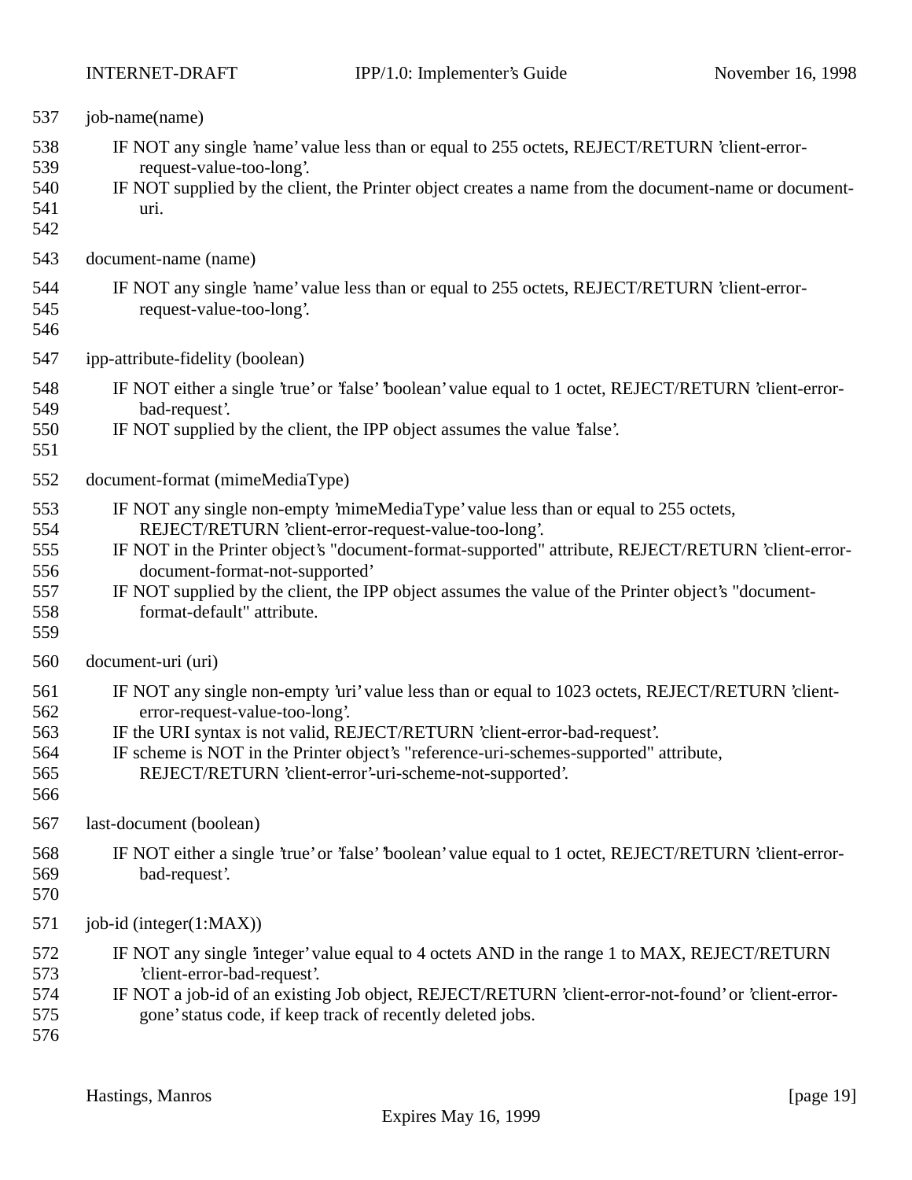job-name(name)

IF NOT any single 'name' value less than or equal to 255 octets, REJECT/RETURN 'client-error-request-value-too-long'.
IF NOT supplied by the client, the Printer object creates a name from the document-name or document-uri.

document-name (name)

IF NOT any single 'name' value less than or equal to 255 octets, REJECT/RETURN 'client-error-request-value-too-long'.

ipp-attribute-fidelity (boolean)

IF NOT either a single 'true' or 'false' 'boolean' value equal to 1 octet, REJECT/RETURN 'client-error-bad-request'.
IF NOT supplied by the client, the IPP object assumes the value 'false'.

document-format (mimeMediaType)

IF NOT any single non-empty 'mimeMediaType' value less than or equal to 255 octets, REJECT/RETURN 'client-error-request-value-too-long'.
IF NOT in the Printer object's "document-format-supported" attribute, REJECT/RETURN 'client-error-document-format-not-supported'
IF NOT supplied by the client, the IPP object assumes the value of the Printer object's "document-format-default" attribute.

document-uri (uri)

IF NOT any single non-empty 'uri' value less than or equal to 1023 octets, REJECT/RETURN 'client-error-request-value-too-long'.
IF the URI syntax is not valid, REJECT/RETURN 'client-error-bad-request'.
IF scheme is NOT in the Printer object's "reference-uri-schemes-supported" attribute, REJECT/RETURN 'client-error'-uri-scheme-not-supported'.

last-document (boolean)

IF NOT either a single 'true' or 'false' 'boolean' value equal to 1 octet, REJECT/RETURN 'client-error-bad-request'.

job-id (integer(1:MAX))

IF NOT any single 'integer' value equal to 4 octets AND in the range 1 to MAX, REJECT/RETURN 'client-error-bad-request'.
IF NOT a job-id of an existing Job object, REJECT/RETURN 'client-error-not-found' or 'client-error-gone' status code, if keep track of recently deleted jobs.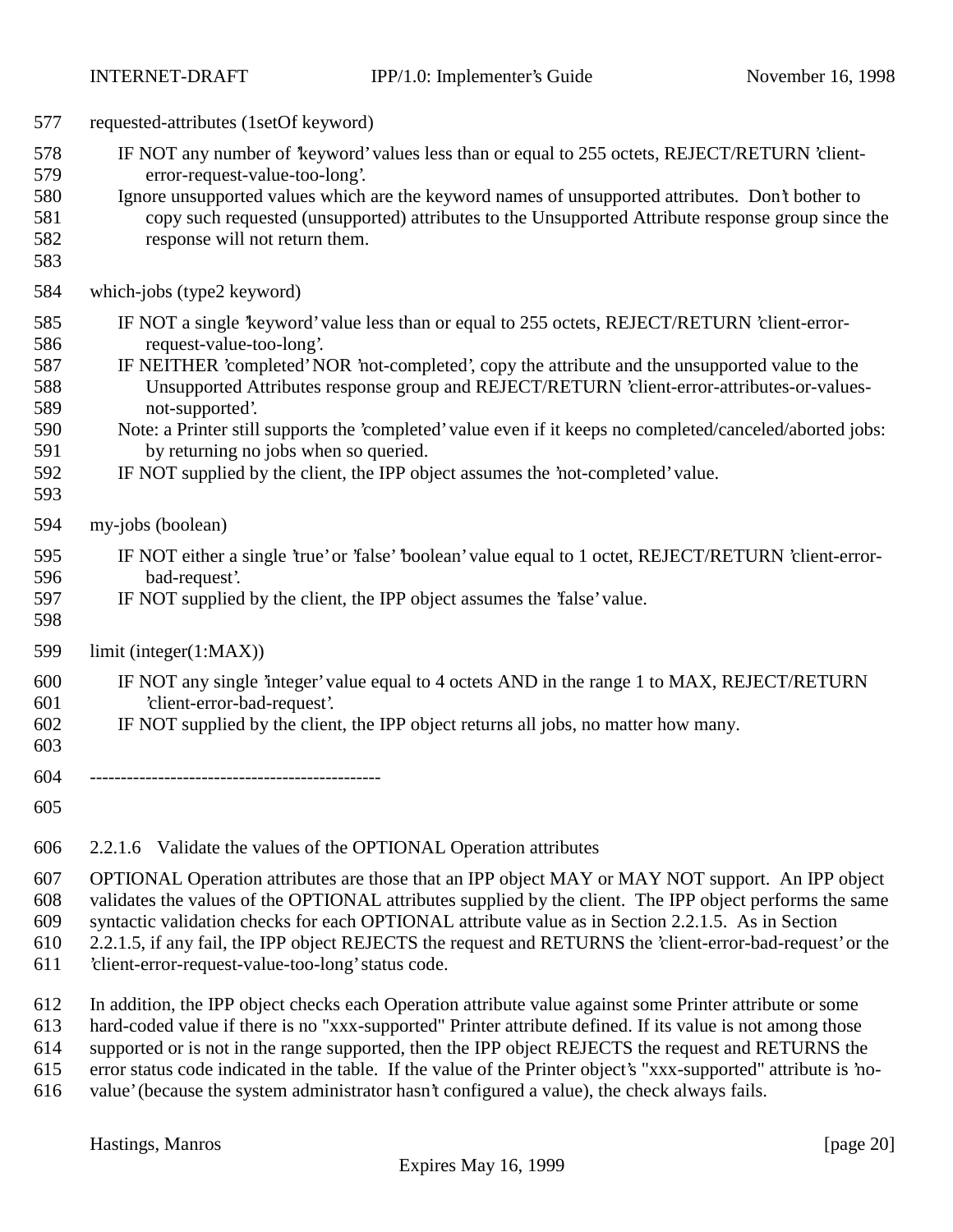requested-attributes (1setOf keyword)

IF NOT any number of 'keyword' values less than or equal to 255 octets, REJECT/RETURN 'client-error-request-value-too-long'.
Ignore unsupported values which are the keyword names of unsupported attributes. Don't bother to copy such requested (unsupported) attributes to the Unsupported Attribute response group since the response will not return them.

which-jobs (type2 keyword)

IF NOT a single 'keyword' value less than or equal to 255 octets, REJECT/RETURN 'client-error-request-value-too-long'.
IF NEITHER 'completed' NOR 'not-completed', copy the attribute and the unsupported value to the Unsupported Attributes response group and REJECT/RETURN 'client-error-attributes-or-values-not-supported'.
Note: a Printer still supports the 'completed' value even if it keeps no completed/canceled/aborted jobs: by returning no jobs when so queried.
IF NOT supplied by the client, the IPP object assumes the 'not-completed' value.

my-jobs (boolean)

IF NOT either a single 'true' or 'false' 'boolean' value equal to 1 octet, REJECT/RETURN 'client-error-bad-request'.
IF NOT supplied by the client, the IPP object assumes the 'false' value.

limit (integer(1:MAX))

IF NOT any single 'integer' value equal to 4 octets AND in the range 1 to MAX, REJECT/RETURN 'client-error-bad-request'.
IF NOT supplied by the client, the IPP object returns all jobs, no matter how many.

-----------------------------------------------

#### 2.2.1.6 Validate the values of the OPTIONAL Operation attributes

OPTIONAL Operation attributes are those that an IPP object MAY or MAY NOT support. An IPP object validates the values of the OPTIONAL attributes supplied by the client. The IPP object performs the same syntactic validation checks for each OPTIONAL attribute value as in Section 2.2.1.5. As in Section 2.2.1.5, if any fail, the IPP object REJECTS the request and RETURNS the 'client-error-bad-request' or the 'client-error-request-value-too-long' status code.

In addition, the IPP object checks each Operation attribute value against some Printer attribute or some hard-coded value if there is no "xxx-supported" Printer attribute defined. If its value is not among those supported or is not in the range supported, then the IPP object REJECTS the request and RETURNS the error status code indicated in the table. If the value of the Printer object's "xxx-supported" attribute is 'no-value' (because the system administrator hasn't configured a value), the check always fails.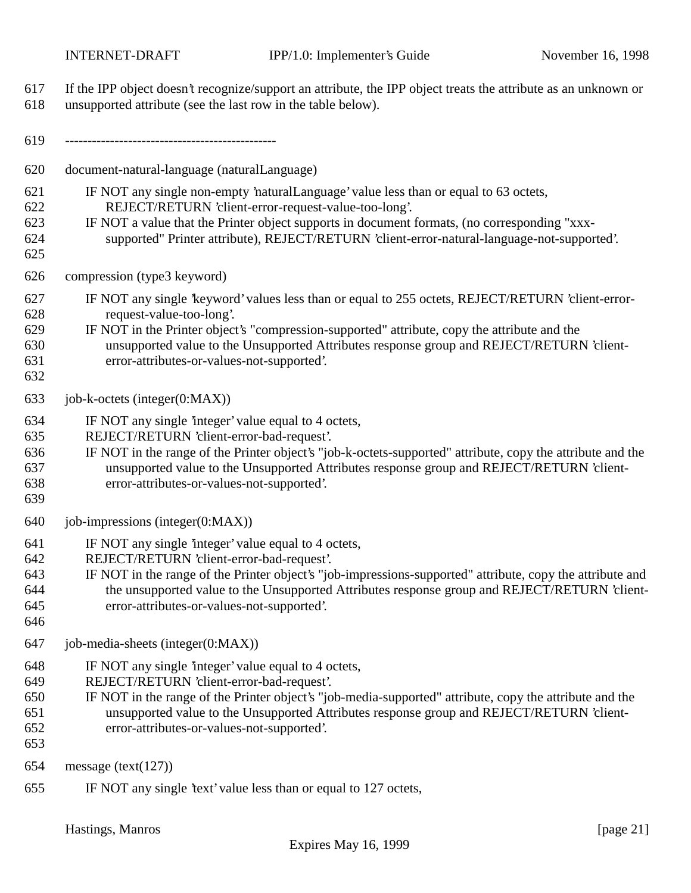If the IPP object doesn't recognize/support an attribute, the IPP object treats the attribute as an unknown or unsupported attribute (see the last row in the table below).

-----------------------------------------------

document-natural-language (naturalLanguage)

IF NOT any single non-empty 'naturalLanguage' value less than or equal to 63 octets,
  REJECT/RETURN 'client-error-request-value-too-long'.
IF NOT a value that the Printer object supports in document formats, (no corresponding "xxx-supported" Printer attribute), REJECT/RETURN 'client-error-natural-language-not-supported'.

compression (type3 keyword)

IF NOT any single 'keyword' values less than or equal to 255 octets, REJECT/RETURN 'client-error-request-value-too-long'.
IF NOT in the Printer object's "compression-supported" attribute, copy the attribute and the unsupported value to the Unsupported Attributes response group and REJECT/RETURN 'client-error-attributes-or-values-not-supported'.

job-k-octets (integer(0:MAX))

IF NOT any single 'integer' value equal to 4 octets,
REJECT/RETURN 'client-error-bad-request'.
IF NOT in the range of the Printer object's "job-k-octets-supported" attribute, copy the attribute and the unsupported value to the Unsupported Attributes response group and REJECT/RETURN 'client-error-attributes-or-values-not-supported'.

job-impressions (integer(0:MAX))

IF NOT any single 'integer' value equal to 4 octets,
REJECT/RETURN 'client-error-bad-request'.
IF NOT in the range of the Printer object's "job-impressions-supported" attribute, copy the attribute and the unsupported value to the Unsupported Attributes response group and REJECT/RETURN 'client-error-attributes-or-values-not-supported'.

job-media-sheets (integer(0:MAX))

IF NOT any single 'integer' value equal to 4 octets,
REJECT/RETURN 'client-error-bad-request'.
IF NOT in the range of the Printer object's "job-media-supported" attribute, copy the attribute and the unsupported value to the Unsupported Attributes response group and REJECT/RETURN 'client-error-attributes-or-values-not-supported'.

message (text(127))

IF NOT any single 'text' value less than or equal to 127 octets,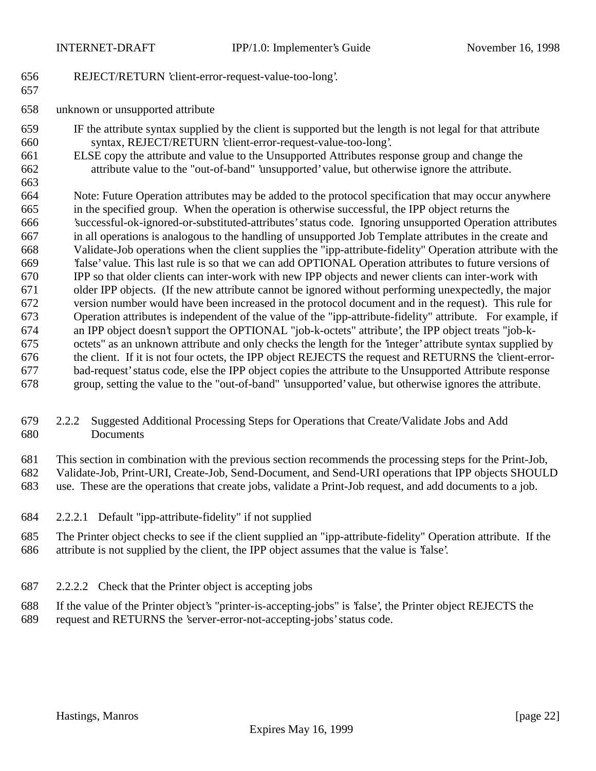REJECT/RETURN 'client-error-request-value-too-long'.

unknown or unsupported attribute

IF the attribute syntax supplied by the client is supported but the length is not legal for that attribute syntax, REJECT/RETURN 'client-error-request-value-too-long'.
ELSE copy the attribute and value to the Unsupported Attributes response group and change the attribute value to the "out-of-band" 'unsupported' value, but otherwise ignore the attribute.

Note: Future Operation attributes may be added to the protocol specification that may occur anywhere in the specified group. When the operation is otherwise successful, the IPP object returns the 'successful-ok-ignored-or-substituted-attributes' status code. Ignoring unsupported Operation attributes in all operations is analogous to the handling of unsupported Job Template attributes in the create and Validate-Job operations when the client supplies the "ipp-attribute-fidelity" Operation attribute with the 'false' value. This last rule is so that we can add OPTIONAL Operation attributes to future versions of IPP so that older clients can inter-work with new IPP objects and newer clients can inter-work with older IPP objects. (If the new attribute cannot be ignored without performing unexpectedly, the major version number would have been increased in the protocol document and in the request). This rule for Operation attributes is independent of the value of the "ipp-attribute-fidelity" attribute. For example, if an IPP object doesn't support the OPTIONAL "job-k-octets" attribute', the IPP object treats "job-k-octets" as an unknown attribute and only checks the length for the 'integer' attribute syntax supplied by the client. If it is not four octets, the IPP object REJECTS the request and RETURNS the 'client-error-bad-request' status code, else the IPP object copies the attribute to the Unsupported Attribute response group, setting the value to the "out-of-band" 'unsupported' value, but otherwise ignores the attribute.

### 2.2.2 Suggested Additional Processing Steps for Operations that Create/Validate Jobs and Add Documents

This section in combination with the previous section recommends the processing steps for the Print-Job, Validate-Job, Print-URI, Create-Job, Send-Document, and Send-URI operations that IPP objects SHOULD use. These are the operations that create jobs, validate a Print-Job request, and add documents to a job.

#### 2.2.2.1 Default "ipp-attribute-fidelity" if not supplied

The Printer object checks to see if the client supplied an "ipp-attribute-fidelity" Operation attribute. If the attribute is not supplied by the client, the IPP object assumes that the value is 'false'.

#### 2.2.2.2 Check that the Printer object is accepting jobs

If the value of the Printer object's "printer-is-accepting-jobs" is 'false', the Printer object REJECTS the request and RETURNS the 'server-error-not-accepting-jobs' status code.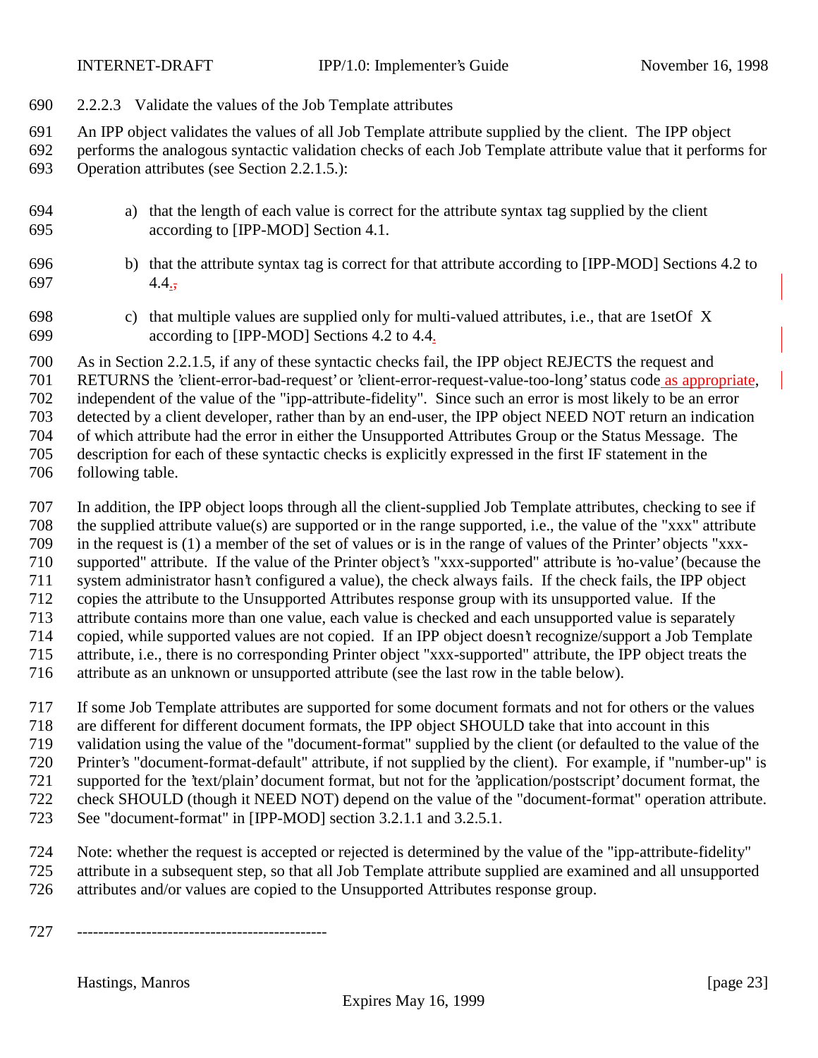#### 2.2.2.3 Validate the values of the Job Template attributes

An IPP object validates the values of all Job Template attribute supplied by the client. The IPP object performs the analogous syntactic validation checks of each Job Template attribute value that it performs for Operation attributes (see Section 2.2.1.5.):

a) that the length of each value is correct for the attribute syntax tag supplied by the client according to [IPP-MOD] Section 4.1.

b) that the attribute syntax tag is correct for that attribute according to [IPP-MOD] Sections 4.2 to 4.4.,

c) that multiple values are supplied only for multi-valued attributes, i.e., that are 1setOf X according to [IPP-MOD] Sections 4.2 to 4.4.

As in Section 2.2.1.5, if any of these syntactic checks fail, the IPP object REJECTS the request and RETURNS the 'client-error-bad-request' or 'client-error-request-value-too-long' status code as appropriate, independent of the value of the "ipp-attribute-fidelity". Since such an error is most likely to be an error detected by a client developer, rather than by an end-user, the IPP object NEED NOT return an indication of which attribute had the error in either the Unsupported Attributes Group or the Status Message. The description for each of these syntactic checks is explicitly expressed in the first IF statement in the following table.

In addition, the IPP object loops through all the client-supplied Job Template attributes, checking to see if the supplied attribute value(s) are supported or in the range supported, i.e., the value of the "xxx" attribute in the request is (1) a member of the set of values or is in the range of values of the Printer objects "xxx-supported" attribute. If the value of the Printer object's "xxx-supported" attribute is 'no-value' (because the system administrator hasn't configured a value), the check always fails. If the check fails, the IPP object copies the attribute to the Unsupported Attributes response group with its unsupported value. If the attribute contains more than one value, each value is checked and each unsupported value is separately copied, while supported values are not copied. If an IPP object doesn't recognize/support a Job Template attribute, i.e., there is no corresponding Printer object "xxx-supported" attribute, the IPP object treats the attribute as an unknown or unsupported attribute (see the last row in the table below).

If some Job Template attributes are supported for some document formats and not for others or the values are different for different document formats, the IPP object SHOULD take that into account in this validation using the value of the "document-format" supplied by the client (or defaulted to the value of the Printer's "document-format-default" attribute, if not supplied by the client). For example, if "number-up" is supported for the 'text/plain' document format, but not for the 'application/postscript' document format, the check SHOULD (though it NEED NOT) depend on the value of the "document-format" operation attribute. See "document-format" in [IPP-MOD] section 3.2.1.1 and 3.2.5.1.

Note: whether the request is accepted or rejected is determined by the value of the "ipp-attribute-fidelity" attribute in a subsequent step, so that all Job Template attribute supplied are examined and all unsupported attributes and/or values are copied to the Unsupported Attributes response group.

-----------------------------------------------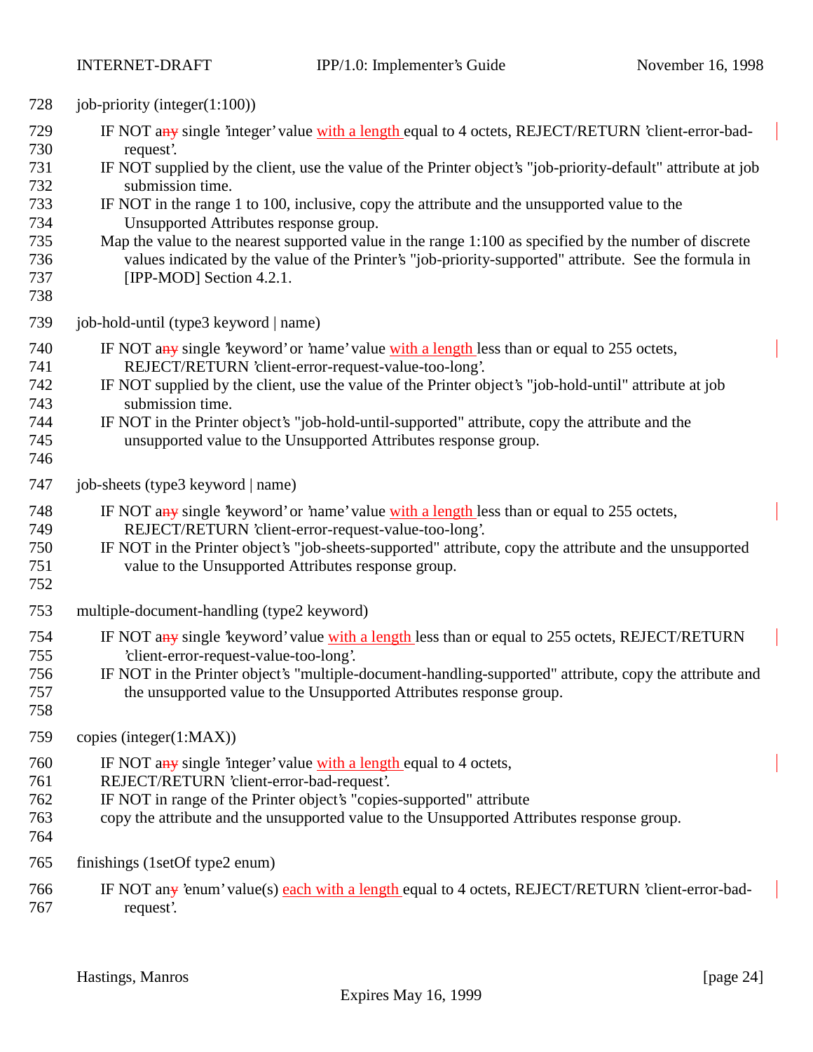job-priority (integer(1:100))

IF NOT a~~ny~~ single 'integer' value with a length equal to 4 octets, REJECT/RETURN 'client-error-bad-request'.
IF NOT supplied by the client, use the value of the Printer object's "job-priority-default" attribute at job submission time.
IF NOT in the range 1 to 100, inclusive, copy the attribute and the unsupported value to the Unsupported Attributes response group.
Map the value to the nearest supported value in the range 1:100 as specified by the number of discrete values indicated by the value of the Printer's "job-priority-supported" attribute. See the formula in [IPP-MOD] Section 4.2.1.

job-hold-until (type3 keyword | name)

IF NOT a~~ny~~ single 'keyword' or 'name' value with a length less than or equal to 255 octets, REJECT/RETURN 'client-error-request-value-too-long'.
IF NOT supplied by the client, use the value of the Printer object's "job-hold-until" attribute at job submission time.
IF NOT in the Printer object's "job-hold-until-supported" attribute, copy the attribute and the unsupported value to the Unsupported Attributes response group.

job-sheets (type3 keyword | name)

IF NOT a~~ny~~ single 'keyword' or 'name' value with a length less than or equal to 255 octets, REJECT/RETURN 'client-error-request-value-too-long'.
IF NOT in the Printer object's "job-sheets-supported" attribute, copy the attribute and the unsupported value to the Unsupported Attributes response group.

multiple-document-handling (type2 keyword)

IF NOT a~~ny~~ single 'keyword' value with a length less than or equal to 255 octets, REJECT/RETURN 'client-error-request-value-too-long'.
IF NOT in the Printer object's "multiple-document-handling-supported" attribute, copy the attribute and the unsupported value to the Unsupported Attributes response group.

copies (integer(1:MAX))

IF NOT a~~ny~~ single 'integer' value with a length equal to 4 octets,
REJECT/RETURN 'client-error-bad-request'.
IF NOT in range of the Printer object's "copies-supported" attribute
copy the attribute and the unsupported value to the Unsupported Attributes response group.

finishings (1setOf type2 enum)

IF NOT an~~y~~ 'enum' value(s) each with a length equal to 4 octets, REJECT/RETURN 'client-error-bad-request'.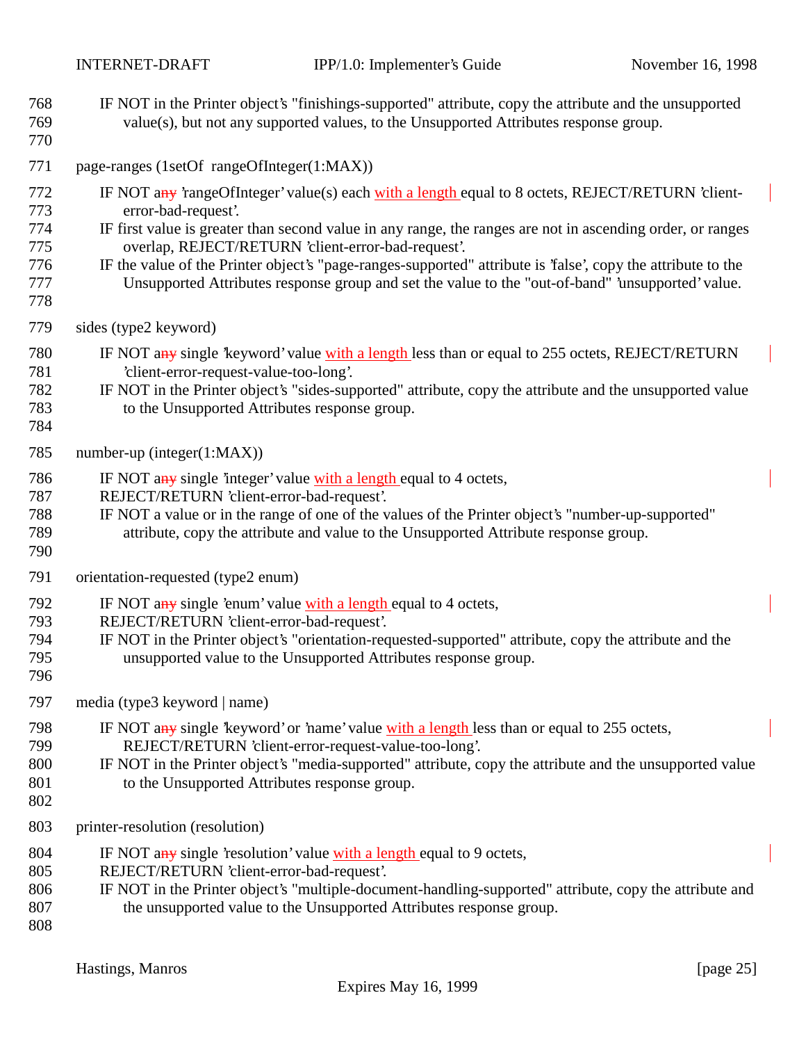IF NOT in the Printer object's "finishings-supported" attribute, copy the attribute and the unsupported value(s), but not any supported values, to the Unsupported Attributes response group.

page-ranges (1setOf rangeOfInteger(1:MAX))

IF NOT a~~ny~~ 'rangeOfInteger' value(s) each with a length equal to 8 octets, REJECT/RETURN 'client-error-bad-request'.
IF first value is greater than second value in any range, the ranges are not in ascending order, or ranges overlap, REJECT/RETURN 'client-error-bad-request'.
IF the value of the Printer object's "page-ranges-supported" attribute is 'false', copy the attribute to the Unsupported Attributes response group and set the value to the "out-of-band" 'unsupported' value.

sides (type2 keyword)

IF NOT a~~ny~~ single 'keyword' value with a length less than or equal to 255 octets, REJECT/RETURN 'client-error-request-value-too-long'.
IF NOT in the Printer object's "sides-supported" attribute, copy the attribute and the unsupported value to the Unsupported Attributes response group.

number-up (integer(1:MAX))

IF NOT a~~ny~~ single 'integer' value with a length equal to 4 octets,
REJECT/RETURN 'client-error-bad-request'.
IF NOT a value or in the range of one of the values of the Printer object's "number-up-supported" attribute, copy the attribute and value to the Unsupported Attribute response group.

orientation-requested (type2 enum)

IF NOT a~~ny~~ single 'enum' value with a length equal to 4 octets,
REJECT/RETURN 'client-error-bad-request'.
IF NOT in the Printer object's "orientation-requested-supported" attribute, copy the attribute and the unsupported value to the Unsupported Attributes response group.

media (type3 keyword | name)

IF NOT a~~ny~~ single 'keyword' or 'name' value with a length less than or equal to 255 octets, REJECT/RETURN 'client-error-request-value-too-long'.
IF NOT in the Printer object's "media-supported" attribute, copy the attribute and the unsupported value to the Unsupported Attributes response group.

printer-resolution (resolution)

IF NOT a~~ny~~ single 'resolution' value with a length equal to 9 octets,
REJECT/RETURN 'client-error-bad-request'.
IF NOT in the Printer object's "multiple-document-handling-supported" attribute, copy the attribute and the unsupported value to the Unsupported Attributes response group.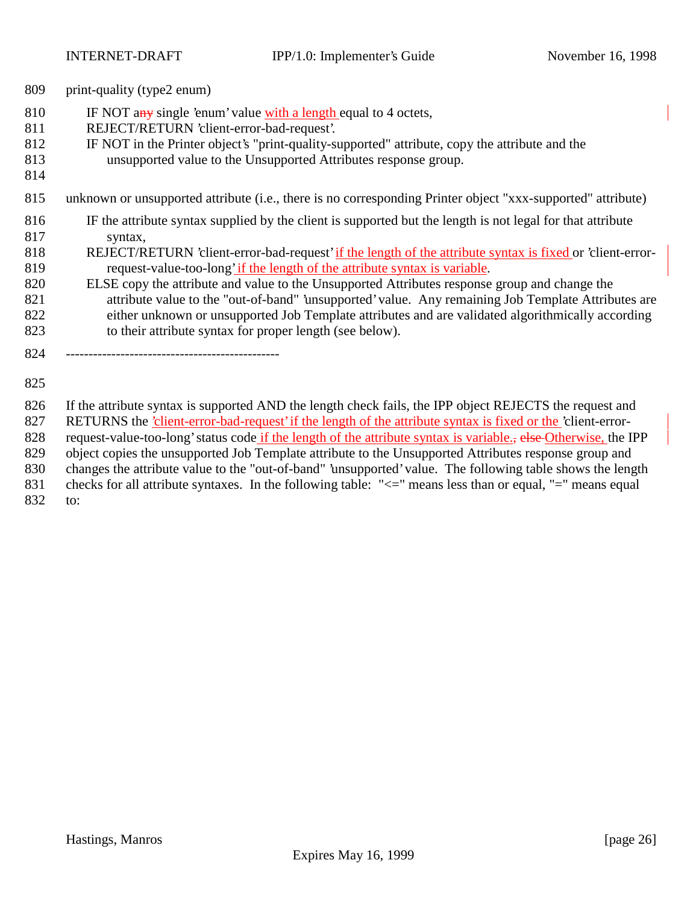print-quality (type2 enum)

IF NOT a single 'enum' value with a length equal to 4 octets,
REJECT/RETURN 'client-error-bad-request'.
IF NOT in the Printer object's "print-quality-supported" attribute, copy the attribute and the unsupported value to the Unsupported Attributes response group.

unknown or unsupported attribute (i.e., there is no corresponding Printer object "xxx-supported" attribute)

IF the attribute syntax supplied by the client is supported but the length is not legal for that attribute syntax,
REJECT/RETURN 'client-error-bad-request' if the length of the attribute syntax is fixed or 'client-error-request-value-too-long' if the length of the attribute syntax is variable.
ELSE copy the attribute and value to the Unsupported Attributes response group and change the attribute value to the "out-of-band" 'unsupported' value. Any remaining Job Template Attributes are either unknown or unsupported Job Template attributes and are validated algorithmically according to their attribute syntax for proper length (see below).

-----------------------------------------------

If the attribute syntax is supported AND the length check fails, the IPP object REJECTS the request and RETURNS the 'client-error-bad-request' if the length of the attribute syntax is fixed or the 'client-error-request-value-too-long' status code if the length of the attribute syntax is variable. Otherwise, the IPP object copies the unsupported Job Template attribute to the Unsupported Attributes response group and changes the attribute value to the "out-of-band" 'unsupported' value. The following table shows the length checks for all attribute syntaxes. In the following table: "<=" means less than or equal, "=" means equal to: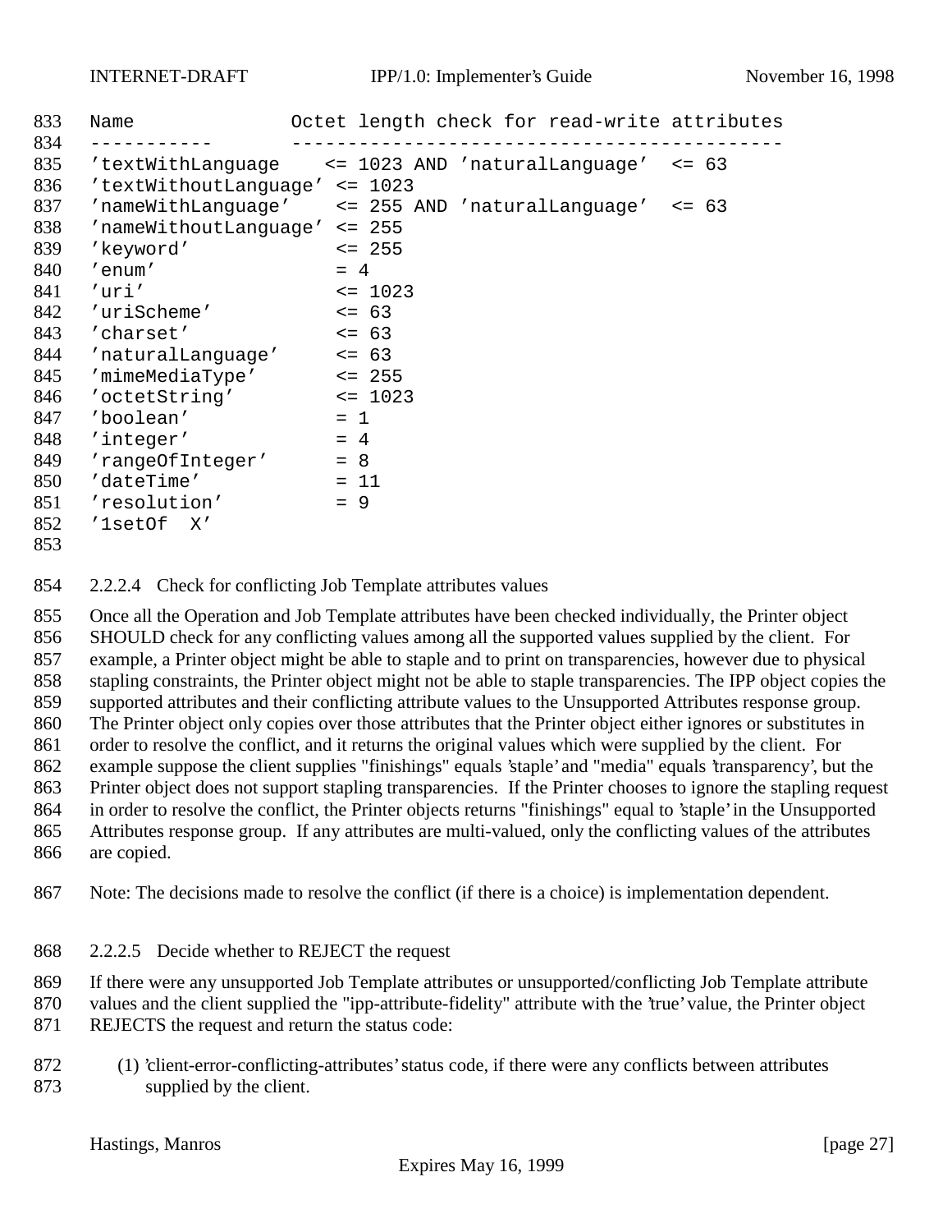```
Name               Octet length check for read-write attributes
-----------        -------------------------------------------
'textWithLanguage    <= 1023 AND 'naturalLanguage'  <= 63
'textWithoutLanguage' <= 1023
'nameWithLanguage'    <= 255 AND 'naturalLanguage'  <= 63
'nameWithoutLanguage' <= 255
'keyword'             <= 255
'enum'                = 4
'uri'                 <= 1023
'uriScheme'           <= 63
'charset'             <= 63
'naturalLanguage'     <= 63
'mimeMediaType'       <= 255
'octetString'         <= 1023
'boolean'             = 1
'integer'             = 4
'rangeOfInteger'      = 8
'dateTime'            = 11
'resolution'          = 9
'1setOf  X'
```

#### 2.2.2.4 Check for conflicting Job Template attributes values

Once all the Operation and Job Template attributes have been checked individually, the Printer object SHOULD check for any conflicting values among all the supported values supplied by the client. For example, a Printer object might be able to staple and to print on transparencies, however due to physical stapling constraints, the Printer object might not be able to staple transparencies. The IPP object copies the supported attributes and their conflicting attribute values to the Unsupported Attributes response group. The Printer object only copies over those attributes that the Printer object either ignores or substitutes in order to resolve the conflict, and it returns the original values which were supplied by the client. For example suppose the client supplies "finishings" equals 'staple' and "media" equals 'transparency', but the Printer object does not support stapling transparencies. If the Printer chooses to ignore the stapling request in order to resolve the conflict, the Printer objects returns "finishings" equal to 'staple' in the Unsupported Attributes response group. If any attributes are multi-valued, only the conflicting values of the attributes are copied.

Note: The decisions made to resolve the conflict (if there is a choice) is implementation dependent.

#### 2.2.2.5 Decide whether to REJECT the request

If there were any unsupported Job Template attributes or unsupported/conflicting Job Template attribute values and the client supplied the "ipp-attribute-fidelity" attribute with the 'true' value, the Printer object REJECTS the request and return the status code:

(1) 'client-error-conflicting-attributes' status code, if there were any conflicts between attributes supplied by the client.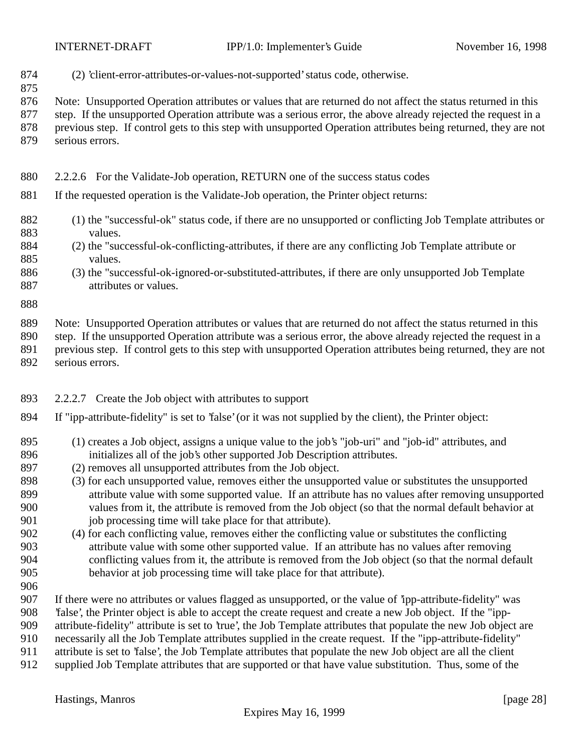(2) 'client-error-attributes-or-values-not-supported' status code, otherwise.

Note: Unsupported Operation attributes or values that are returned do not affect the status returned in this step. If the unsupported Operation attribute was a serious error, the above already rejected the request in a previous step. If control gets to this step with unsupported Operation attributes being returned, they are not serious errors.

#### 2.2.2.6 For the Validate-Job operation, RETURN one of the success status codes

If the requested operation is the Validate-Job operation, the Printer object returns:

(1) the "successful-ok" status code, if there are no unsupported or conflicting Job Template attributes or values.
(2) the "successful-ok-conflicting-attributes, if there are any conflicting Job Template attribute or values.
(3) the "successful-ok-ignored-or-substituted-attributes, if there are only unsupported Job Template attributes or values.

Note: Unsupported Operation attributes or values that are returned do not affect the status returned in this step. If the unsupported Operation attribute was a serious error, the above already rejected the request in a previous step. If control gets to this step with unsupported Operation attributes being returned, they are not serious errors.

#### 2.2.2.7 Create the Job object with attributes to support

If "ipp-attribute-fidelity" is set to 'false' (or it was not supplied by the client), the Printer object:

(1) creates a Job object, assigns a unique value to the job's "job-uri" and "job-id" attributes, and initializes all of the job's other supported Job Description attributes.
(2) removes all unsupported attributes from the Job object.
(3) for each unsupported value, removes either the unsupported value or substitutes the unsupported attribute value with some supported value. If an attribute has no values after removing unsupported values from it, the attribute is removed from the Job object (so that the normal default behavior at job processing time will take place for that attribute).
(4) for each conflicting value, removes either the conflicting value or substitutes the conflicting attribute value with some other supported value. If an attribute has no values after removing conflicting values from it, the attribute is removed from the Job object (so that the normal default behavior at job processing time will take place for that attribute).

If there were no attributes or values flagged as unsupported, or the value of 'ipp-attribute-fidelity" was 'false', the Printer object is able to accept the create request and create a new Job object. If the "ipp-attribute-fidelity" attribute is set to 'true', the Job Template attributes that populate the new Job object are necessarily all the Job Template attributes supplied in the create request. If the "ipp-attribute-fidelity" attribute is set to 'false', the Job Template attributes that populate the new Job object are all the client supplied Job Template attributes that are supported or that have value substitution. Thus, some of the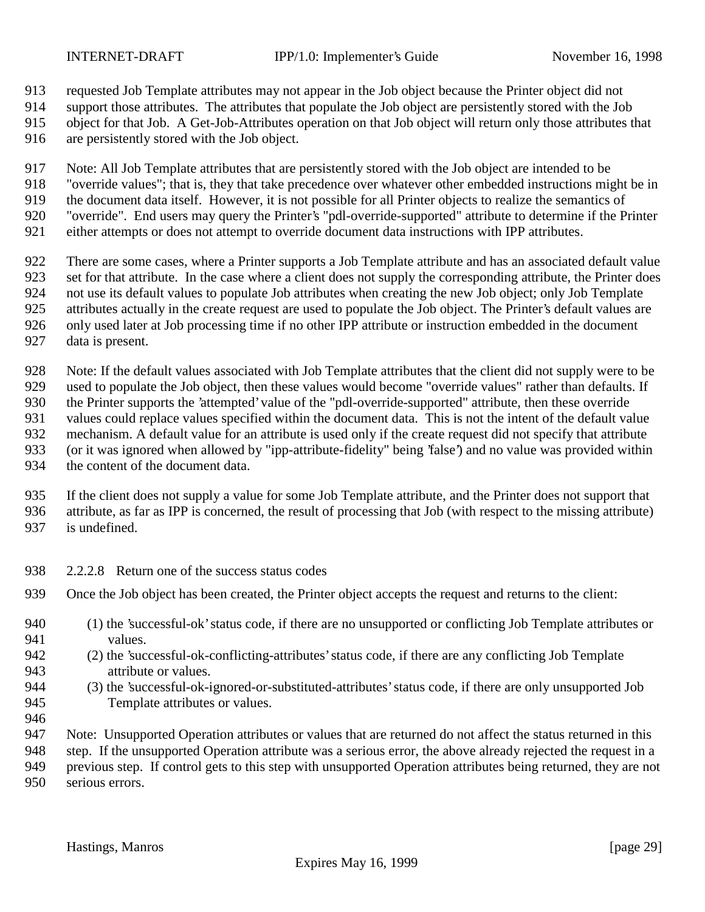requested Job Template attributes may not appear in the Job object because the Printer object did not support those attributes. The attributes that populate the Job object are persistently stored with the Job object for that Job. A Get-Job-Attributes operation on that Job object will return only those attributes that are persistently stored with the Job object.

Note: All Job Template attributes that are persistently stored with the Job object are intended to be "override values"; that is, they that take precedence over whatever other embedded instructions might be in the document data itself. However, it is not possible for all Printer objects to realize the semantics of "override". End users may query the Printer's "pdl-override-supported" attribute to determine if the Printer either attempts or does not attempt to override document data instructions with IPP attributes.

There are some cases, where a Printer supports a Job Template attribute and has an associated default value set for that attribute. In the case where a client does not supply the corresponding attribute, the Printer does not use its default values to populate Job attributes when creating the new Job object; only Job Template attributes actually in the create request are used to populate the Job object. The Printer's default values are only used later at Job processing time if no other IPP attribute or instruction embedded in the document data is present.

Note: If the default values associated with Job Template attributes that the client did not supply were to be used to populate the Job object, then these values would become "override values" rather than defaults. If the Printer supports the 'attempted' value of the "pdl-override-supported" attribute, then these override values could replace values specified within the document data. This is not the intent of the default value mechanism. A default value for an attribute is used only if the create request did not specify that attribute (or it was ignored when allowed by "ipp-attribute-fidelity" being 'false') and no value was provided within the content of the document data.

If the client does not supply a value for some Job Template attribute, and the Printer does not support that attribute, as far as IPP is concerned, the result of processing that Job (with respect to the missing attribute) is undefined.

#### 2.2.2.8 Return one of the success status codes

Once the Job object has been created, the Printer object accepts the request and returns to the client:

(1) the 'successful-ok' status code, if there are no unsupported or conflicting Job Template attributes or values.
(2) the 'successful-ok-conflicting-attributes' status code, if there are any conflicting Job Template attribute or values.
(3) the 'successful-ok-ignored-or-substituted-attributes' status code, if there are only unsupported Job Template attributes or values.

Note: Unsupported Operation attributes or values that are returned do not affect the status returned in this step. If the unsupported Operation attribute was a serious error, the above already rejected the request in a previous step. If control gets to this step with unsupported Operation attributes being returned, they are not serious errors.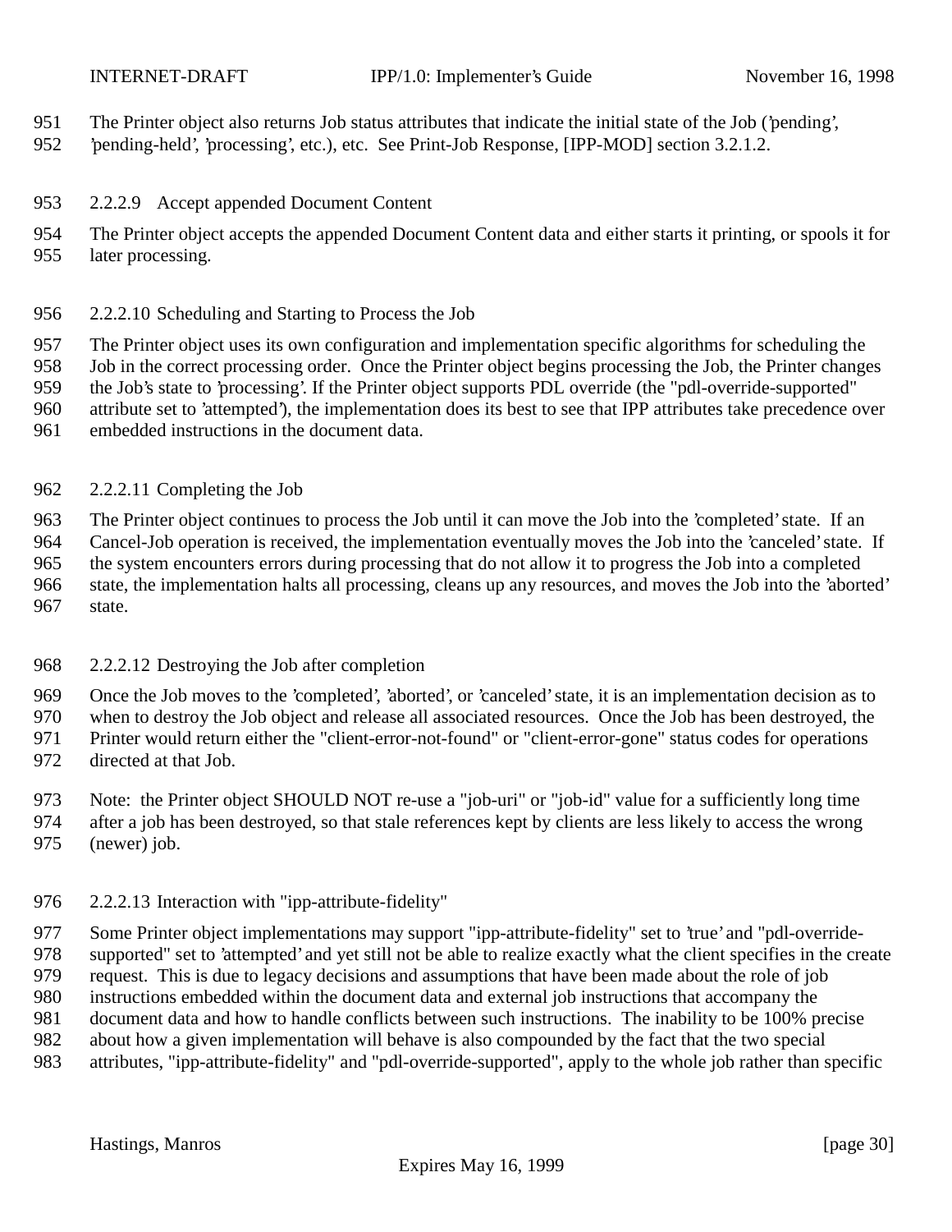The Printer object also returns Job status attributes that indicate the initial state of the Job ('pending', 'pending-held', 'processing', etc.), etc. See Print-Job Response, [IPP-MOD] section 3.2.1.2.

#### 2.2.2.9 Accept appended Document Content

The Printer object accepts the appended Document Content data and either starts it printing, or spools it for later processing.

#### 2.2.2.10 Scheduling and Starting to Process the Job

The Printer object uses its own configuration and implementation specific algorithms for scheduling the Job in the correct processing order. Once the Printer object begins processing the Job, the Printer changes the Job's state to 'processing'. If the Printer object supports PDL override (the "pdl-override-supported" attribute set to 'attempted'), the implementation does its best to see that IPP attributes take precedence over embedded instructions in the document data.

#### 2.2.2.11 Completing the Job

The Printer object continues to process the Job until it can move the Job into the 'completed' state. If an Cancel-Job operation is received, the implementation eventually moves the Job into the 'canceled' state. If the system encounters errors during processing that do not allow it to progress the Job into a completed state, the implementation halts all processing, cleans up any resources, and moves the Job into the 'aborted' state.

#### 2.2.2.12 Destroying the Job after completion

Once the Job moves to the 'completed', 'aborted', or 'canceled' state, it is an implementation decision as to when to destroy the Job object and release all associated resources. Once the Job has been destroyed, the Printer would return either the "client-error-not-found" or "client-error-gone" status codes for operations directed at that Job.

Note: the Printer object SHOULD NOT re-use a "job-uri" or "job-id" value for a sufficiently long time after a job has been destroyed, so that stale references kept by clients are less likely to access the wrong (newer) job.

#### 2.2.2.13 Interaction with "ipp-attribute-fidelity"

Some Printer object implementations may support "ipp-attribute-fidelity" set to 'true' and "pdl-override-supported" set to 'attempted' and yet still not be able to realize exactly what the client specifies in the create request. This is due to legacy decisions and assumptions that have been made about the role of job instructions embedded within the document data and external job instructions that accompany the document data and how to handle conflicts between such instructions. The inability to be 100% precise about how a given implementation will behave is also compounded by the fact that the two special attributes, "ipp-attribute-fidelity" and "pdl-override-supported", apply to the whole job rather than specific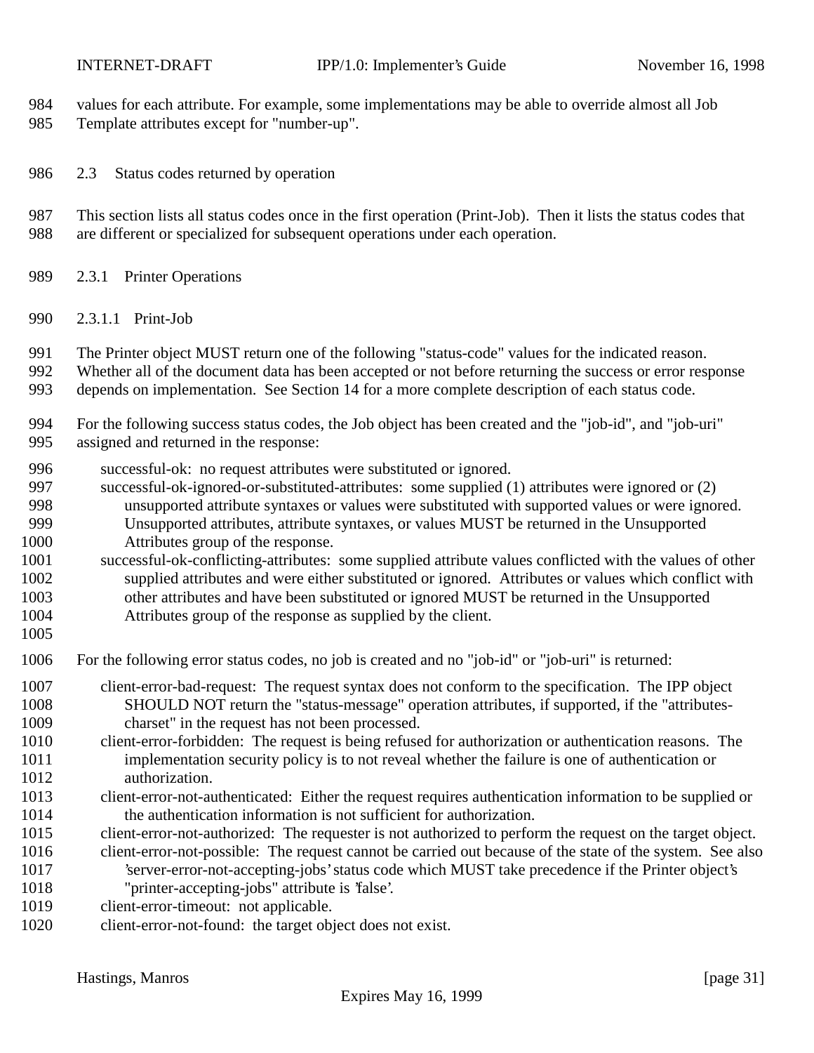values for each attribute. For example, some implementations may be able to override almost all Job Template attributes except for "number-up".

### 2.3 Status codes returned by operation

This section lists all status codes once in the first operation (Print-Job). Then it lists the status codes that are different or specialized for subsequent operations under each operation.

#### 2.3.1 Printer Operations

##### 2.3.1.1 Print-Job

The Printer object MUST return one of the following "status-code" values for the indicated reason. Whether all of the document data has been accepted or not before returning the success or error response depends on implementation. See Section 14 for a more complete description of each status code.

For the following success status codes, the Job object has been created and the "job-id", and "job-uri" assigned and returned in the response:

- successful-ok: no request attributes were substituted or ignored.
- successful-ok-ignored-or-substituted-attributes: some supplied (1) attributes were ignored or (2) unsupported attribute syntaxes or values were substituted with supported values or were ignored. Unsupported attributes, attribute syntaxes, or values MUST be returned in the Unsupported Attributes group of the response.
- successful-ok-conflicting-attributes: some supplied attribute values conflicted with the values of other supplied attributes and were either substituted or ignored. Attributes or values which conflict with other attributes and have been substituted or ignored MUST be returned in the Unsupported Attributes group of the response as supplied by the client.

For the following error status codes, no job is created and no "job-id" or "job-uri" is returned:

- client-error-bad-request: The request syntax does not conform to the specification. The IPP object SHOULD NOT return the "status-message" operation attributes, if supported, if the "attributes-charset" in the request has not been processed.
- client-error-forbidden: The request is being refused for authorization or authentication reasons. The implementation security policy is to not reveal whether the failure is one of authentication or authorization.
- client-error-not-authenticated: Either the request requires authentication information to be supplied or the authentication information is not sufficient for authorization.
- client-error-not-authorized: The requester is not authorized to perform the request on the target object.
- client-error-not-possible: The request cannot be carried out because of the state of the system. See also 'server-error-not-accepting-jobs' status code which MUST take precedence if the Printer object's "printer-accepting-jobs" attribute is 'false'.
- client-error-timeout: not applicable.
- client-error-not-found: the target object does not exist.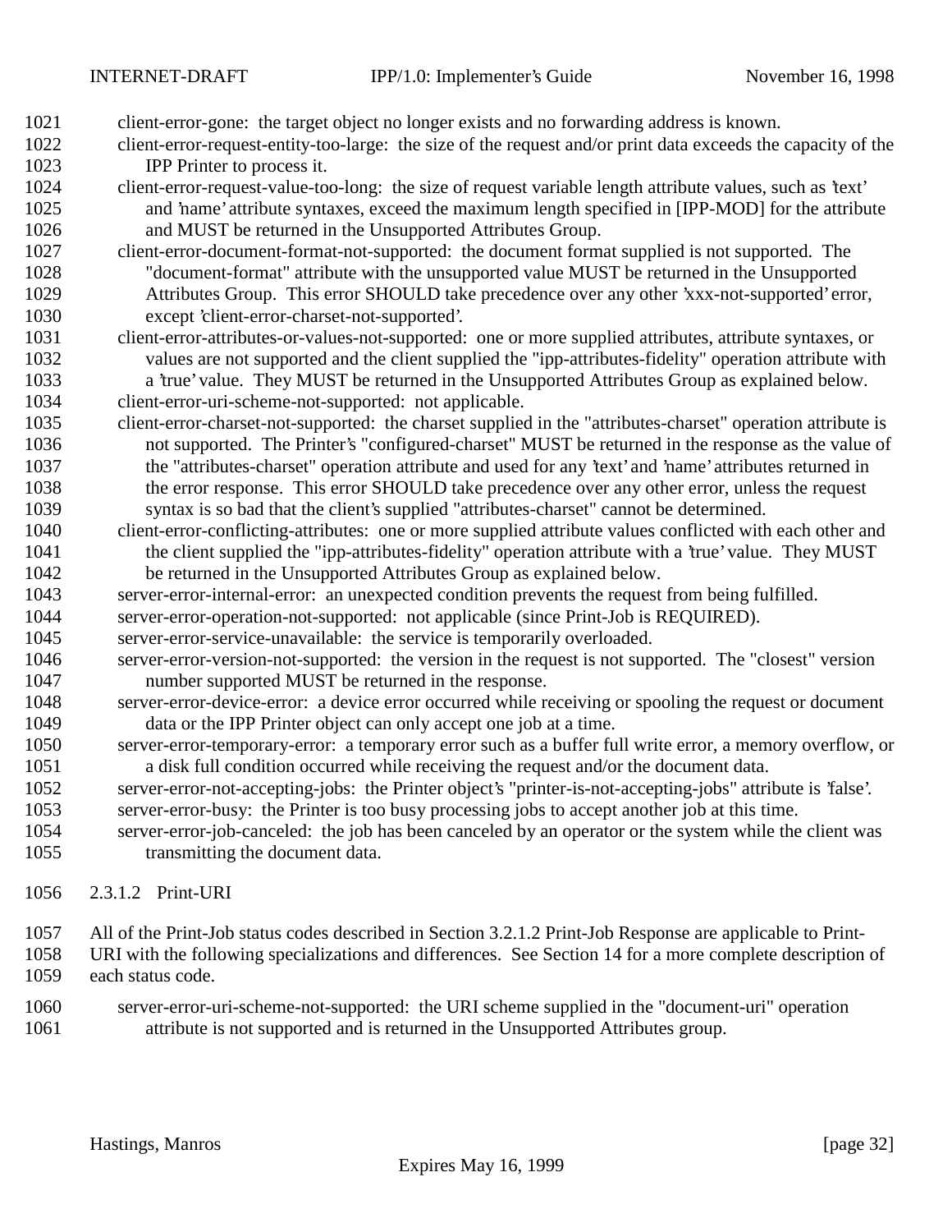client-error-gone: the target object no longer exists and no forwarding address is known.

client-error-request-entity-too-large: the size of the request and/or print data exceeds the capacity of the IPP Printer to process it.

client-error-request-value-too-long: the size of request variable length attribute values, such as 'text' and 'name' attribute syntaxes, exceed the maximum length specified in [IPP-MOD] for the attribute and MUST be returned in the Unsupported Attributes Group.

client-error-document-format-not-supported: the document format supplied is not supported. The "document-format" attribute with the unsupported value MUST be returned in the Unsupported Attributes Group. This error SHOULD take precedence over any other 'xxx-not-supported' error, except 'client-error-charset-not-supported'.

client-error-attributes-or-values-not-supported: one or more supplied attributes, attribute syntaxes, or values are not supported and the client supplied the "ipp-attributes-fidelity" operation attribute with a 'true' value. They MUST be returned in the Unsupported Attributes Group as explained below.

client-error-uri-scheme-not-supported: not applicable.

client-error-charset-not-supported: the charset supplied in the "attributes-charset" operation attribute is not supported. The Printer's "configured-charset" MUST be returned in the response as the value of the "attributes-charset" operation attribute and used for any 'text' and 'name' attributes returned in the error response. This error SHOULD take precedence over any other error, unless the request syntax is so bad that the client's supplied "attributes-charset" cannot be determined.

client-error-conflicting-attributes: one or more supplied attribute values conflicted with each other and the client supplied the "ipp-attributes-fidelity" operation attribute with a 'true' value. They MUST be returned in the Unsupported Attributes Group as explained below.

server-error-internal-error: an unexpected condition prevents the request from being fulfilled.

server-error-operation-not-supported: not applicable (since Print-Job is REQUIRED).

server-error-service-unavailable: the service is temporarily overloaded.

server-error-version-not-supported: the version in the request is not supported. The "closest" version number supported MUST be returned in the response.

server-error-device-error: a device error occurred while receiving or spooling the request or document data or the IPP Printer object can only accept one job at a time.

server-error-temporary-error: a temporary error such as a buffer full write error, a memory overflow, or a disk full condition occurred while receiving the request and/or the document data.

server-error-not-accepting-jobs: the Printer object's "printer-is-not-accepting-jobs" attribute is 'false'.

server-error-busy: the Printer is too busy processing jobs to accept another job at this time.

server-error-job-canceled: the job has been canceled by an operator or the system while the client was transmitting the document data.

#### 2.3.1.2 Print-URI

All of the Print-Job status codes described in Section 3.2.1.2 Print-Job Response are applicable to Print-URI with the following specializations and differences. See Section 14 for a more complete description of each status code.

server-error-uri-scheme-not-supported: the URI scheme supplied in the "document-uri" operation attribute is not supported and is returned in the Unsupported Attributes group.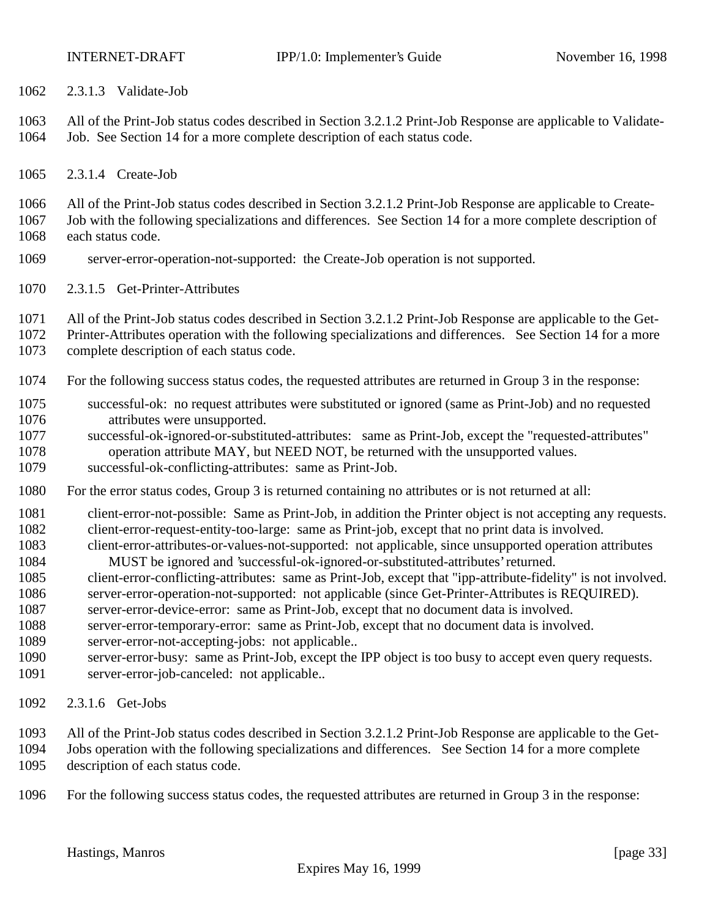#### 2.3.1.3 Validate-Job

All of the Print-Job status codes described in Section 3.2.1.2 Print-Job Response are applicable to Validate-Job. See Section 14 for a more complete description of each status code.

#### 2.3.1.4 Create-Job

All of the Print-Job status codes described in Section 3.2.1.2 Print-Job Response are applicable to Create-Job with the following specializations and differences. See Section 14 for a more complete description of each status code.

server-error-operation-not-supported: the Create-Job operation is not supported.

#### 2.3.1.5 Get-Printer-Attributes

All of the Print-Job status codes described in Section 3.2.1.2 Print-Job Response are applicable to the Get-Printer-Attributes operation with the following specializations and differences. See Section 14 for a more complete description of each status code.

For the following success status codes, the requested attributes are returned in Group 3 in the response:

- successful-ok: no request attributes were substituted or ignored (same as Print-Job) and no requested attributes were unsupported.
- successful-ok-ignored-or-substituted-attributes: same as Print-Job, except the "requested-attributes" operation attribute MAY, but NEED NOT, be returned with the unsupported values.
- successful-ok-conflicting-attributes: same as Print-Job.

For the error status codes, Group 3 is returned containing no attributes or is not returned at all:

- client-error-not-possible: Same as Print-Job, in addition the Printer object is not accepting any requests.
- client-error-request-entity-too-large: same as Print-job, except that no print data is involved.
- client-error-attributes-or-values-not-supported: not applicable, since unsupported operation attributes MUST be ignored and 'successful-ok-ignored-or-substituted-attributes' returned.
- client-error-conflicting-attributes: same as Print-Job, except that "ipp-attribute-fidelity" is not involved.
- server-error-operation-not-supported: not applicable (since Get-Printer-Attributes is REQUIRED).
- server-error-device-error: same as Print-Job, except that no document data is involved.
- server-error-temporary-error: same as Print-Job, except that no document data is involved.
- server-error-not-accepting-jobs: not applicable..
- server-error-busy: same as Print-Job, except the IPP object is too busy to accept even query requests.
- server-error-job-canceled: not applicable..

#### 2.3.1.6 Get-Jobs

All of the Print-Job status codes described in Section 3.2.1.2 Print-Job Response are applicable to the Get-Jobs operation with the following specializations and differences. See Section 14 for a more complete description of each status code.

For the following success status codes, the requested attributes are returned in Group 3 in the response: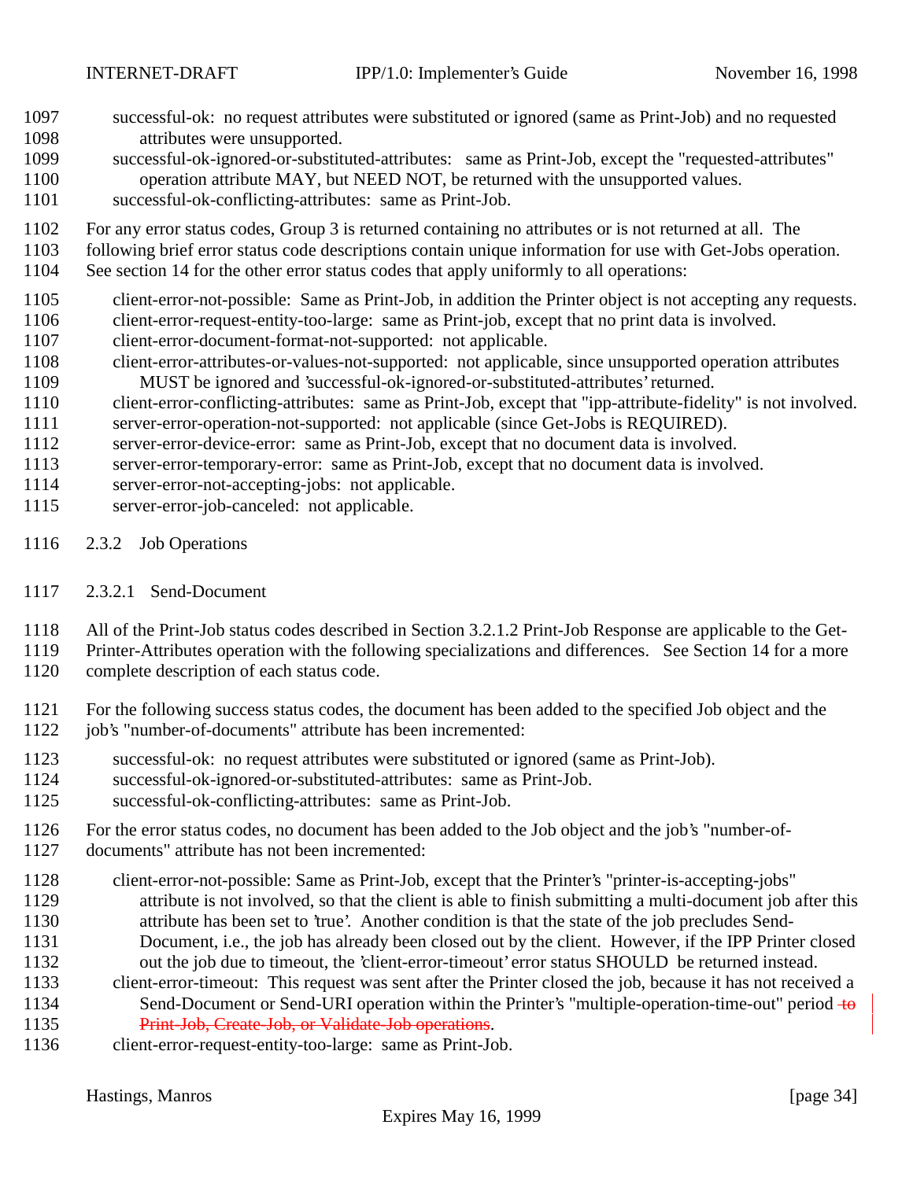successful-ok: no request attributes were substituted or ignored (same as Print-Job) and no requested attributes were unsupported.

successful-ok-ignored-or-substituted-attributes: same as Print-Job, except the "requested-attributes" operation attribute MAY, but NEED NOT, be returned with the unsupported values.

successful-ok-conflicting-attributes: same as Print-Job.

For any error status codes, Group 3 is returned containing no attributes or is not returned at all. The following brief error status code descriptions contain unique information for use with Get-Jobs operation. See section 14 for the other error status codes that apply uniformly to all operations:

client-error-not-possible: Same as Print-Job, in addition the Printer object is not accepting any requests.

client-error-request-entity-too-large: same as Print-job, except that no print data is involved.

client-error-document-format-not-supported: not applicable.

client-error-attributes-or-values-not-supported: not applicable, since unsupported operation attributes MUST be ignored and 'successful-ok-ignored-or-substituted-attributes' returned.

client-error-conflicting-attributes: same as Print-Job, except that "ipp-attribute-fidelity" is not involved.

server-error-operation-not-supported: not applicable (since Get-Jobs is REQUIRED).

server-error-device-error: same as Print-Job, except that no document data is involved.

server-error-temporary-error: same as Print-Job, except that no document data is involved.

server-error-not-accepting-jobs: not applicable.

server-error-job-canceled: not applicable.

### 2.3.2 Job Operations

#### 2.3.2.1 Send-Document

All of the Print-Job status codes described in Section 3.2.1.2 Print-Job Response are applicable to the Get-Printer-Attributes operation with the following specializations and differences. See Section 14 for a more complete description of each status code.

For the following success status codes, the document has been added to the specified Job object and the job's "number-of-documents" attribute has been incremented:

successful-ok: no request attributes were substituted or ignored (same as Print-Job).

successful-ok-ignored-or-substituted-attributes: same as Print-Job.

successful-ok-conflicting-attributes: same as Print-Job.

For the error status codes, no document has been added to the Job object and the job's "number-of-documents" attribute has not been incremented:

client-error-not-possible: Same as Print-Job, except that the Printer's "printer-is-accepting-jobs" attribute is not involved, so that the client is able to finish submitting a multi-document job after this attribute has been set to 'true'. Another condition is that the state of the job precludes Send-Document, i.e., the job has already been closed out by the client. However, if the IPP Printer closed out the job due to timeout, the 'client-error-timeout' error status SHOULD be returned instead.

client-error-timeout: This request was sent after the Printer closed the job, because it has not received a Send-Document or Send-URI operation within the Printer's "multiple-operation-time-out" period ~~to Print-Job, Create-Job, or Validate-Job operations~~.

client-error-request-entity-too-large: same as Print-Job.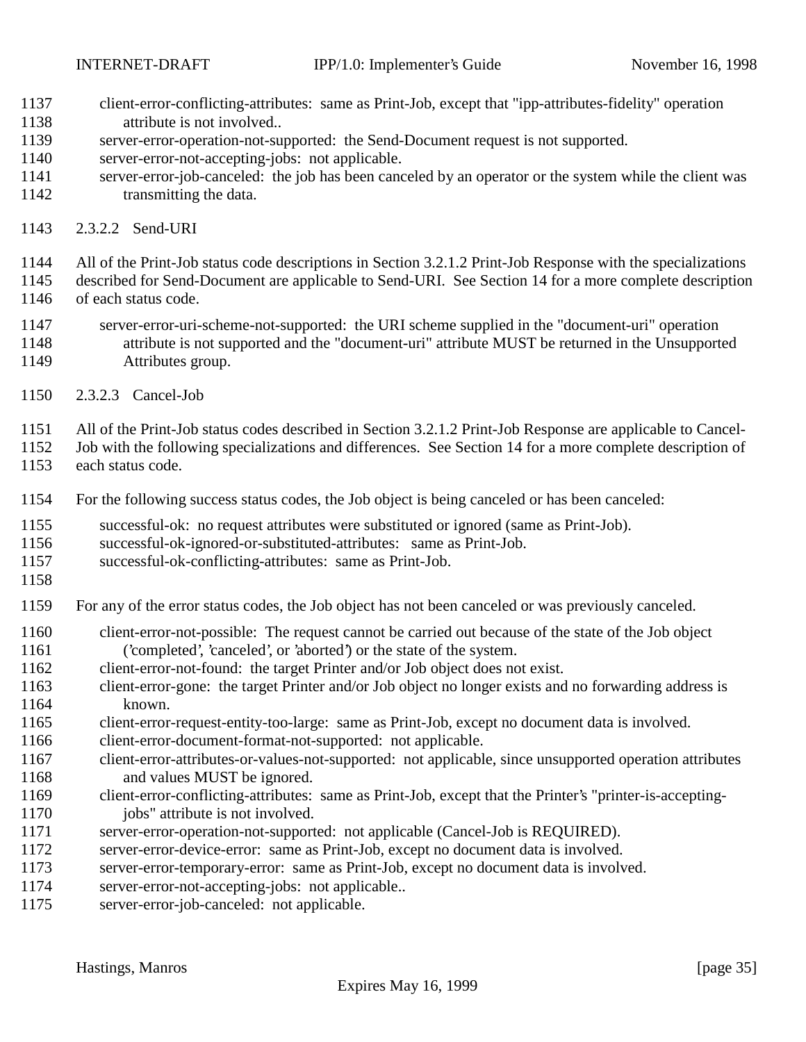client-error-conflicting-attributes: same as Print-Job, except that "ipp-attributes-fidelity" operation attribute is not involved..
server-error-operation-not-supported: the Send-Document request is not supported.
server-error-not-accepting-jobs: not applicable.
server-error-job-canceled: the job has been canceled by an operator or the system while the client was transmitting the data.

#### 2.3.2.2 Send-URI

All of the Print-Job status code descriptions in Section 3.2.1.2 Print-Job Response with the specializations described for Send-Document are applicable to Send-URI. See Section 14 for a more complete description of each status code.

server-error-uri-scheme-not-supported: the URI scheme supplied in the "document-uri" operation attribute is not supported and the "document-uri" attribute MUST be returned in the Unsupported Attributes group.

#### 2.3.2.3 Cancel-Job

All of the Print-Job status codes described in Section 3.2.1.2 Print-Job Response are applicable to Cancel-Job with the following specializations and differences. See Section 14 for a more complete description of each status code.

For the following success status codes, the Job object is being canceled or has been canceled:

successful-ok: no request attributes were substituted or ignored (same as Print-Job).
successful-ok-ignored-or-substituted-attributes: same as Print-Job.
successful-ok-conflicting-attributes: same as Print-Job.

For any of the error status codes, the Job object has not been canceled or was previously canceled.

client-error-not-possible: The request cannot be carried out because of the state of the Job object ('completed', 'canceled', or 'aborted') or the state of the system.
client-error-not-found: the target Printer and/or Job object does not exist.
client-error-gone: the target Printer and/or Job object no longer exists and no forwarding address is known.
client-error-request-entity-too-large: same as Print-Job, except no document data is involved.
client-error-document-format-not-supported: not applicable.
client-error-attributes-or-values-not-supported: not applicable, since unsupported operation attributes and values MUST be ignored.
client-error-conflicting-attributes: same as Print-Job, except that the Printer's "printer-is-accepting-jobs" attribute is not involved.
server-error-operation-not-supported: not applicable (Cancel-Job is REQUIRED).
server-error-device-error: same as Print-Job, except no document data is involved.
server-error-temporary-error: same as Print-Job, except no document data is involved.
server-error-not-accepting-jobs: not applicable..
server-error-job-canceled: not applicable.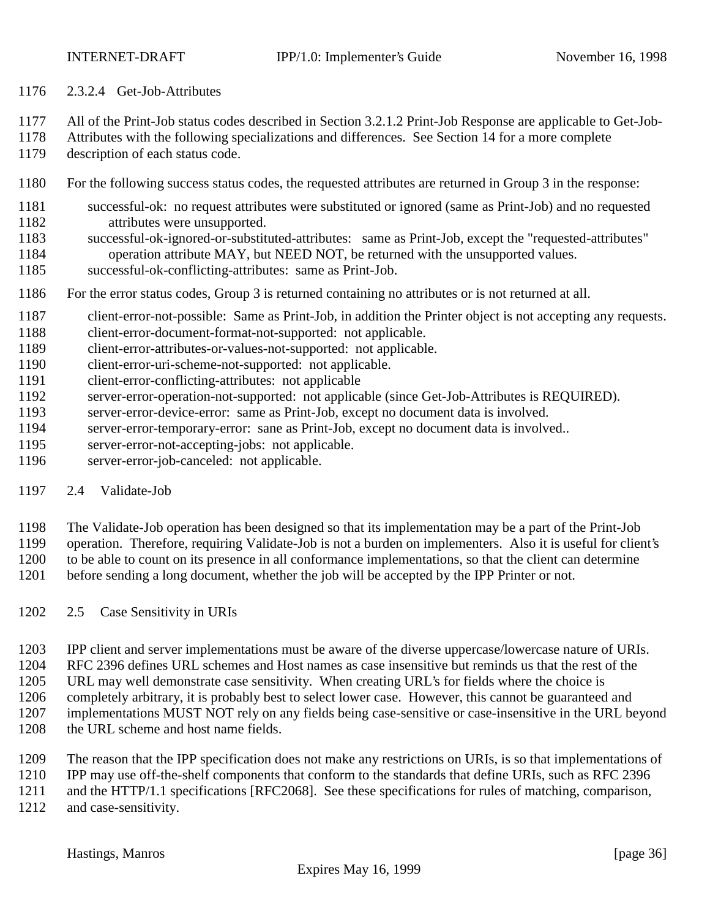#### 2.3.2.4 Get-Job-Attributes

All of the Print-Job status codes described in Section 3.2.1.2 Print-Job Response are applicable to Get-Job-Attributes with the following specializations and differences. See Section 14 for a more complete description of each status code.

For the following success status codes, the requested attributes are returned in Group 3 in the response:

- successful-ok: no request attributes were substituted or ignored (same as Print-Job) and no requested attributes were unsupported.
- successful-ok-ignored-or-substituted-attributes: same as Print-Job, except the "requested-attributes" operation attribute MAY, but NEED NOT, be returned with the unsupported values.
- successful-ok-conflicting-attributes: same as Print-Job.

For the error status codes, Group 3 is returned containing no attributes or is not returned at all.

- client-error-not-possible: Same as Print-Job, in addition the Printer object is not accepting any requests.
- client-error-document-format-not-supported: not applicable.
- client-error-attributes-or-values-not-supported: not applicable.
- client-error-uri-scheme-not-supported: not applicable.
- client-error-conflicting-attributes: not applicable
- server-error-operation-not-supported: not applicable (since Get-Job-Attributes is REQUIRED).
- server-error-device-error: same as Print-Job, except no document data is involved.
- server-error-temporary-error: sane as Print-Job, except no document data is involved..
- server-error-not-accepting-jobs: not applicable.
- server-error-job-canceled: not applicable.

## 2.4 Validate-Job

The Validate-Job operation has been designed so that its implementation may be a part of the Print-Job operation. Therefore, requiring Validate-Job is not a burden on implementers. Also it is useful for client's to be able to count on its presence in all conformance implementations, so that the client can determine before sending a long document, whether the job will be accepted by the IPP Printer or not.

## 2.5 Case Sensitivity in URIs

IPP client and server implementations must be aware of the diverse uppercase/lowercase nature of URIs. RFC 2396 defines URL schemes and Host names as case insensitive but reminds us that the rest of the URL may well demonstrate case sensitivity. When creating URL's for fields where the choice is completely arbitrary, it is probably best to select lower case. However, this cannot be guaranteed and implementations MUST NOT rely on any fields being case-sensitive or case-insensitive in the URL beyond the URL scheme and host name fields.

The reason that the IPP specification does not make any restrictions on URIs, is so that implementations of IPP may use off-the-shelf components that conform to the standards that define URIs, such as RFC 2396 and the HTTP/1.1 specifications [RFC2068]. See these specifications for rules of matching, comparison, and case-sensitivity.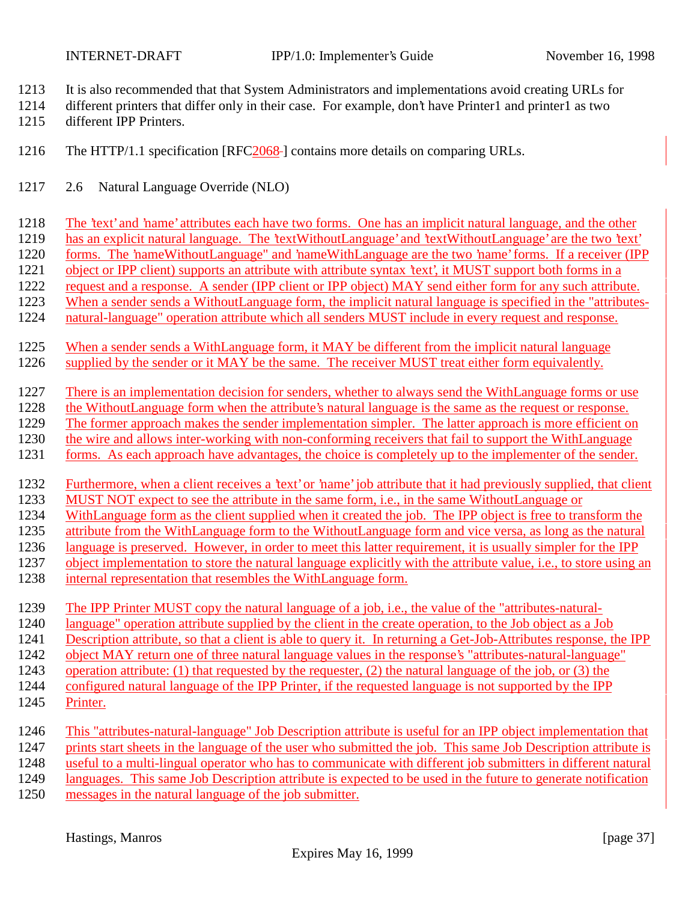It is also recommended that that System Administrators and implementations avoid creating URLs for different printers that differ only in their case. For example, don't have Printer1 and printer1 as two different IPP Printers.

The HTTP/1.1 specification [RFC2068] contains more details on comparing URLs.

## 2.6 Natural Language Override (NLO)

The 'text' and 'name' attributes each have two forms. One has an implicit natural language, and the other has an explicit natural language. The 'textWithoutLanguage' and 'textWithoutLanguage' are the two 'text' forms. The 'nameWithoutLanguage" and 'nameWithLanguage are the two 'name' forms. If a receiver (IPP object or IPP client) supports an attribute with attribute syntax 'text', it MUST support both forms in a request and a response. A sender (IPP client or IPP object) MAY send either form for any such attribute. When a sender sends a WithoutLanguage form, the implicit natural language is specified in the "attributes-natural-language" operation attribute which all senders MUST include in every request and response.

When a sender sends a WithLanguage form, it MAY be different from the implicit natural language supplied by the sender or it MAY be the same. The receiver MUST treat either form equivalently.

There is an implementation decision for senders, whether to always send the WithLanguage forms or use the WithoutLanguage form when the attribute's natural language is the same as the request or response. The former approach makes the sender implementation simpler. The latter approach is more efficient on the wire and allows inter-working with non-conforming receivers that fail to support the WithLanguage forms. As each approach have advantages, the choice is completely up to the implementer of the sender.

Furthermore, when a client receives a 'text' or 'name' job attribute that it had previously supplied, that client MUST NOT expect to see the attribute in the same form, i.e., in the same WithoutLanguage or WithLanguage form as the client supplied when it created the job. The IPP object is free to transform the attribute from the WithLanguage form to the WithoutLanguage form and vice versa, as long as the natural language is preserved. However, in order to meet this latter requirement, it is usually simpler for the IPP object implementation to store the natural language explicitly with the attribute value, i.e., to store using an internal representation that resembles the WithLanguage form.

The IPP Printer MUST copy the natural language of a job, i.e., the value of the "attributes-natural-language" operation attribute supplied by the client in the create operation, to the Job object as a Job Description attribute, so that a client is able to query it. In returning a Get-Job-Attributes response, the IPP object MAY return one of three natural language values in the response's "attributes-natural-language" operation attribute: (1) that requested by the requester, (2) the natural language of the job, or (3) the configured natural language of the IPP Printer, if the requested language is not supported by the IPP Printer.

This "attributes-natural-language" Job Description attribute is useful for an IPP object implementation that prints start sheets in the language of the user who submitted the job. This same Job Description attribute is useful to a multi-lingual operator who has to communicate with different job submitters in different natural languages. This same Job Description attribute is expected to be used in the future to generate notification messages in the natural language of the job submitter.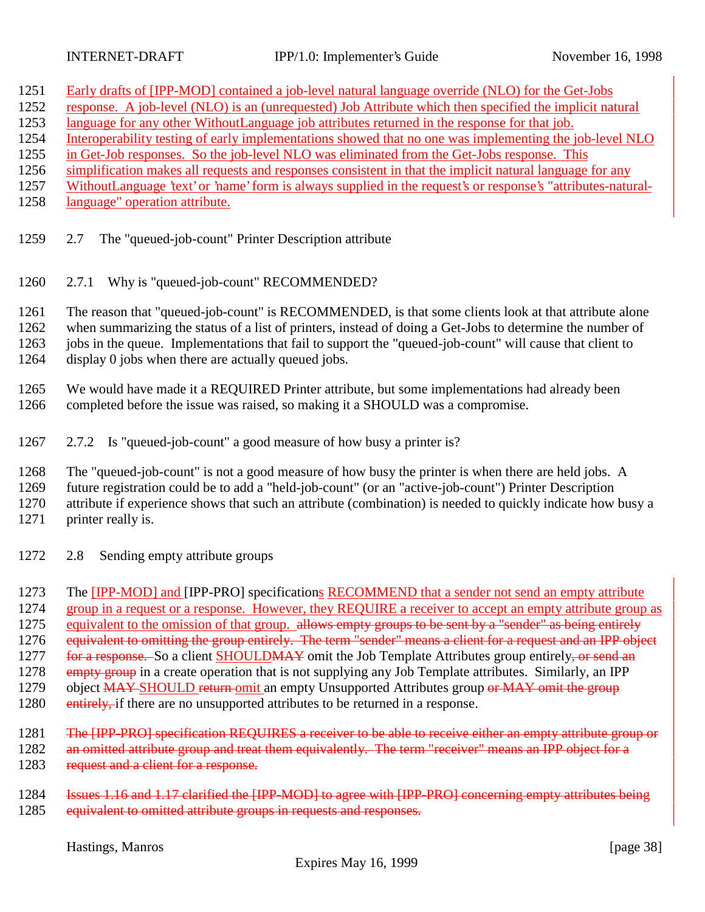Early drafts of [IPP-MOD] contained a job-level natural language override (NLO) for the Get-Jobs response. A job-level (NLO) is an (unrequested) Job Attribute which then specified the implicit natural language for any other WithoutLanguage job attributes returned in the response for that job. Interoperability testing of early implementations showed that no one was implementing the job-level NLO in Get-Job responses. So the job-level NLO was eliminated from the Get-Jobs response. This simplification makes all requests and responses consistent in that the implicit natural language for any WithoutLanguage 'text' or 'name' form is always supplied in the request's or response's "attributes-natural-language" operation attribute.

## 2.7 The "queued-job-count" Printer Description attribute

### 2.7.1 Why is "queued-job-count" RECOMMENDED?

The reason that "queued-job-count" is RECOMMENDED, is that some clients look at that attribute alone when summarizing the status of a list of printers, instead of doing a Get-Jobs to determine the number of jobs in the queue. Implementations that fail to support the "queued-job-count" will cause that client to display 0 jobs when there are actually queued jobs.

We would have made it a REQUIRED Printer attribute, but some implementations had already been completed before the issue was raised, so making it a SHOULD was a compromise.

### 2.7.2 Is "queued-job-count" a good measure of how busy a printer is?

The "queued-job-count" is not a good measure of how busy the printer is when there are held jobs. A future registration could be to add a "held-job-count" (or an "active-job-count") Printer Description attribute if experience shows that such an attribute (combination) is needed to quickly indicate how busy a printer really is.

## 2.8 Sending empty attribute groups

The [IPP-MOD] and [IPP-PRO] specifications RECOMMEND that a sender not send an empty attribute group in a request or a response. However, they REQUIRE a receiver to accept an empty attribute group as equivalent to the omission of that group. ~~allows empty groups to be sent by a "sender" as being entirely equivalent to omitting the group entirely. The term "sender" means a client for a request and an IPP object for a response.~~ So a client SHOULD~~MAY~~ omit the Job Template Attributes group entirely~~, or send an empty group~~ in a create operation that is not supplying any Job Template attributes. Similarly, an IPP object ~~MAY~~ SHOULD ~~return~~ omit an empty Unsupported Attributes group ~~or MAY omit the group entirely,~~ if there are no unsupported attributes to be returned in a response.

~~The [IPP-PRO] specification REQUIRES a receiver to be able to receive either an empty attribute group or an omitted attribute group and treat them equivalently. The term "receiver" means an IPP object for a request and a client for a response.~~

~~Issues 1.16 and 1.17 clarified the [IPP-MOD] to agree with [IPP-PRO] concerning empty attributes being equivalent to omitted attribute groups in requests and responses.~~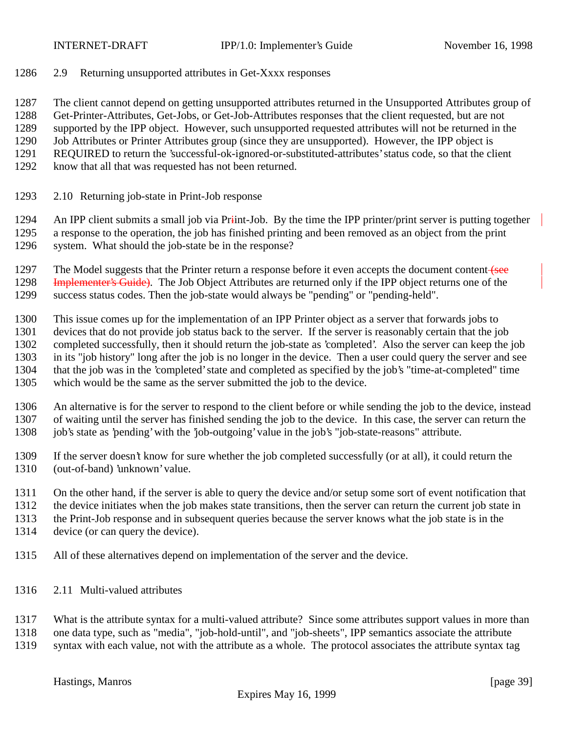## 2.9 Returning unsupported attributes in Get-Xxxx responses

The client cannot depend on getting unsupported attributes returned in the Unsupported Attributes group of Get-Printer-Attributes, Get-Jobs, or Get-Job-Attributes responses that the client requested, but are not supported by the IPP object. However, such unsupported requested attributes will not be returned in the Job Attributes or Printer Attributes group (since they are unsupported). However, the IPP object is REQUIRED to return the 'successful-ok-ignored-or-substituted-attributes' status code, so that the client know that all that was requested has not been returned.

## 2.10 Returning job-state in Print-Job response

An IPP client submits a small job via Print-Job. By the time the IPP printer/print server is putting together a response to the operation, the job has finished printing and been removed as an object from the print system. What should the job-state be in the response?

The Model suggests that the Printer return a response before it even accepts the document content. The Job Object Attributes are returned only if the IPP object returns one of the success status codes. Then the job-state would always be "pending" or "pending-held".

This issue comes up for the implementation of an IPP Printer object as a server that forwards jobs to devices that do not provide job status back to the server. If the server is reasonably certain that the job completed successfully, then it should return the job-state as 'completed'. Also the server can keep the job in its "job history" long after the job is no longer in the device. Then a user could query the server and see that the job was in the 'completed' state and completed as specified by the job's "time-at-completed" time which would be the same as the server submitted the job to the device.

An alternative is for the server to respond to the client before or while sending the job to the device, instead of waiting until the server has finished sending the job to the device. In this case, the server can return the job's state as 'pending' with the 'job-outgoing' value in the job's "job-state-reasons" attribute.

If the server doesn't know for sure whether the job completed successfully (or at all), it could return the (out-of-band) 'unknown' value.

On the other hand, if the server is able to query the device and/or setup some sort of event notification that the device initiates when the job makes state transitions, then the server can return the current job state in the Print-Job response and in subsequent queries because the server knows what the job state is in the device (or can query the device).

All of these alternatives depend on implementation of the server and the device.

## 2.11 Multi-valued attributes

What is the attribute syntax for a multi-valued attribute? Since some attributes support values in more than one data type, such as "media", "job-hold-until", and "job-sheets", IPP semantics associate the attribute syntax with each value, not with the attribute as a whole. The protocol associates the attribute syntax tag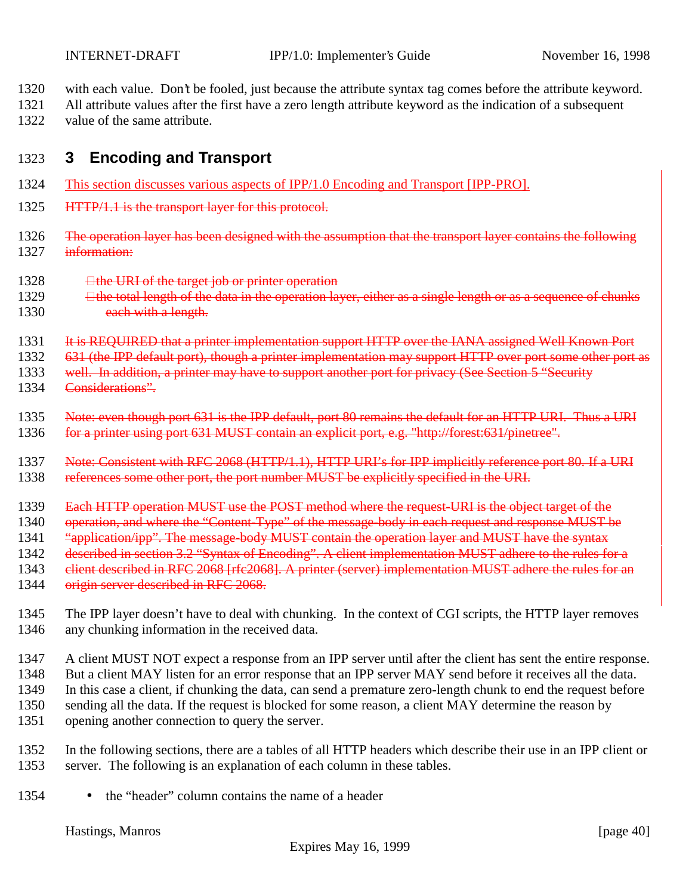with each value. Don't be fooled, just because the attribute syntax tag comes before the attribute keyword. All attribute values after the first have a zero length attribute keyword as the indication of a subsequent value of the same attribute.

# 3 Encoding and Transport

This section discusses various aspects of IPP/1.0 Encoding and Transport [IPP-PRO].

~~HTTP/1.1 is the transport layer for this protocol.~~

~~The operation layer has been designed with the assumption that the transport layer contains the following information:~~

- ~~the URI of the target job or printer operation~~
- ~~the total length of the data in the operation layer, either as a single length or as a sequence of chunks each with a length.~~

~~It is REQUIRED that a printer implementation support HTTP over the IANA assigned Well Known Port 631 (the IPP default port), though a printer implementation may support HTTP over port some other port as well. In addition, a printer may have to support another port for privacy (See Section 5 "Security Considerations".~~

~~Note: even though port 631 is the IPP default, port 80 remains the default for an HTTP URI. Thus a URI for a printer using port 631 MUST contain an explicit port, e.g. "http://forest:631/pinetree".~~

~~Note: Consistent with RFC 2068 (HTTP/1.1), HTTP URI's for IPP implicitly reference port 80. If a URI references some other port, the port number MUST be explicitly specified in the URI.~~

~~Each HTTP operation MUST use the POST method where the request-URI is the object target of the operation, and where the "Content-Type" of the message-body in each request and response MUST be "application/ipp". The message-body MUST contain the operation layer and MUST have the syntax described in section 3.2 "Syntax of Encoding". A client implementation MUST adhere to the rules for a client described in RFC 2068 [rfc2068]. A printer (server) implementation MUST adhere to the rules for an origin server described in RFC 2068.~~

The IPP layer doesn't have to deal with chunking. In the context of CGI scripts, the HTTP layer removes any chunking information in the received data.

A client MUST NOT expect a response from an IPP server until after the client has sent the entire response. But a client MAY listen for an error response that an IPP server MAY send before it receives all the data. In this case a client, if chunking the data, can send a premature zero-length chunk to end the request before sending all the data. If the request is blocked for some reason, a client MAY determine the reason by opening another connection to query the server.

In the following sections, there are a tables of all HTTP headers which describe their use in an IPP client or server. The following is an explanation of each column in these tables.

- the "header" column contains the name of a header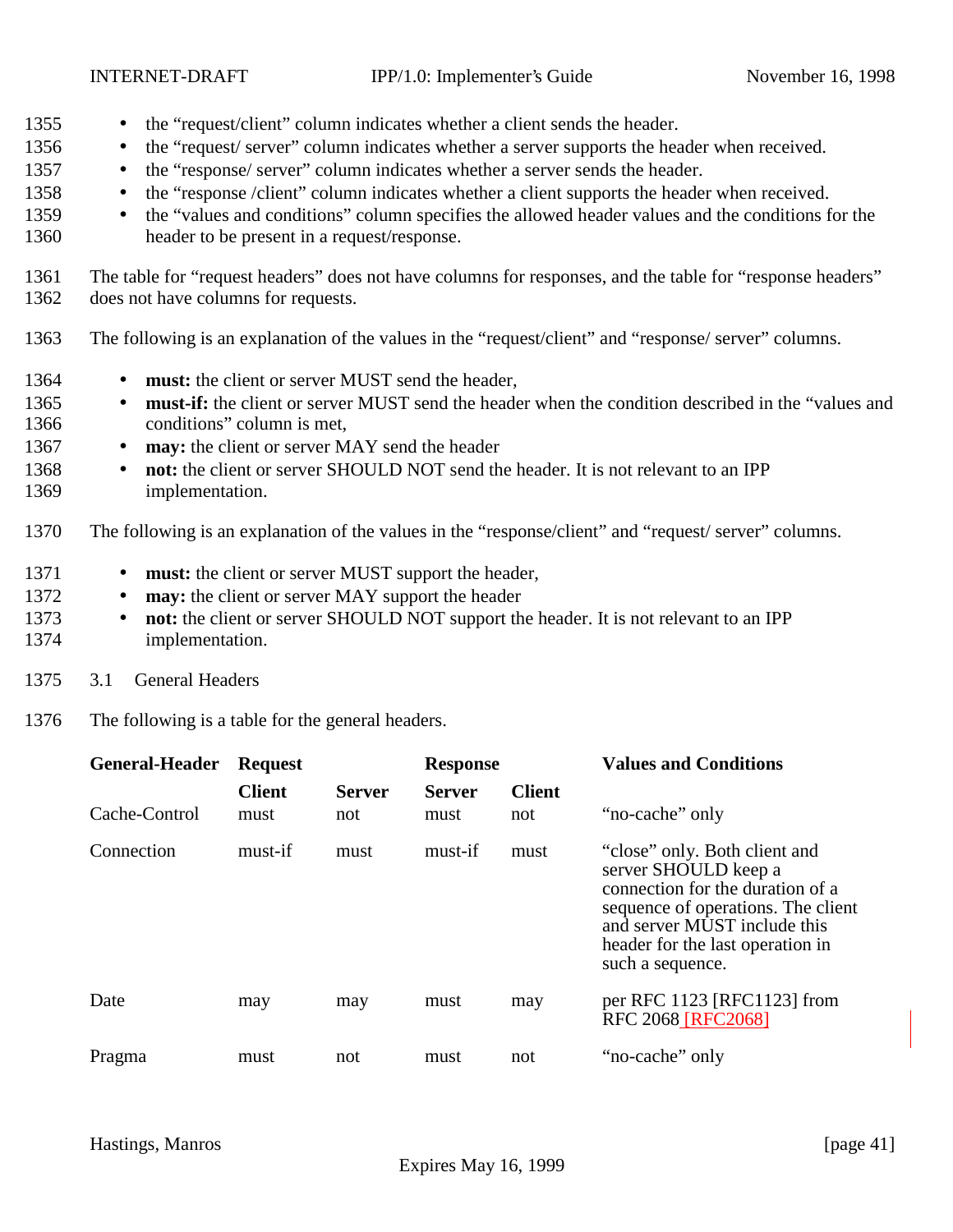- the "request/client" column indicates whether a client sends the header.
- the "request/ server" column indicates whether a server supports the header when received.
- the "response/ server" column indicates whether a server sends the header.
- the "response /client" column indicates whether a client supports the header when received.
- the "values and conditions" column specifies the allowed header values and the conditions for the header to be present in a request/response.

The table for "request headers" does not have columns for responses, and the table for "response headers" does not have columns for requests.

The following is an explanation of the values in the "request/client" and "response/ server" columns.

- **must:** the client or server MUST send the header,
- **must-if:** the client or server MUST send the header when the condition described in the "values and conditions" column is met,
- **may:** the client or server MAY send the header
- **not:** the client or server SHOULD NOT send the header. It is not relevant to an IPP implementation.

The following is an explanation of the values in the "response/client" and "request/ server" columns.

- **must:** the client or server MUST support the header,
- **may:** the client or server MAY support the header
- **not:** the client or server SHOULD NOT support the header. It is not relevant to an IPP implementation.

## 3.1 General Headers

The following is a table for the general headers.

| **General-Header** | **Request** | | **Response** | | **Values and Conditions** |
|---|---|---|---|---|---|
| | **Client** | **Server** | **Server** | **Client** | |
| Cache-Control | must | not | must | not | "no-cache" only |
| Connection | must-if | must | must-if | must | "close" only. Both client and server SHOULD keep a connection for the duration of a sequence of operations. The client and server MUST include this header for the last operation in such a sequence. |
| Date | may | may | must | may | per RFC 1123 [RFC1123] from RFC 2068 [RFC2068] |
| Pragma | must | not | must | not | "no-cache" only |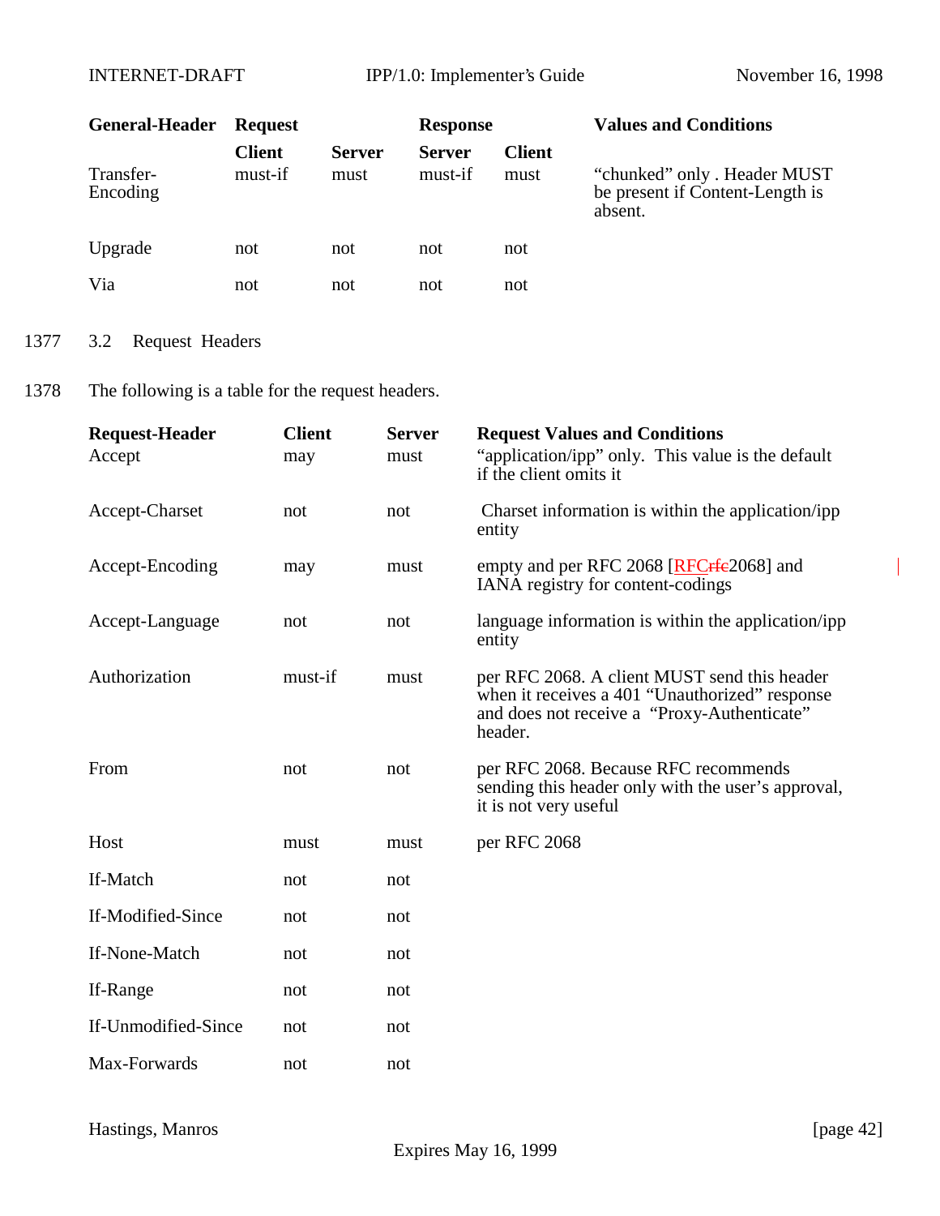| General-Header | Request | | Response | | Values and Conditions |
|---|---|---|---|---|---|
| | Client | Server | Server | Client | |
| Transfer-Encoding | must-if | must | must-if | must | "chunked" only . Header MUST be present if Content-Length is absent. |
| Upgrade | not | not | not | not | |
| Via | not | not | not | not | |

1377 3.2 Request Headers

1378 The following is a table for the request headers.

| Request-Header | Client | Server | Request Values and Conditions |
|---|---|---|---|
| Accept | may | must | "application/ipp" only. This value is the default if the client omits it |
| Accept-Charset | not | not | Charset information is within the application/ipp entity |
| Accept-Encoding | may | must | empty and per RFC 2068 [RFC~~rfc~~2068] and IANA registry for content-codings |
| Accept-Language | not | not | language information is within the application/ipp entity |
| Authorization | must-if | must | per RFC 2068. A client MUST send this header when it receives a 401 "Unauthorized" response and does not receive a "Proxy-Authenticate" header. |
| From | not | not | per RFC 2068. Because RFC recommends sending this header only with the user's approval, it is not very useful |
| Host | must | must | per RFC 2068 |
| If-Match | not | not | |
| If-Modified-Since | not | not | |
| If-None-Match | not | not | |
| If-Range | not | not | |
| If-Unmodified-Since | not | not | |
| Max-Forwards | not | not | |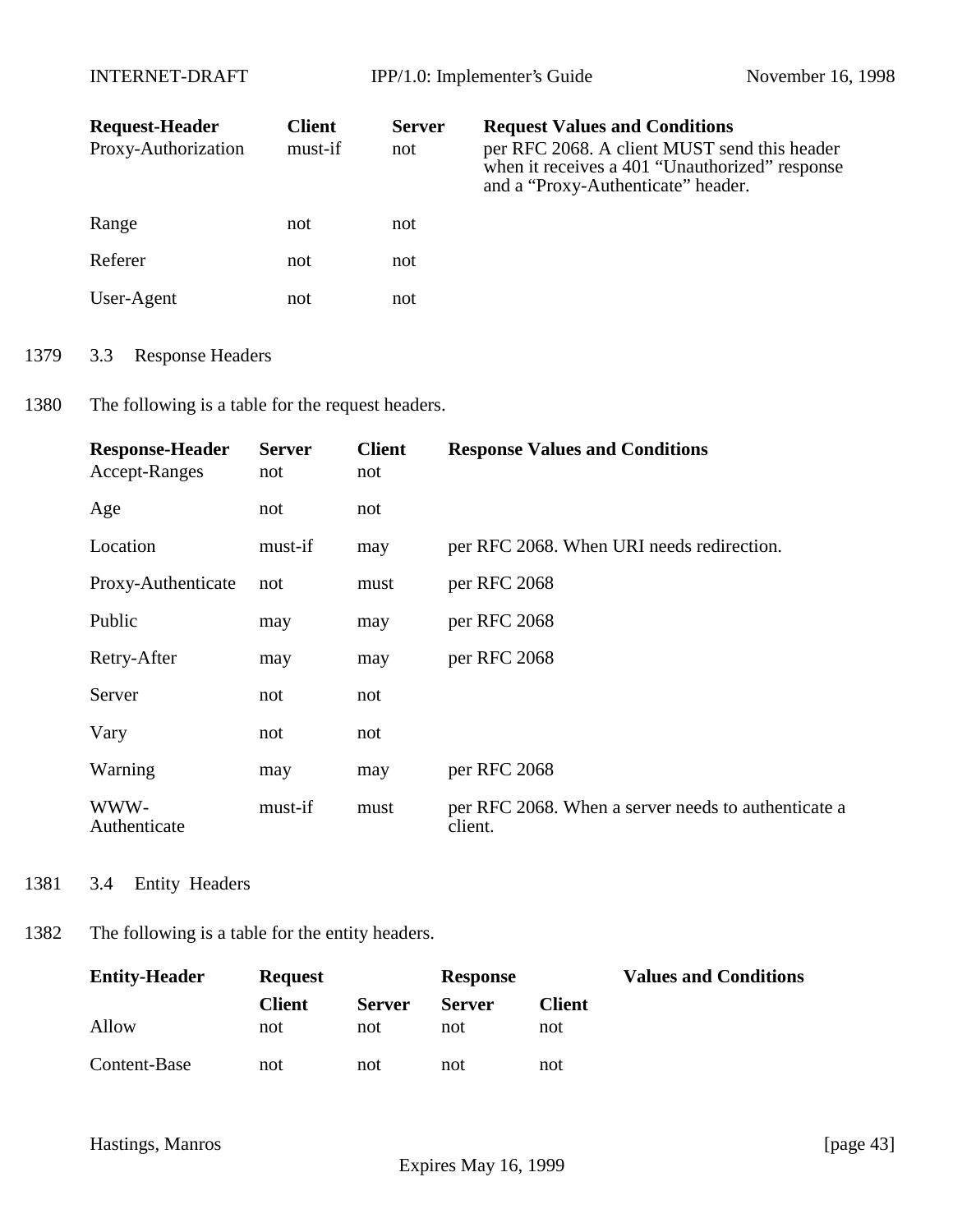| Request-Header | Client | Server | Request Values and Conditions |
|---|---|---|---|
| Proxy-Authorization | must-if | not | per RFC 2068. A client MUST send this header when it receives a 401 "Unauthorized" response and a "Proxy-Authenticate" header. |
| Range | not | not | |
| Referer | not | not | |
| User-Agent | not | not | |

1379 3.3 Response Headers

1380 The following is a table for the request headers.

| Response-Header | Server | Client | Response Values and Conditions |
|---|---|---|---|
| Accept-Ranges | not | not | |
| Age | not | not | |
| Location | must-if | may | per RFC 2068. When URI needs redirection. |
| Proxy-Authenticate | not | must | per RFC 2068 |
| Public | may | may | per RFC 2068 |
| Retry-After | may | may | per RFC 2068 |
| Server | not | not | |
| Vary | not | not | |
| Warning | may | may | per RFC 2068 |
| WWW-Authenticate | must-if | must | per RFC 2068. When a server needs to authenticate a client. |

1381 3.4 Entity Headers

1382 The following is a table for the entity headers.

| Entity-Header | Request | | Response | | Values and Conditions |
|---|---|---|---|---|---|
| | Client | Server | Server | Client | |
| Allow | not | not | not | not | |
| Content-Base | not | not | not | not | |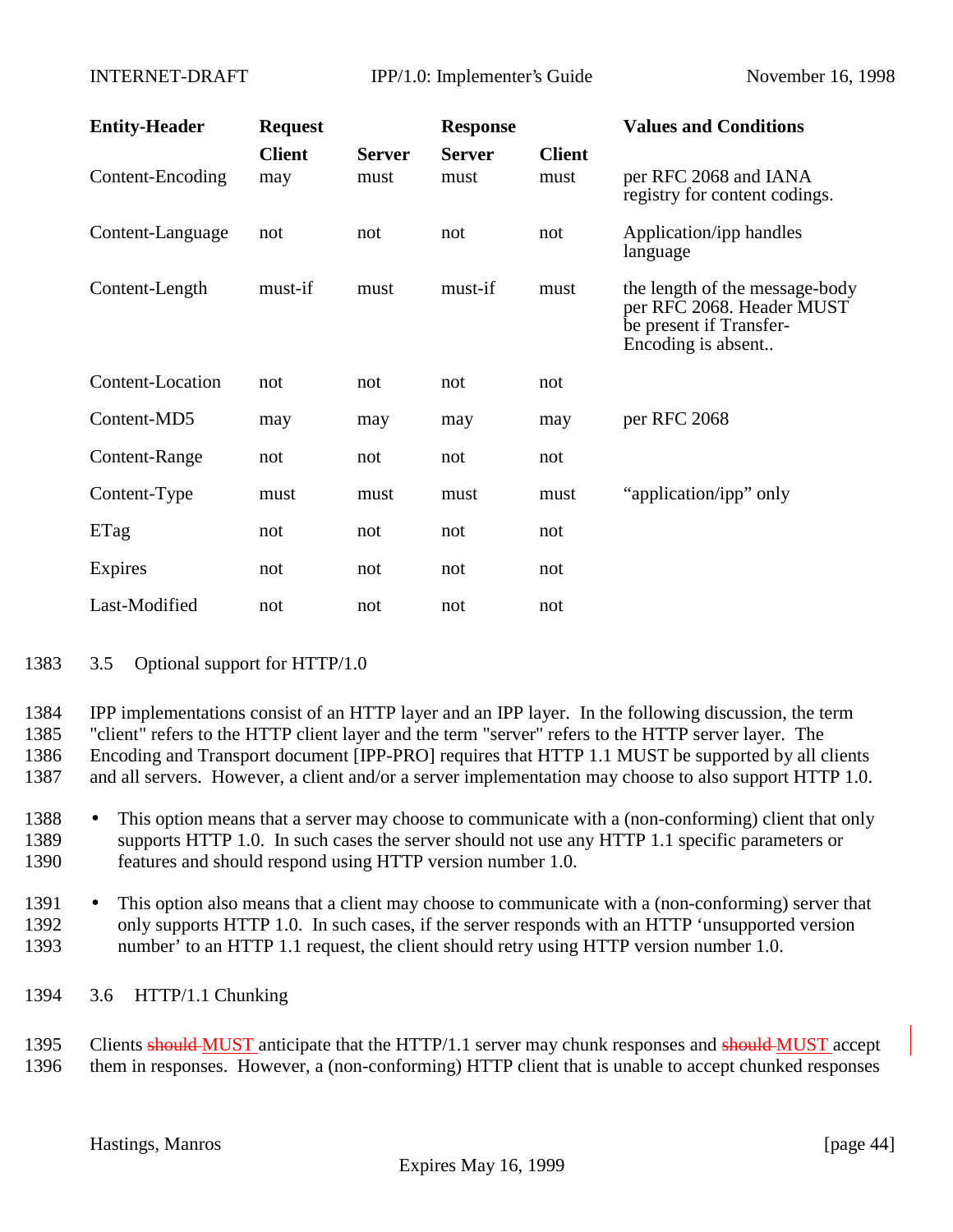| Entity-Header | Request | | Response | | Values and Conditions |
|---|---|---|---|---|---|
| | Client | Server | Server | Client | |
| Content-Encoding | may | must | must | must | per RFC 2068 and IANA registry for content codings. |
| Content-Language | not | not | not | not | Application/ipp handles language |
| Content-Length | must-if | must | must-if | must | the length of the message-body per RFC 2068. Header MUST be present if Transfer-Encoding is absent.. |
| Content-Location | not | not | not | not | |
| Content-MD5 | may | may | may | may | per RFC 2068 |
| Content-Range | not | not | not | not | |
| Content-Type | must | must | must | must | “application/ipp” only |
| ETag | not | not | not | not | |
| Expires | not | not | not | not | |
| Last-Modified | not | not | not | not | |

1383 3.5 Optional support for HTTP/1.0

1384 IPP implementations consist of an HTTP layer and an IPP layer. In the following discussion, the term
1385 "client" refers to the HTTP client layer and the term "server" refers to the HTTP server layer. The
1386 Encoding and Transport document [IPP-PRO] requires that HTTP 1.1 MUST be supported by all clients
1387 and all servers. However, a client and/or a server implementation may choose to also support HTTP 1.0.

1388 • This option means that a server may choose to communicate with a (non-conforming) client that only
1389 supports HTTP 1.0. In such cases the server should not use any HTTP 1.1 specific parameters or
1390 features and should respond using HTTP version number 1.0.

1391 • This option also means that a client may choose to communicate with a (non-conforming) server that
1392 only supports HTTP 1.0. In such cases, if the server responds with an HTTP ‘unsupported version
1393 number’ to an HTTP 1.1 request, the client should retry using HTTP version number 1.0.

1394 3.6 HTTP/1.1 Chunking

1395 Clients ~~should~~ MUST anticipate that the HTTP/1.1 server may chunk responses and ~~should~~ MUST accept
1396 them in responses. However, a (non-conforming) HTTP client that is unable to accept chunked responses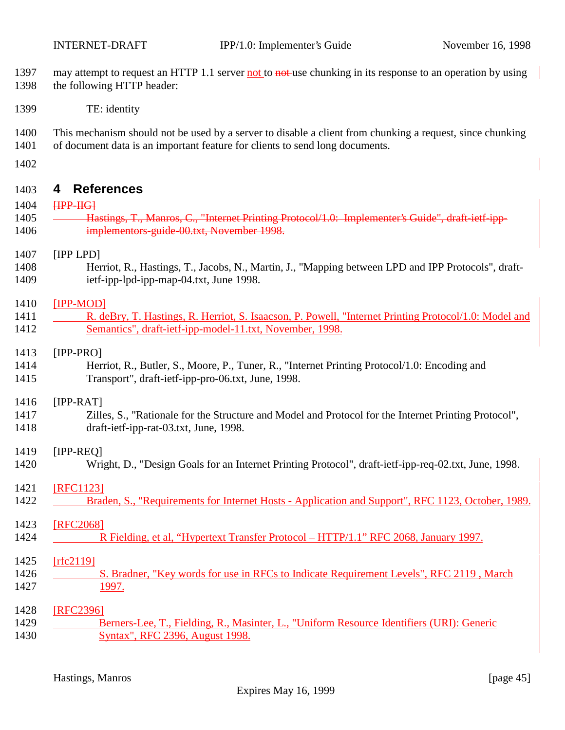may attempt to request an HTTP 1.1 server not to ~~not~~ use chunking in its response to an operation by using the following HTTP header:

```
TE: identity
```

This mechanism should not be used by a server to disable a client from chunking a request, since chunking of document data is an important feature for clients to send long documents.

# 4 References

~~[IPP-IIG]~~
~~Hastings, T., Manros, C., "Internet Printing Protocol/1.0: Implementer's Guide", draft-ietf-ipp-implementors-guide-00.txt, November 1998.~~

[IPP LPD]
Herriot, R., Hastings, T., Jacobs, N., Martin, J., "Mapping between LPD and IPP Protocols", draft-ietf-ipp-lpd-ipp-map-04.txt, June 1998.

[IPP-MOD]
R. deBry, T. Hastings, R. Herriot, S. Isaacson, P. Powell, "Internet Printing Protocol/1.0: Model and Semantics", draft-ietf-ipp-model-11.txt, November, 1998.

[IPP-PRO]
Herriot, R., Butler, S., Moore, P., Tuner, R., "Internet Printing Protocol/1.0: Encoding and Transport", draft-ietf-ipp-pro-06.txt, June, 1998.

[IPP-RAT]
Zilles, S., "Rationale for the Structure and Model and Protocol for the Internet Printing Protocol", draft-ietf-ipp-rat-03.txt, June, 1998.

[IPP-REQ]
Wright, D., "Design Goals for an Internet Printing Protocol", draft-ietf-ipp-req-02.txt, June, 1998.

[RFC1123]
Braden, S., "Requirements for Internet Hosts - Application and Support", RFC 1123, October, 1989.

[RFC2068]
R Fielding, et al, "Hypertext Transfer Protocol – HTTP/1.1" RFC 2068, January 1997.

[rfc2119]
S. Bradner, "Key words for use in RFCs to Indicate Requirement Levels", RFC 2119 , March 1997.

[RFC2396]
Berners-Lee, T., Fielding, R., Masinter, L., "Uniform Resource Identifiers (URI): Generic Syntax", RFC 2396, August 1998.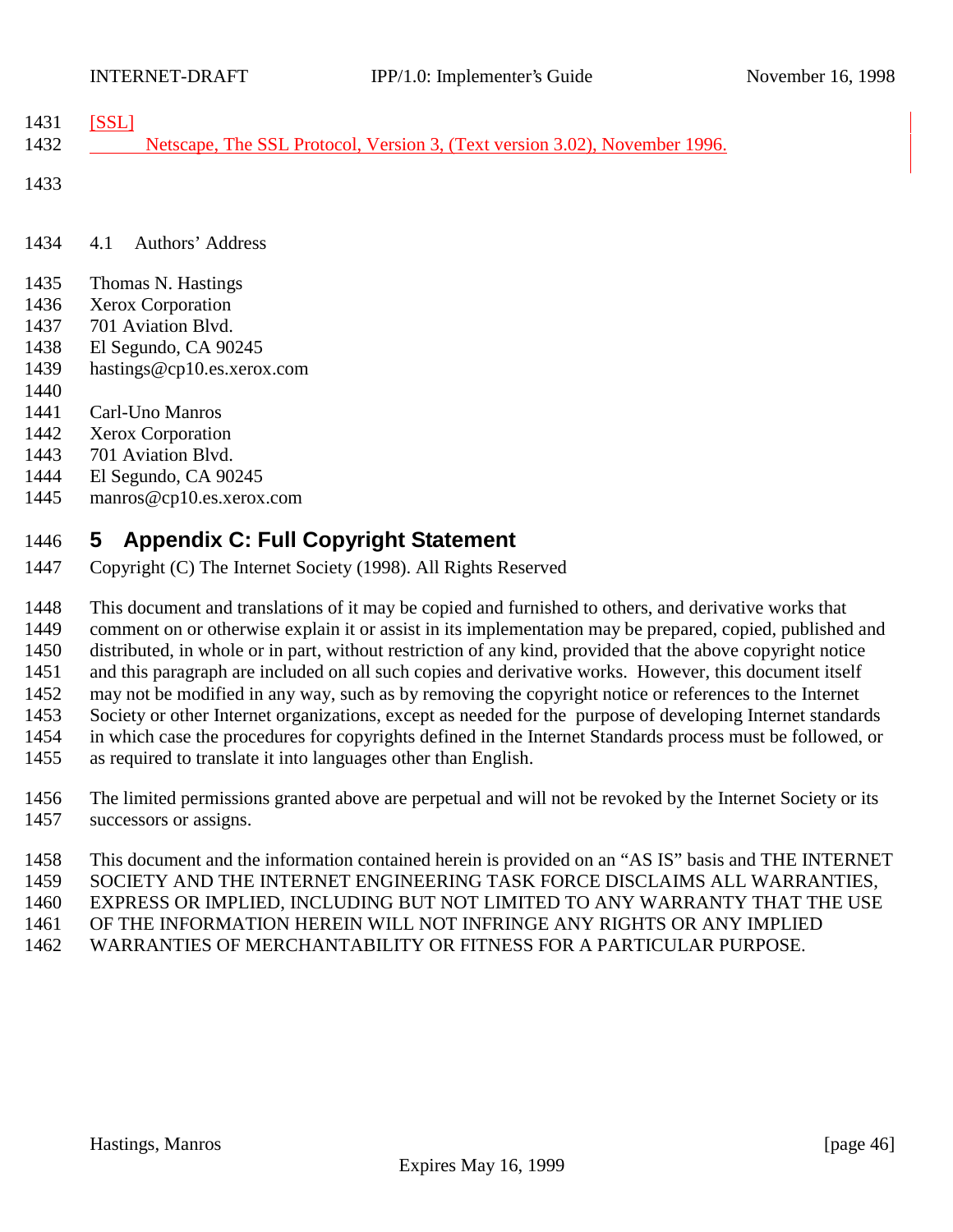[SSL]

Netscape, The SSL Protocol, Version 3, (Text version 3.02), November 1996.

### 4.1 Authors' Address

Thomas N. Hastings
Xerox Corporation
701 Aviation Blvd.
El Segundo, CA 90245
hastings@cp10.es.xerox.com

Carl-Uno Manros
Xerox Corporation
701 Aviation Blvd.
El Segundo, CA 90245
manros@cp10.es.xerox.com

# 5 Appendix C: Full Copyright Statement

Copyright (C) The Internet Society (1998). All Rights Reserved

This document and translations of it may be copied and furnished to others, and derivative works that comment on or otherwise explain it or assist in its implementation may be prepared, copied, published and distributed, in whole or in part, without restriction of any kind, provided that the above copyright notice and this paragraph are included on all such copies and derivative works. However, this document itself may not be modified in any way, such as by removing the copyright notice or references to the Internet Society or other Internet organizations, except as needed for the purpose of developing Internet standards in which case the procedures for copyrights defined in the Internet Standards process must be followed, or as required to translate it into languages other than English.

The limited permissions granted above are perpetual and will not be revoked by the Internet Society or its successors or assigns.

This document and the information contained herein is provided on an "AS IS" basis and THE INTERNET SOCIETY AND THE INTERNET ENGINEERING TASK FORCE DISCLAIMS ALL WARRANTIES, EXPRESS OR IMPLIED, INCLUDING BUT NOT LIMITED TO ANY WARRANTY THAT THE USE OF THE INFORMATION HEREIN WILL NOT INFRINGE ANY RIGHTS OR ANY IMPLIED WARRANTIES OF MERCHANTABILITY OR FITNESS FOR A PARTICULAR PURPOSE.